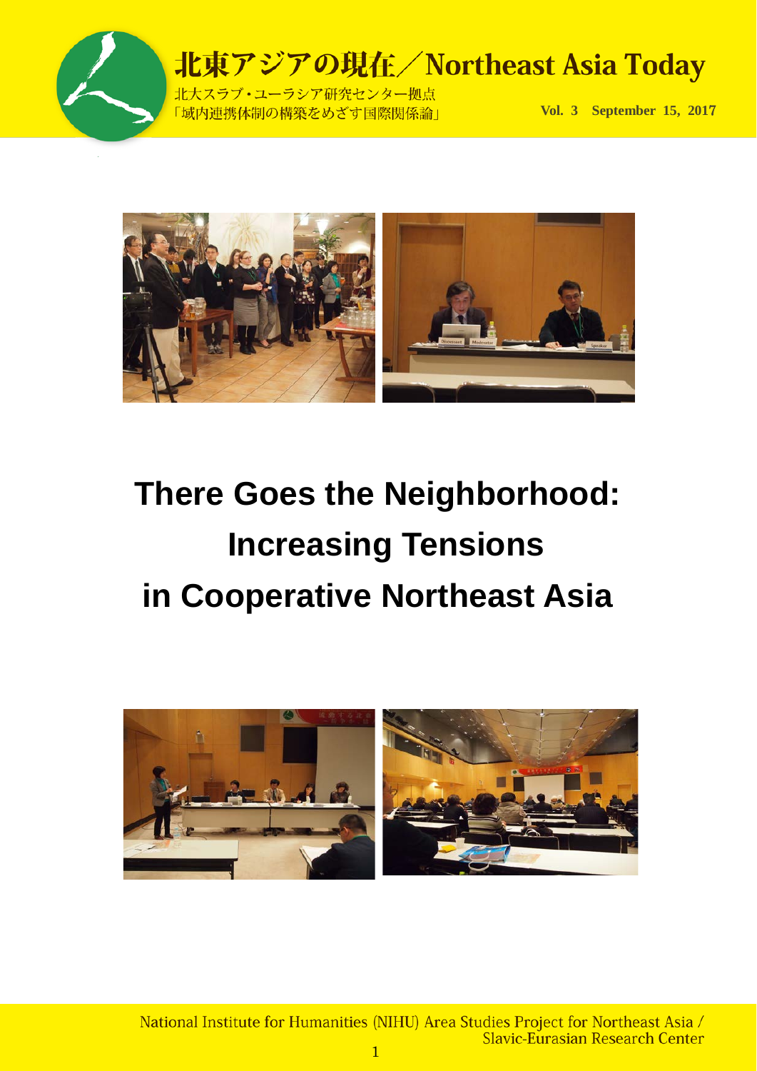# 北東アジアの現在／Northeast Asia Today

北大スラブ・ユーラシア研究センター拠点
「域内連携体制の構築をめざす国際関係論」

Vol. 3 September 15, 2017

# There Goes the Neighborhood: Increasing Tensions in Cooperative Northeast Asia

National Institute for Humanities (NIHU) Area Studies Project for Northeast Asia / Slavic-Eurasian Research Center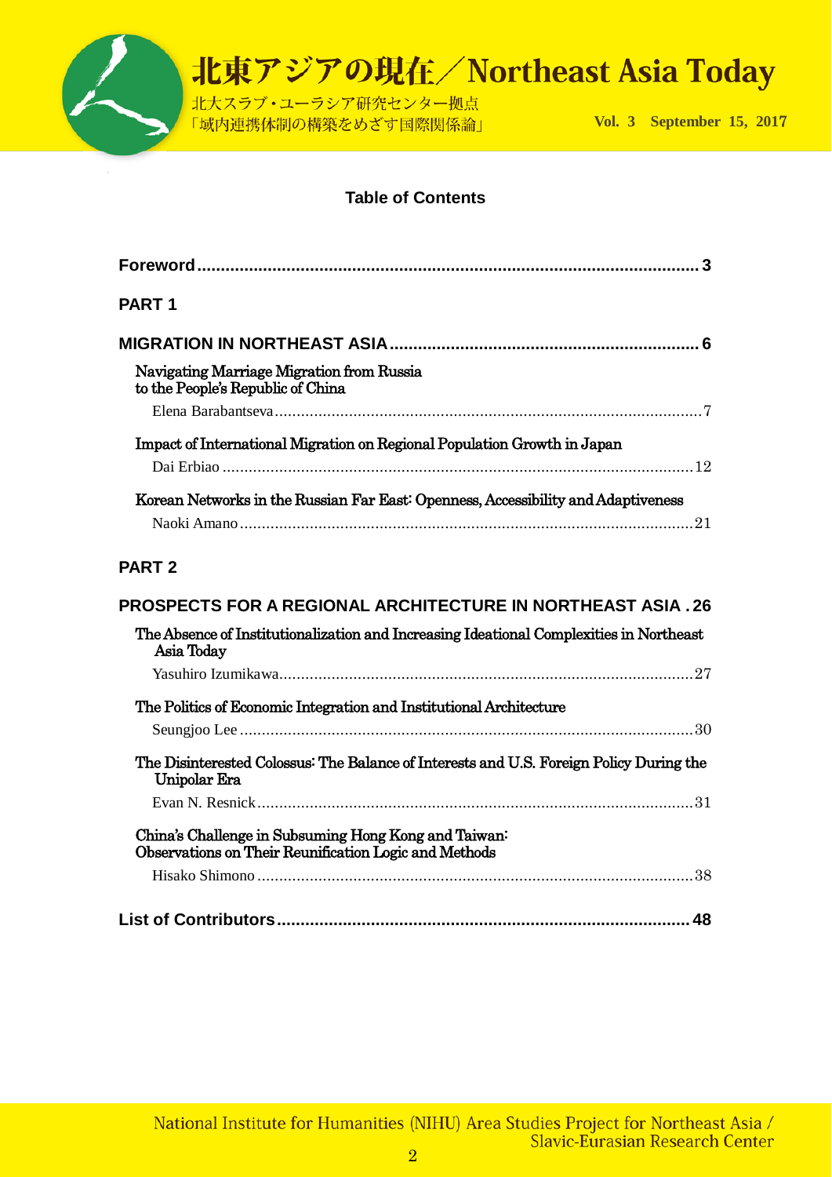## Table of Contents

**Foreword** ........ 3

**PART 1**

**MIGRATION IN NORTHEAST ASIA** ........ 6

Navigating Marriage Migration from Russia to the People's Republic of China
Elena Barabantseva ........ 7

Impact of International Migration on Regional Population Growth in Japan
Dai Erbiao ........ 12

Korean Networks in the Russian Far East: Openness, Accessibility and Adaptiveness
Naoki Amano ........ 21

**PART 2**

**PROSPECTS FOR A REGIONAL ARCHITECTURE IN NORTHEAST ASIA** ........ 26

The Absence of Institutionalization and Increasing Ideational Complexities in Northeast Asia Today
Yasuhiro Izumikawa ........ 27

The Politics of Economic Integration and Institutional Architecture
Seungjoo Lee ........ 30

The Disinterested Colossus: The Balance of Interests and U.S. Foreign Policy During the Unipolar Era
Evan N. Resnick ........ 31

China's Challenge in Subsuming Hong Kong and Taiwan: Observations on Their Reunification Logic and Methods
Hisako Shimono ........ 38

**List of Contributors** ........ 48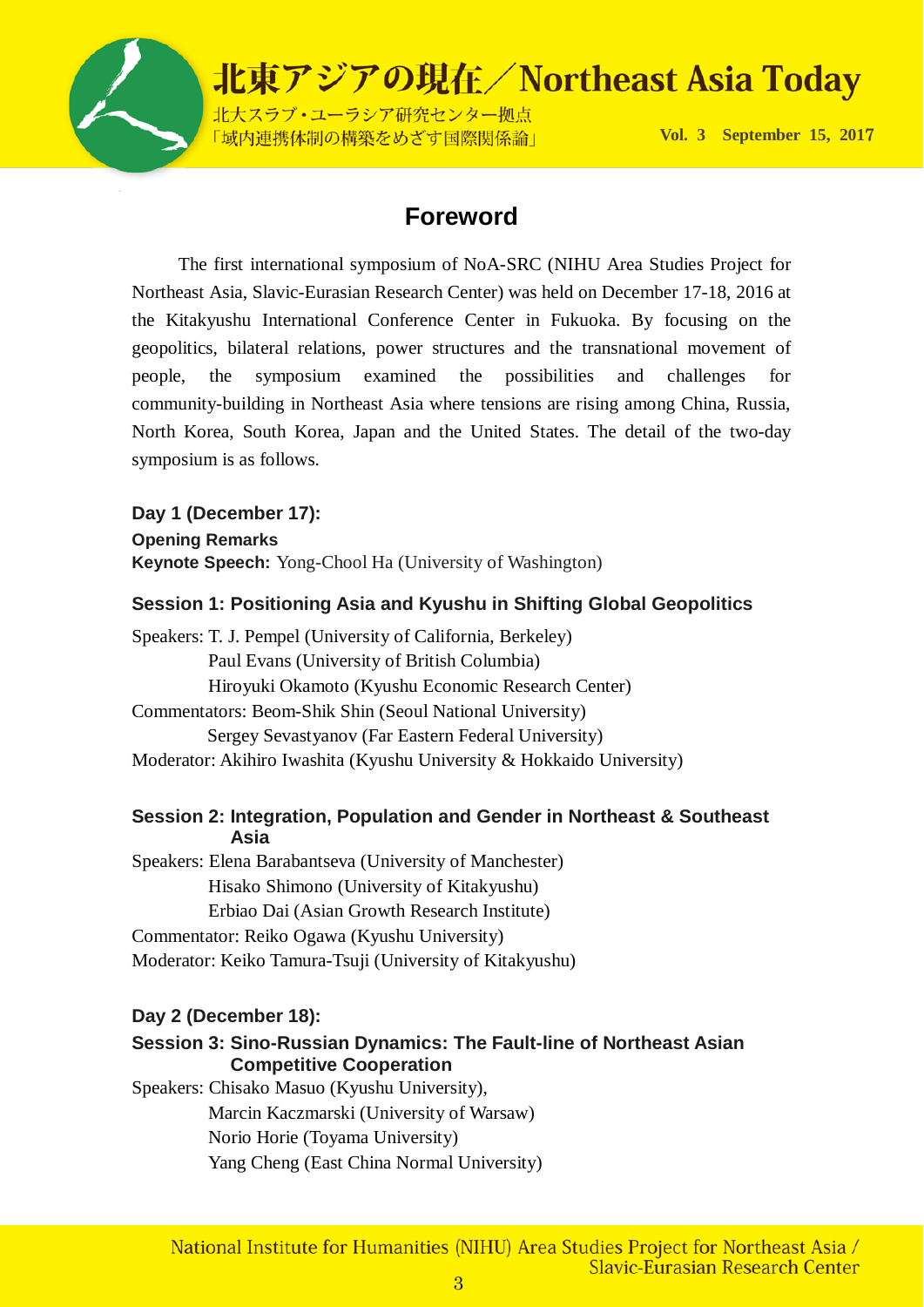## Foreword

The first international symposium of NoA-SRC (NIHU Area Studies Project for Northeast Asia, Slavic-Eurasian Research Center) was held on December 17-18, 2016 at the Kitakyushu International Conference Center in Fukuoka. By focusing on the geopolitics, bilateral relations, power structures and the transnational movement of people, the symposium examined the possibilities and challenges for community-building in Northeast Asia where tensions are rising among China, Russia, North Korea, South Korea, Japan and the United States. The detail of the two-day symposium is as follows.

**Day 1 (December 17):**

**Opening Remarks**

**Keynote Speech:** Yong-Chool Ha (University of Washington)

**Session 1: Positioning Asia and Kyushu in Shifting Global Geopolitics**

Speakers: T. J. Pempel (University of California, Berkeley)
Paul Evans (University of British Columbia)
Hiroyuki Okamoto (Kyushu Economic Research Center)
Commentators: Beom-Shik Shin (Seoul National University)
Sergey Sevastyanov (Far Eastern Federal University)
Moderator: Akihiro Iwashita (Kyushu University & Hokkaido University)

**Session 2: Integration, Population and Gender in Northeast & Southeast Asia**

Speakers: Elena Barabantseva (University of Manchester)
Hisako Shimono (University of Kitakyushu)
Erbiao Dai (Asian Growth Research Institute)
Commentator: Reiko Ogawa (Kyushu University)
Moderator: Keiko Tamura-Tsuji (University of Kitakyushu)

**Day 2 (December 18):**

**Session 3: Sino-Russian Dynamics: The Fault-line of Northeast Asian Competitive Cooperation**

Speakers: Chisako Masuo (Kyushu University),
Marcin Kaczmarski (University of Warsaw)
Norio Horie (Toyama University)
Yang Cheng (East China Normal University)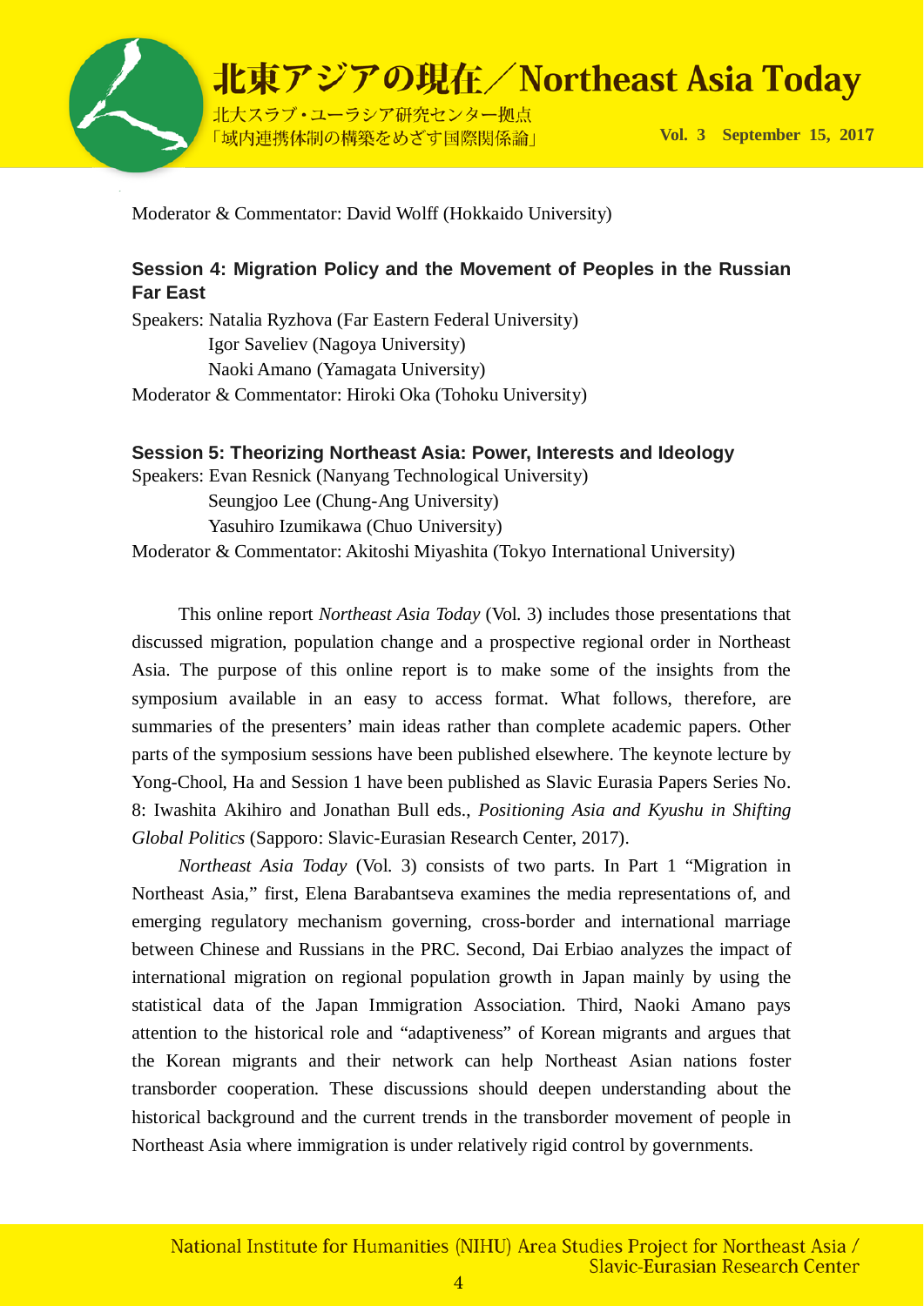Moderator & Commentator: David Wolff (Hokkaido University)

**Session 4: Migration Policy and the Movement of Peoples in the Russian Far East**

Speakers: Natalia Ryzhova (Far Eastern Federal University)
Igor Saveliev (Nagoya University)
Naoki Amano (Yamagata University)
Moderator & Commentator: Hiroki Oka (Tohoku University)

**Session 5: Theorizing Northeast Asia: Power, Interests and Ideology**

Speakers: Evan Resnick (Nanyang Technological University)
Seungjoo Lee (Chung-Ang University)
Yasuhiro Izumikawa (Chuo University)
Moderator & Commentator: Akitoshi Miyashita (Tokyo International University)

This online report *Northeast Asia Today* (Vol. 3) includes those presentations that discussed migration, population change and a prospective regional order in Northeast Asia. The purpose of this online report is to make some of the insights from the symposium available in an easy to access format. What follows, therefore, are summaries of the presenters' main ideas rather than complete academic papers. Other parts of the symposium sessions have been published elsewhere. The keynote lecture by Yong-Chool, Ha and Session 1 have been published as Slavic Eurasia Papers Series No. 8: Iwashita Akihiro and Jonathan Bull eds., *Positioning Asia and Kyushu in Shifting Global Politics* (Sapporo: Slavic-Eurasian Research Center, 2017).

*Northeast Asia Today* (Vol. 3) consists of two parts. In Part 1 "Migration in Northeast Asia," first, Elena Barabantseva examines the media representations of, and emerging regulatory mechanism governing, cross-border and international marriage between Chinese and Russians in the PRC. Second, Dai Erbiao analyzes the impact of international migration on regional population growth in Japan mainly by using the statistical data of the Japan Immigration Association. Third, Naoki Amano pays attention to the historical role and "adaptiveness" of Korean migrants and argues that the Korean migrants and their network can help Northeast Asian nations foster transborder cooperation. These discussions should deepen understanding about the historical background and the current trends in the transborder movement of people in Northeast Asia where immigration is under relatively rigid control by governments.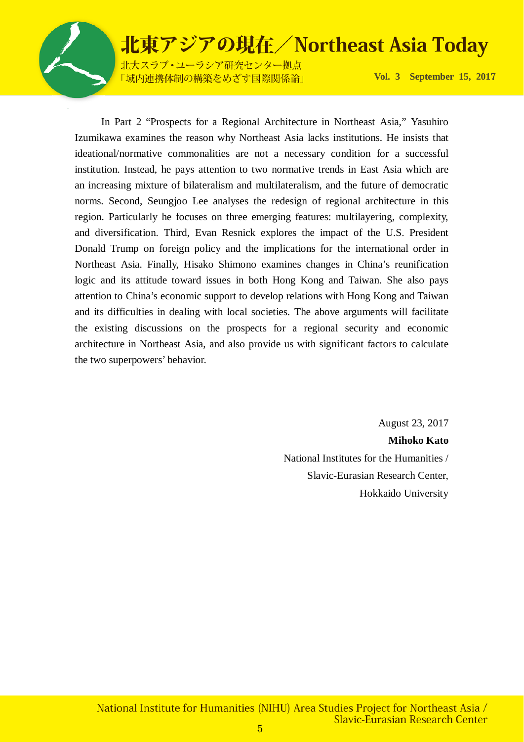In Part 2 “Prospects for a Regional Architecture in Northeast Asia,” Yasuhiro Izumikawa examines the reason why Northeast Asia lacks institutions. He insists that ideational/normative commonalities are not a necessary condition for a successful institution. Instead, he pays attention to two normative trends in East Asia which are an increasing mixture of bilateralism and multilateralism, and the future of democratic norms. Second, Seungjoo Lee analyses the redesign of regional architecture in this region. Particularly he focuses on three emerging features: multilayering, complexity, and diversification. Third, Evan Resnick explores the impact of the U.S. President Donald Trump on foreign policy and the implications for the international order in Northeast Asia. Finally, Hisako Shimono examines changes in China’s reunification logic and its attitude toward issues in both Hong Kong and Taiwan. She also pays attention to China’s economic support to develop relations with Hong Kong and Taiwan and its difficulties in dealing with local societies. The above arguments will facilitate the existing discussions on the prospects for a regional security and economic architecture in Northeast Asia, and also provide us with significant factors to calculate the two superpowers’ behavior.

August 23, 2017

**Mihoko Kato**

National Institutes for the Humanities /
Slavic-Eurasian Research Center,
Hokkaido University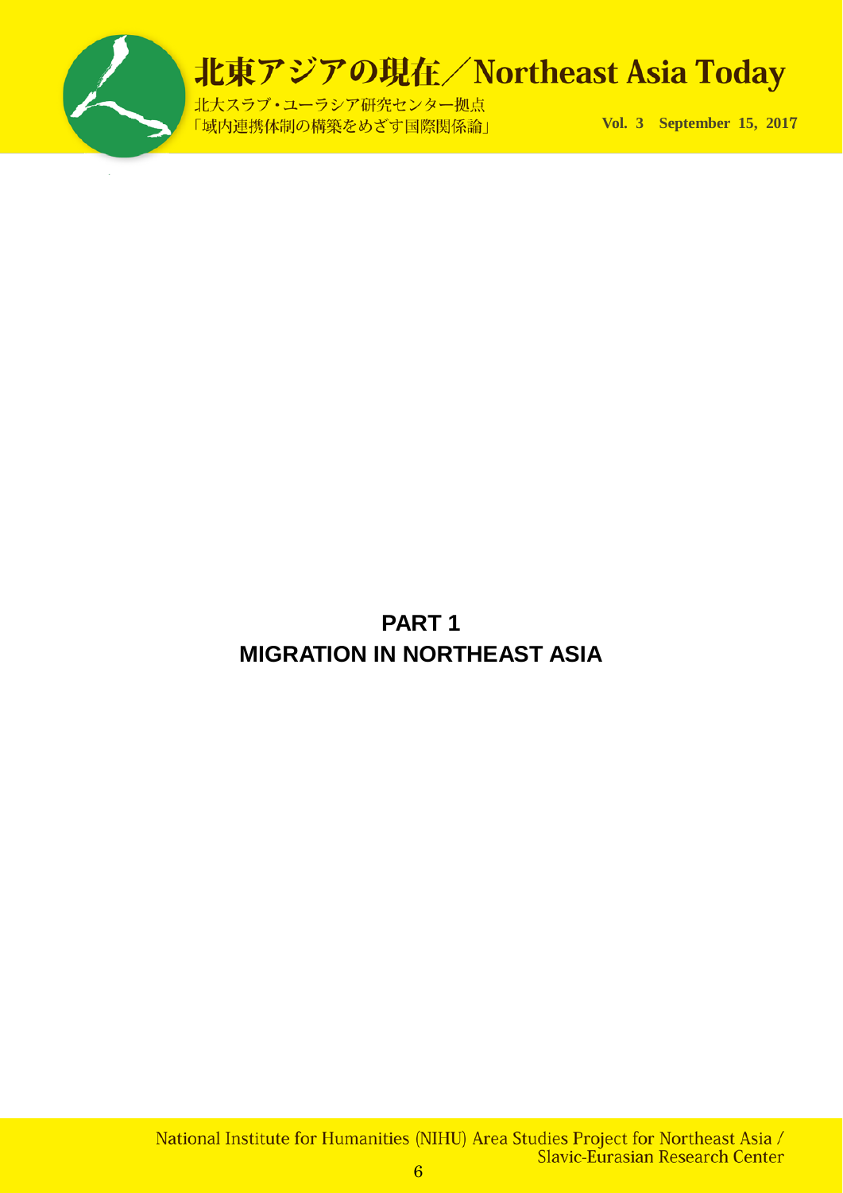# PART 1
# MIGRATION IN NORTHEAST ASIA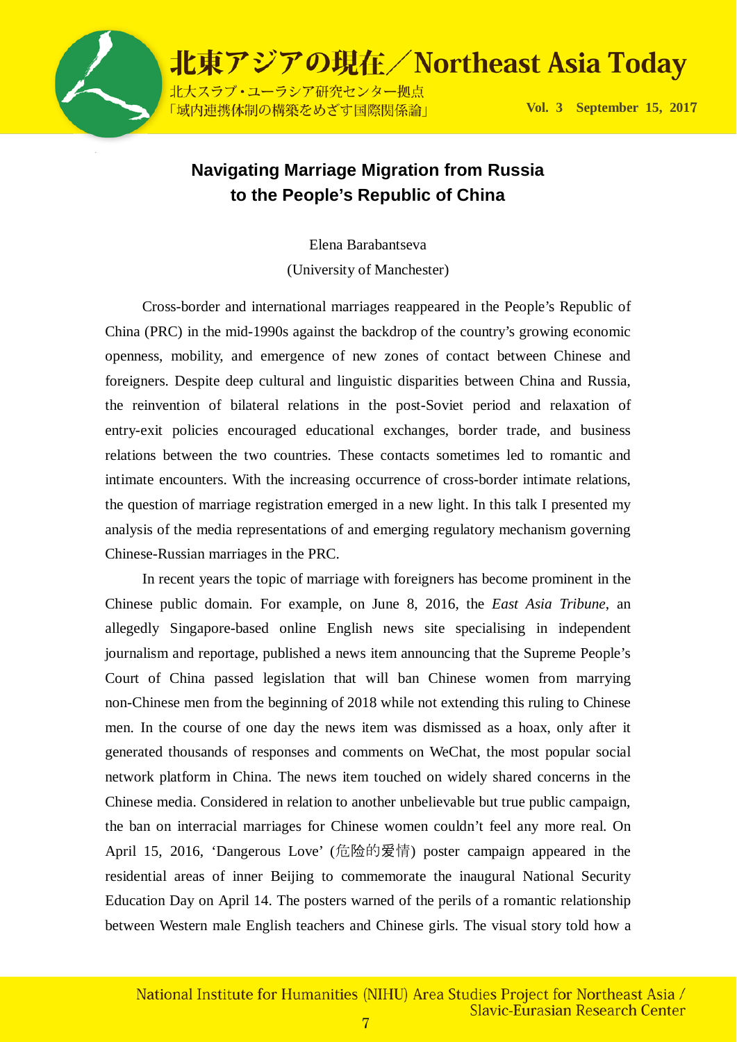## Navigating Marriage Migration from Russia to the People's Republic of China

Elena Barabantseva
(University of Manchester)

Cross-border and international marriages reappeared in the People's Republic of China (PRC) in the mid-1990s against the backdrop of the country's growing economic openness, mobility, and emergence of new zones of contact between Chinese and foreigners. Despite deep cultural and linguistic disparities between China and Russia, the reinvention of bilateral relations in the post-Soviet period and relaxation of entry-exit policies encouraged educational exchanges, border trade, and business relations between the two countries. These contacts sometimes led to romantic and intimate encounters. With the increasing occurrence of cross-border intimate relations, the question of marriage registration emerged in a new light. In this talk I presented my analysis of the media representations of and emerging regulatory mechanism governing Chinese-Russian marriages in the PRC.

In recent years the topic of marriage with foreigners has become prominent in the Chinese public domain. For example, on June 8, 2016, the *East Asia Tribune*, an allegedly Singapore-based online English news site specialising in independent journalism and reportage, published a news item announcing that the Supreme People's Court of China passed legislation that will ban Chinese women from marrying non-Chinese men from the beginning of 2018 while not extending this ruling to Chinese men. In the course of one day the news item was dismissed as a hoax, only after it generated thousands of responses and comments on WeChat, the most popular social network platform in China. The news item touched on widely shared concerns in the Chinese media. Considered in relation to another unbelievable but true public campaign, the ban on interracial marriages for Chinese women couldn't feel any more real. On April 15, 2016, 'Dangerous Love' (危险的爱情) poster campaign appeared in the residential areas of inner Beijing to commemorate the inaugural National Security Education Day on April 14. The posters warned of the perils of a romantic relationship between Western male English teachers and Chinese girls. The visual story told how a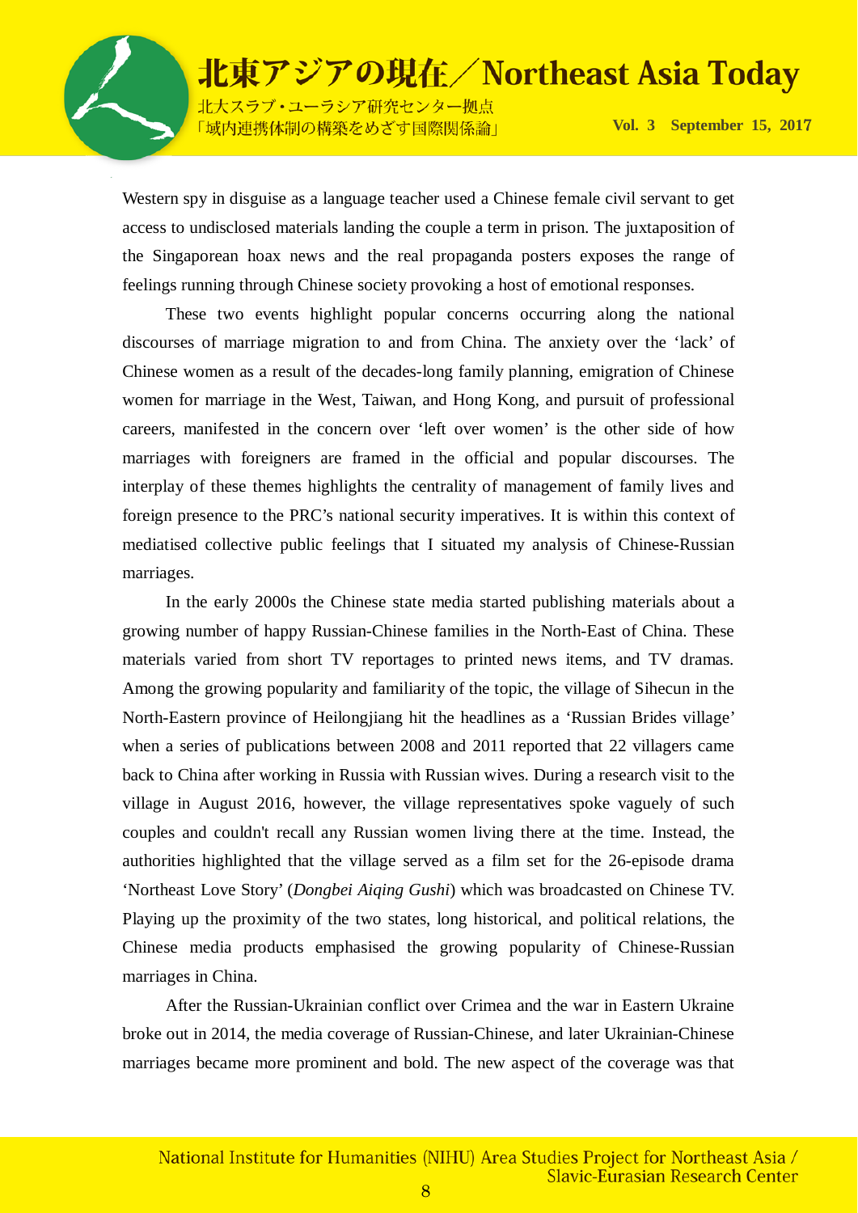Western spy in disguise as a language teacher used a Chinese female civil servant to get access to undisclosed materials landing the couple a term in prison. The juxtaposition of the Singaporean hoax news and the real propaganda posters exposes the range of feelings running through Chinese society provoking a host of emotional responses.

These two events highlight popular concerns occurring along the national discourses of marriage migration to and from China. The anxiety over the 'lack' of Chinese women as a result of the decades-long family planning, emigration of Chinese women for marriage in the West, Taiwan, and Hong Kong, and pursuit of professional careers, manifested in the concern over 'left over women' is the other side of how marriages with foreigners are framed in the official and popular discourses. The interplay of these themes highlights the centrality of management of family lives and foreign presence to the PRC's national security imperatives. It is within this context of mediatised collective public feelings that I situated my analysis of Chinese-Russian marriages.

In the early 2000s the Chinese state media started publishing materials about a growing number of happy Russian-Chinese families in the North-East of China. These materials varied from short TV reportages to printed news items, and TV dramas. Among the growing popularity and familiarity of the topic, the village of Sihecun in the North-Eastern province of Heilongjiang hit the headlines as a 'Russian Brides village' when a series of publications between 2008 and 2011 reported that 22 villagers came back to China after working in Russia with Russian wives. During a research visit to the village in August 2016, however, the village representatives spoke vaguely of such couples and couldn't recall any Russian women living there at the time. Instead, the authorities highlighted that the village served as a film set for the 26-episode drama 'Northeast Love Story' (*Dongbei Aiqing Gushi*) which was broadcasted on Chinese TV. Playing up the proximity of the two states, long historical, and political relations, the Chinese media products emphasised the growing popularity of Chinese-Russian marriages in China.

After the Russian-Ukrainian conflict over Crimea and the war in Eastern Ukraine broke out in 2014, the media coverage of Russian-Chinese, and later Ukrainian-Chinese marriages became more prominent and bold. The new aspect of the coverage was that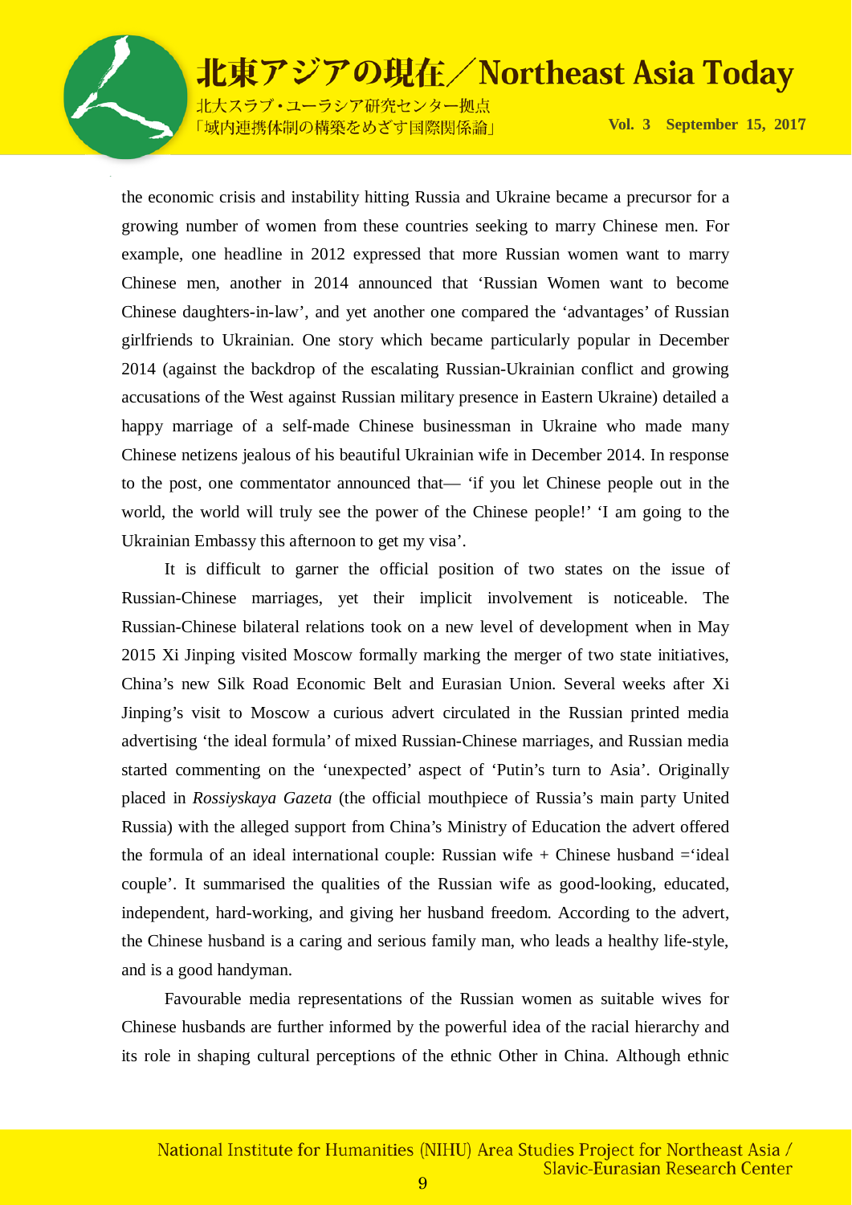the economic crisis and instability hitting Russia and Ukraine became a precursor for a growing number of women from these countries seeking to marry Chinese men. For example, one headline in 2012 expressed that more Russian women want to marry Chinese men, another in 2014 announced that 'Russian Women want to become Chinese daughters-in-law', and yet another one compared the 'advantages' of Russian girlfriends to Ukrainian. One story which became particularly popular in December 2014 (against the backdrop of the escalating Russian-Ukrainian conflict and growing accusations of the West against Russian military presence in Eastern Ukraine) detailed a happy marriage of a self-made Chinese businessman in Ukraine who made many Chinese netizens jealous of his beautiful Ukrainian wife in December 2014. In response to the post, one commentator announced that— 'if you let Chinese people out in the world, the world will truly see the power of the Chinese people!' 'I am going to the Ukrainian Embassy this afternoon to get my visa'.

It is difficult to garner the official position of two states on the issue of Russian-Chinese marriages, yet their implicit involvement is noticeable. The Russian-Chinese bilateral relations took on a new level of development when in May 2015 Xi Jinping visited Moscow formally marking the merger of two state initiatives, China's new Silk Road Economic Belt and Eurasian Union. Several weeks after Xi Jinping's visit to Moscow a curious advert circulated in the Russian printed media advertising 'the ideal formula' of mixed Russian-Chinese marriages, and Russian media started commenting on the 'unexpected' aspect of 'Putin's turn to Asia'. Originally placed in *Rossiyskaya Gazeta* (the official mouthpiece of Russia's main party United Russia) with the alleged support from China's Ministry of Education the advert offered the formula of an ideal international couple: Russian wife + Chinese husband ='ideal couple'. It summarised the qualities of the Russian wife as good-looking, educated, independent, hard-working, and giving her husband freedom. According to the advert, the Chinese husband is a caring and serious family man, who leads a healthy life-style, and is a good handyman.

Favourable media representations of the Russian women as suitable wives for Chinese husbands are further informed by the powerful idea of the racial hierarchy and its role in shaping cultural perceptions of the ethnic Other in China. Although ethnic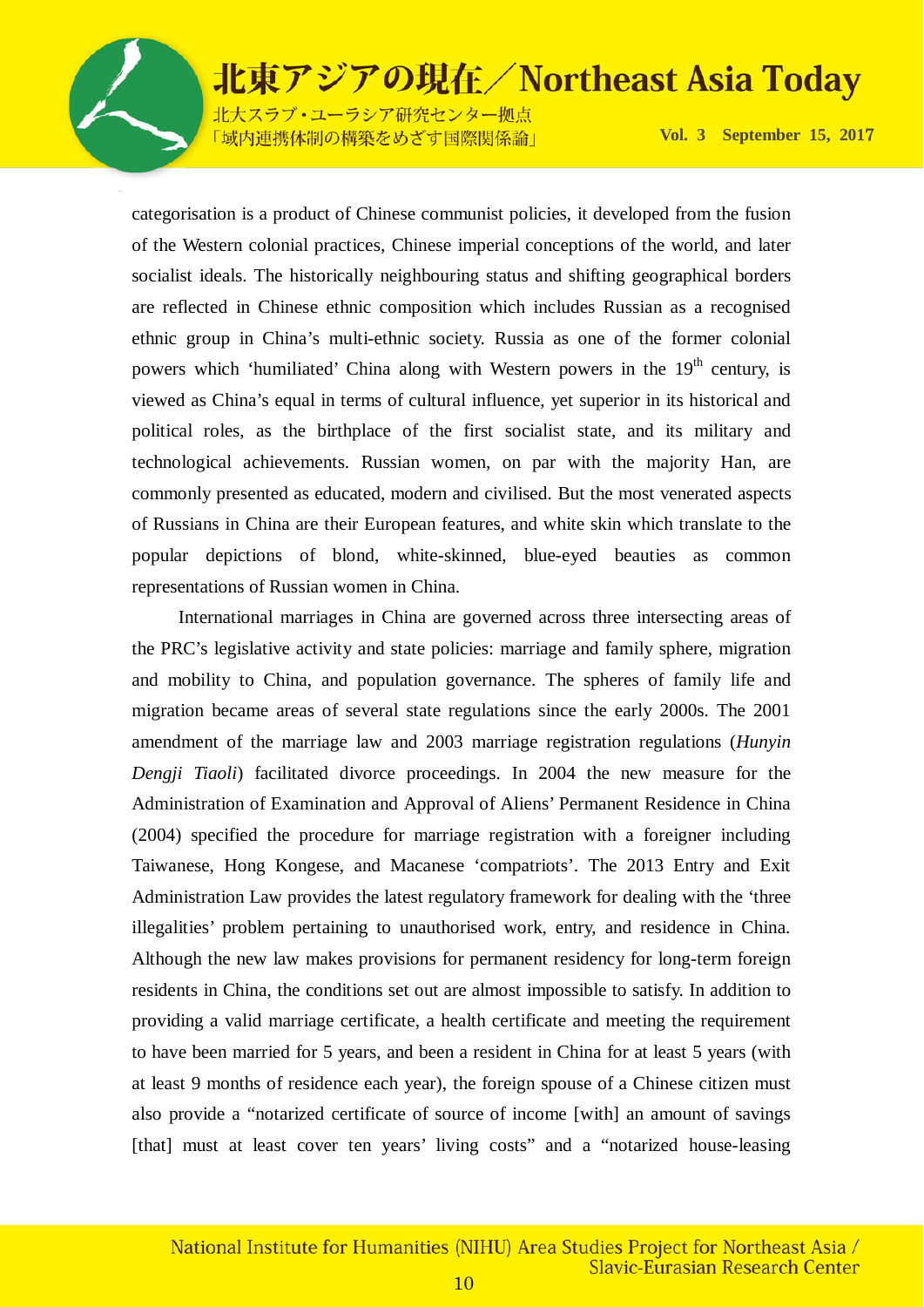categorisation is a product of Chinese communist policies, it developed from the fusion of the Western colonial practices, Chinese imperial conceptions of the world, and later socialist ideals. The historically neighbouring status and shifting geographical borders are reflected in Chinese ethnic composition which includes Russian as a recognised ethnic group in China's multi-ethnic society. Russia as one of the former colonial powers which 'humiliated' China along with Western powers in the 19th century, is viewed as China's equal in terms of cultural influence, yet superior in its historical and political roles, as the birthplace of the first socialist state, and its military and technological achievements. Russian women, on par with the majority Han, are commonly presented as educated, modern and civilised. But the most venerated aspects of Russians in China are their European features, and white skin which translate to the popular depictions of blond, white-skinned, blue-eyed beauties as common representations of Russian women in China.

International marriages in China are governed across three intersecting areas of the PRC's legislative activity and state policies: marriage and family sphere, migration and mobility to China, and population governance. The spheres of family life and migration became areas of several state regulations since the early 2000s. The 2001 amendment of the marriage law and 2003 marriage registration regulations (*Hunyin Dengji Tiaoli*) facilitated divorce proceedings. In 2004 the new measure for the Administration of Examination and Approval of Aliens' Permanent Residence in China (2004) specified the procedure for marriage registration with a foreigner including Taiwanese, Hong Kongese, and Macanese 'compatriots'. The 2013 Entry and Exit Administration Law provides the latest regulatory framework for dealing with the 'three illegalities' problem pertaining to unauthorised work, entry, and residence in China. Although the new law makes provisions for permanent residency for long-term foreign residents in China, the conditions set out are almost impossible to satisfy. In addition to providing a valid marriage certificate, a health certificate and meeting the requirement to have been married for 5 years, and been a resident in China for at least 5 years (with at least 9 months of residence each year), the foreign spouse of a Chinese citizen must also provide a "notarized certificate of source of income [with] an amount of savings [that] must at least cover ten years' living costs" and a "notarized house-leasing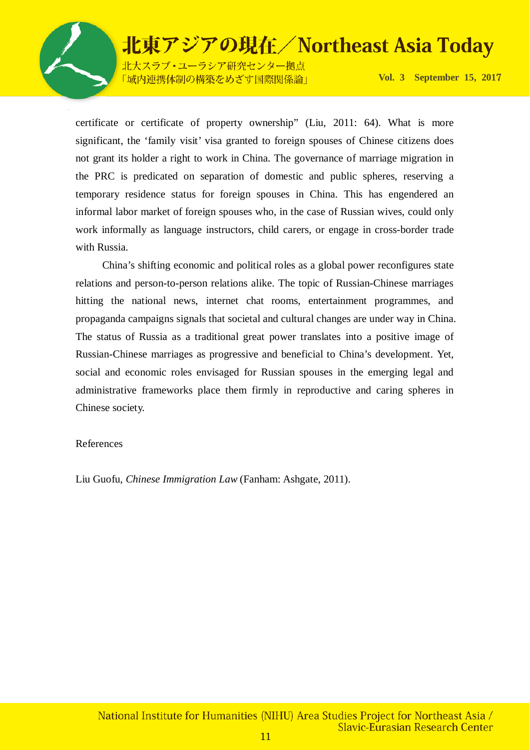certificate or certificate of property ownership" (Liu, 2011: 64). What is more significant, the 'family visit' visa granted to foreign spouses of Chinese citizens does not grant its holder a right to work in China. The governance of marriage migration in the PRC is predicated on separation of domestic and public spheres, reserving a temporary residence status for foreign spouses in China. This has engendered an informal labor market of foreign spouses who, in the case of Russian wives, could only work informally as language instructors, child carers, or engage in cross-border trade with Russia.

China's shifting economic and political roles as a global power reconfigures state relations and person-to-person relations alike. The topic of Russian-Chinese marriages hitting the national news, internet chat rooms, entertainment programmes, and propaganda campaigns signals that societal and cultural changes are under way in China. The status of Russia as a traditional great power translates into a positive image of Russian-Chinese marriages as progressive and beneficial to China's development. Yet, social and economic roles envisaged for Russian spouses in the emerging legal and administrative frameworks place them firmly in reproductive and caring spheres in Chinese society.

References

Liu Guofu, *Chinese Immigration Law* (Fanham: Ashgate, 2011).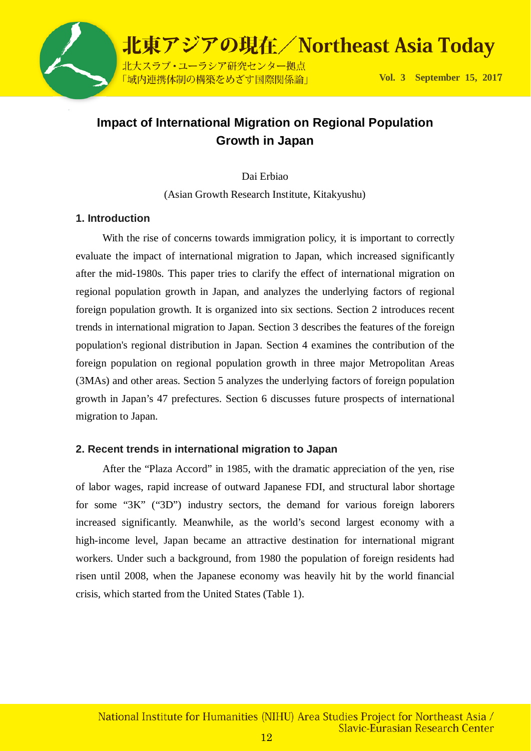# Impact of International Migration on Regional Population Growth in Japan

Dai Erbiao

(Asian Growth Research Institute, Kitakyushu)

## 1. Introduction

With the rise of concerns towards immigration policy, it is important to correctly evaluate the impact of international migration to Japan, which increased significantly after the mid-1980s. This paper tries to clarify the effect of international migration on regional population growth in Japan, and analyzes the underlying factors of regional foreign population growth. It is organized into six sections. Section 2 introduces recent trends in international migration to Japan. Section 3 describes the features of the foreign population's regional distribution in Japan. Section 4 examines the contribution of the foreign population on regional population growth in three major Metropolitan Areas (3MAs) and other areas. Section 5 analyzes the underlying factors of foreign population growth in Japan's 47 prefectures. Section 6 discusses future prospects of international migration to Japan.

## 2. Recent trends in international migration to Japan

After the "Plaza Accord" in 1985, with the dramatic appreciation of the yen, rise of labor wages, rapid increase of outward Japanese FDI, and structural labor shortage for some "3K" ("3D") industry sectors, the demand for various foreign laborers increased significantly. Meanwhile, as the world's second largest economy with a high-income level, Japan became an attractive destination for international migrant workers. Under such a background, from 1980 the population of foreign residents had risen until 2008, when the Japanese economy was heavily hit by the world financial crisis, which started from the United States (Table 1).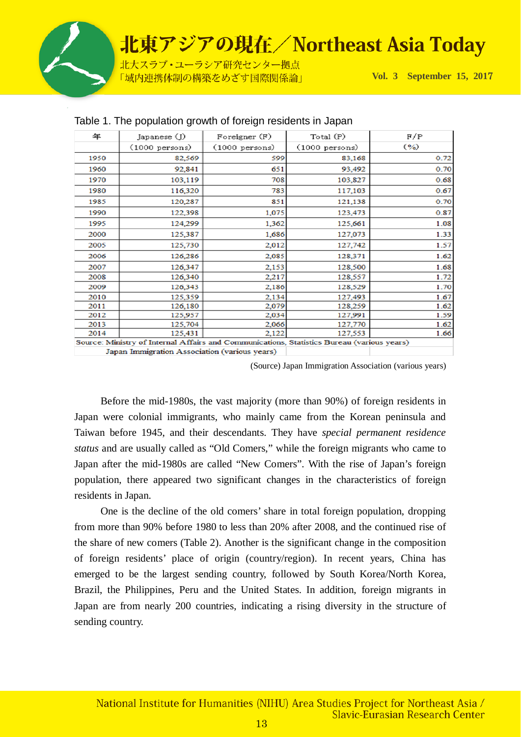Table 1. The population growth of foreign residents in Japan

| 年 | Japanese (J) (1000 persons) | Foreigner (F) (1000 persons) | Total (P) (1000 persons) | F/P (%) |
|---|---|---|---|---|
| 1950 | 82,569 | 599 | 83,168 | 0.72 |
| 1960 | 92,841 | 651 | 93,492 | 0.70 |
| 1970 | 103,119 | 708 | 103,827 | 0.68 |
| 1980 | 116,320 | 783 | 117,103 | 0.67 |
| 1985 | 120,287 | 851 | 121,138 | 0.70 |
| 1990 | 122,398 | 1,075 | 123,473 | 0.87 |
| 1995 | 124,299 | 1,362 | 125,661 | 1.08 |
| 2000 | 125,387 | 1,686 | 127,073 | 1.33 |
| 2005 | 125,730 | 2,012 | 127,742 | 1.57 |
| 2006 | 126,286 | 2,085 | 128,371 | 1.62 |
| 2007 | 126,347 | 2,153 | 128,500 | 1.68 |
| 2008 | 126,340 | 2,217 | 128,557 | 1.72 |
| 2009 | 126,343 | 2,186 | 128,529 | 1.70 |
| 2010 | 125,359 | 2,134 | 127,493 | 1.67 |
| 2011 | 126,180 | 2,079 | 128,259 | 1.62 |
| 2012 | 125,957 | 2,034 | 127,991 | 1.59 |
| 2013 | 125,704 | 2,066 | 127,770 | 1.62 |
| 2014 | 125,431 | 2,122 | 127,553 | 1.66 |

Source: Ministry of Internal Affairs and Communications, Statistics Bureau (various years)
Japan Immigration Association (various years)

(Source) Japan Immigration Association (various years)

Before the mid-1980s, the vast majority (more than 90%) of foreign residents in Japan were colonial immigrants, who mainly came from the Korean peninsula and Taiwan before 1945, and their descendants. They have *special permanent residence status* and are usually called as "Old Comers," while the foreign migrants who came to Japan after the mid-1980s are called "New Comers". With the rise of Japan's foreign population, there appeared two significant changes in the characteristics of foreign residents in Japan.

One is the decline of the old comers' share in total foreign population, dropping from more than 90% before 1980 to less than 20% after 2008, and the continued rise of the share of new comers (Table 2). Another is the significant change in the composition of foreign residents' place of origin (country/region). In recent years, China has emerged to be the largest sending country, followed by South Korea/North Korea, Brazil, the Philippines, Peru and the United States. In addition, foreign migrants in Japan are from nearly 200 countries, indicating a rising diversity in the structure of sending country.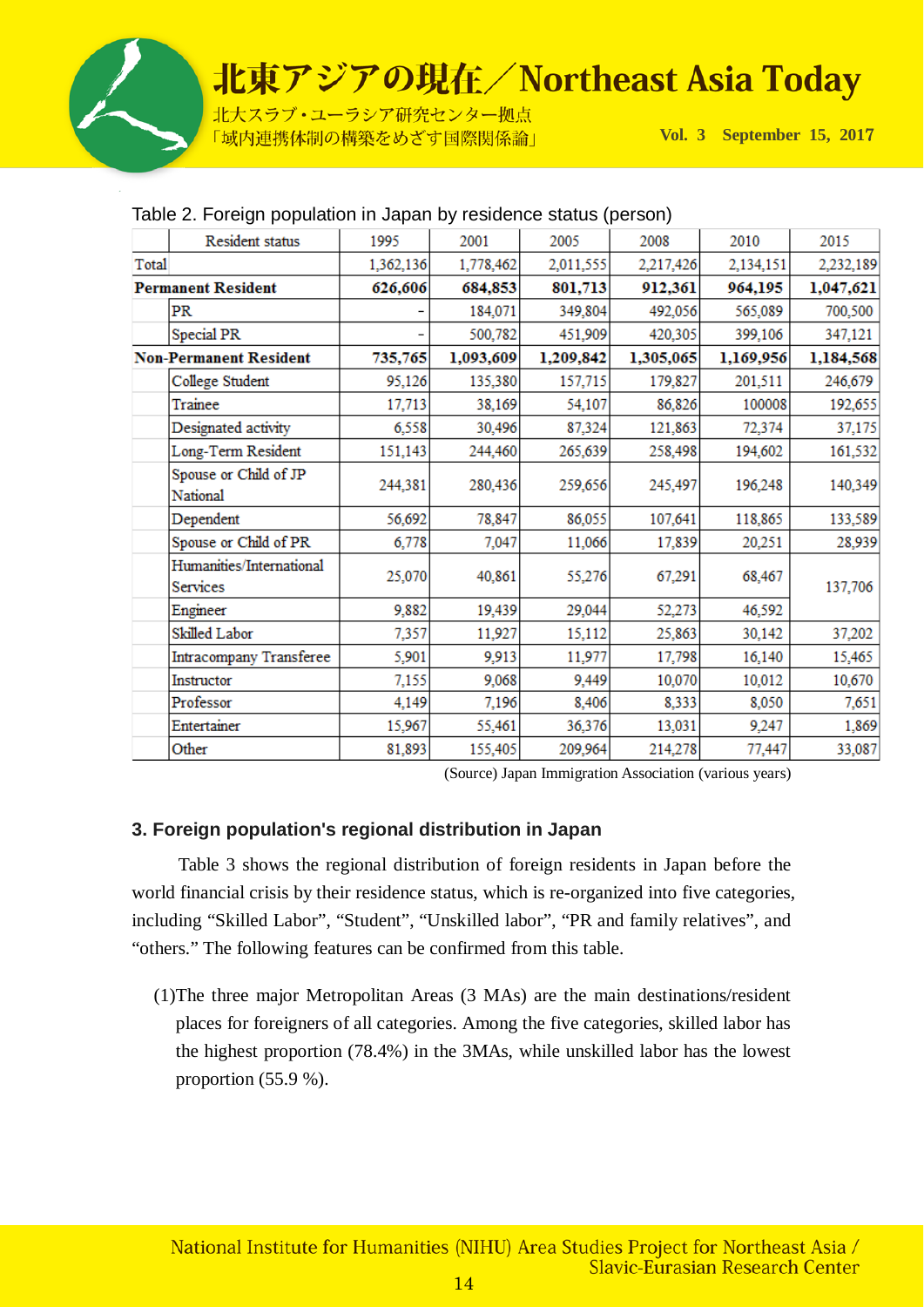Table 2. Foreign population in Japan by residence status (person)

| Resident status | | 1995 | 2001 | 2005 | 2008 | 2010 | 2015 |
|---|---|---|---|---|---|---|---|
| Total | | 1,362,136 | 1,778,462 | 2,011,555 | 2,217,426 | 2,134,151 | 2,232,189 |
| **Permanent Resident** | | **626,606** | **684,853** | **801,713** | **912,361** | **964,195** | **1,047,621** |
| | PR | - | 184,071 | 349,804 | 492,056 | 565,089 | 700,500 |
| | Special PR | - | 500,782 | 451,909 | 420,305 | 399,106 | 347,121 |
| **Non-Permanent Resident** | | **735,765** | **1,093,609** | **1,209,842** | **1,305,065** | **1,169,956** | **1,184,568** |
| | College Student | 95,126 | 135,380 | 157,715 | 179,827 | 201,511 | 246,679 |
| | Trainee | 17,713 | 38,169 | 54,107 | 86,826 | 100008 | 192,655 |
| | Designated activity | 6,558 | 30,496 | 87,324 | 121,863 | 72,374 | 37,175 |
| | Long-Term Resident | 151,143 | 244,460 | 265,639 | 258,498 | 194,602 | 161,532 |
| | Spouse or Child of JP National | 244,381 | 280,436 | 259,656 | 245,497 | 196,248 | 140,349 |
| | Dependent | 56,692 | 78,847 | 86,055 | 107,641 | 118,865 | 133,589 |
| | Spouse or Child of PR | 6,778 | 7,047 | 11,066 | 17,839 | 20,251 | 28,939 |
| | Humanities/International Services | 25,070 | 40,861 | 55,276 | 67,291 | 68,467 | 137,706 |
| | Engineer | 9,882 | 19,439 | 29,044 | 52,273 | 46,592 | |
| | Skilled Labor | 7,357 | 11,927 | 15,112 | 25,863 | 30,142 | 37,202 |
| | Intracompany Transferee | 5,901 | 9,913 | 11,977 | 17,798 | 16,140 | 15,465 |
| | Instructor | 7,155 | 9,068 | 9,449 | 10,070 | 10,012 | 10,670 |
| | Professor | 4,149 | 7,196 | 8,406 | 8,333 | 8,050 | 7,651 |
| | Entertainer | 15,967 | 55,461 | 36,376 | 13,031 | 9,247 | 1,869 |
| | Other | 81,893 | 155,405 | 209,964 | 214,278 | 77,447 | 33,087 |

(Source) Japan Immigration Association (various years)

### 3. Foreign population's regional distribution in Japan

Table 3 shows the regional distribution of foreign residents in Japan before the world financial crisis by their residence status, which is re-organized into five categories, including "Skilled Labor", "Student", "Unskilled labor", "PR and family relatives", and "others." The following features can be confirmed from this table.

(1)The three major Metropolitan Areas (3 MAs) are the main destinations/resident places for foreigners of all categories. Among the five categories, skilled labor has the highest proportion (78.4%) in the 3MAs, while unskilled labor has the lowest proportion (55.9 %).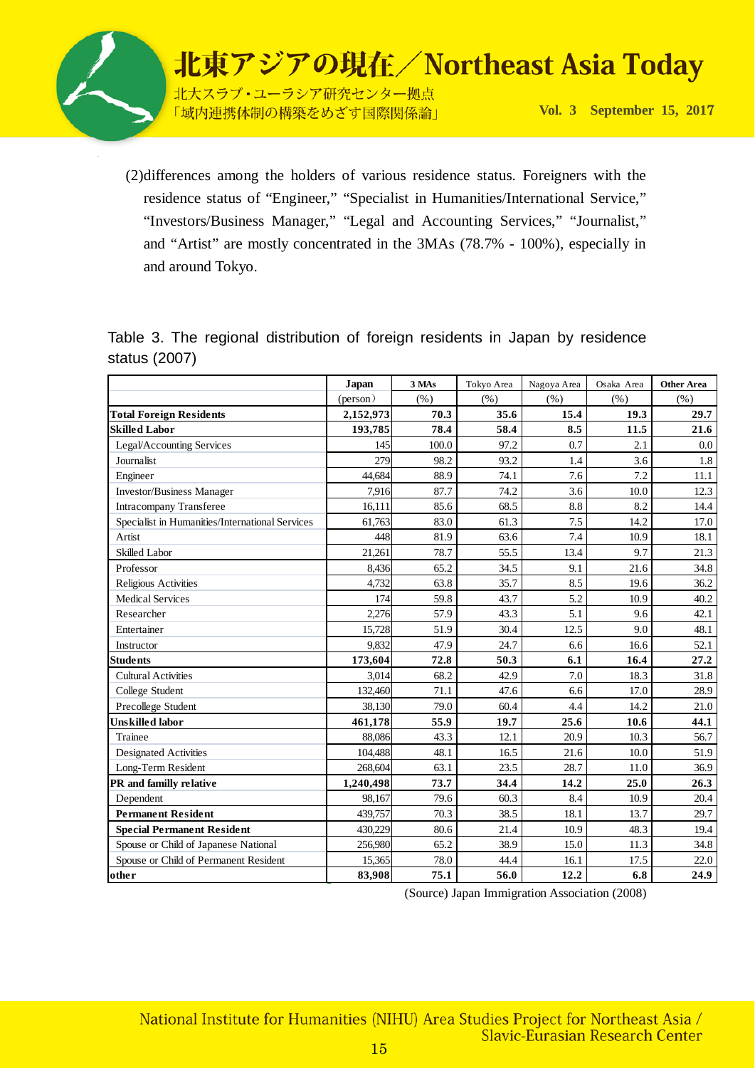(2)differences among the holders of various residence status. Foreigners with the residence status of "Engineer," "Specialist in Humanities/International Service," "Investors/Business Manager," "Legal and Accounting Services," "Journalist," and "Artist" are mostly concentrated in the 3MAs (78.7% - 100%), especially in and around Tokyo.

Table 3. The regional distribution of foreign residents in Japan by residence status (2007)

| | Japan | 3 MAs | Tokyo Area | Nagoya Area | Osaka Area | Other Area |
|---|---|---|---|---|---|---|
| | (person) | (%) | (%) | (%) | (%) | (%) |
| **Total Foreign Residents** | **2,152,973** | **70.3** | **35.6** | **15.4** | **19.3** | **29.7** |
| **Skilled Labor** | **193,785** | **78.4** | **58.4** | **8.5** | **11.5** | **21.6** |
| Legal/Accounting Services | 145 | 100.0 | 97.2 | 0.7 | 2.1 | 0.0 |
| Journalist | 279 | 98.2 | 93.2 | 1.4 | 3.6 | 1.8 |
| Engineer | 44,684 | 88.9 | 74.1 | 7.6 | 7.2 | 11.1 |
| Investor/Business Manager | 7,916 | 87.7 | 74.2 | 3.6 | 10.0 | 12.3 |
| Intracompany Transferee | 16,111 | 85.6 | 68.5 | 8.8 | 8.2 | 14.4 |
| Specialist in Humanities/International Services | 61,763 | 83.0 | 61.3 | 7.5 | 14.2 | 17.0 |
| Artist | 448 | 81.9 | 63.6 | 7.4 | 10.9 | 18.1 |
| Skilled Labor | 21,261 | 78.7 | 55.5 | 13.4 | 9.7 | 21.3 |
| Professor | 8,436 | 65.2 | 34.5 | 9.1 | 21.6 | 34.8 |
| Religious Activities | 4,732 | 63.8 | 35.7 | 8.5 | 19.6 | 36.2 |
| Medical Services | 174 | 59.8 | 43.7 | 5.2 | 10.9 | 40.2 |
| Researcher | 2,276 | 57.9 | 43.3 | 5.1 | 9.6 | 42.1 |
| Entertainer | 15,728 | 51.9 | 30.4 | 12.5 | 9.0 | 48.1 |
| Instructor | 9,832 | 47.9 | 24.7 | 6.6 | 16.6 | 52.1 |
| **Students** | **173,604** | **72.8** | **50.3** | **6.1** | **16.4** | **27.2** |
| Cultural Activities | 3,014 | 68.2 | 42.9 | 7.0 | 18.3 | 31.8 |
| College Student | 132,460 | 71.1 | 47.6 | 6.6 | 17.0 | 28.9 |
| Precollege Student | 38,130 | 79.0 | 60.4 | 4.4 | 14.2 | 21.0 |
| **Unskilled labor** | **461,178** | **55.9** | **19.7** | **25.6** | **10.6** | **44.1** |
| Trainee | 88,086 | 43.3 | 12.1 | 20.9 | 10.3 | 56.7 |
| Designated Activities | 104,488 | 48.1 | 16.5 | 21.6 | 10.0 | 51.9 |
| Long-Term Resident | 268,604 | 63.1 | 23.5 | 28.7 | 11.0 | 36.9 |
| **PR and familly relative** | **1,240,498** | **73.7** | **34.4** | **14.2** | **25.0** | **26.3** |
| Dependent | 98,167 | 79.6 | 60.3 | 8.4 | 10.9 | 20.4 |
| **Permanent Resident** | 439,757 | 70.3 | 38.5 | 18.1 | 13.7 | 29.7 |
| **Special Permanent Resident** | 430,229 | 80.6 | 21.4 | 10.9 | 48.3 | 19.4 |
| Spouse or Child of Japanese National | 256,980 | 65.2 | 38.9 | 15.0 | 11.3 | 34.8 |
| Spouse or Child of Permanent Resident | 15,365 | 78.0 | 44.4 | 16.1 | 17.5 | 22.0 |
| **other** | **83,908** | **75.1** | **56.0** | **12.2** | **6.8** | **24.9** |

(Source) Japan Immigration Association (2008)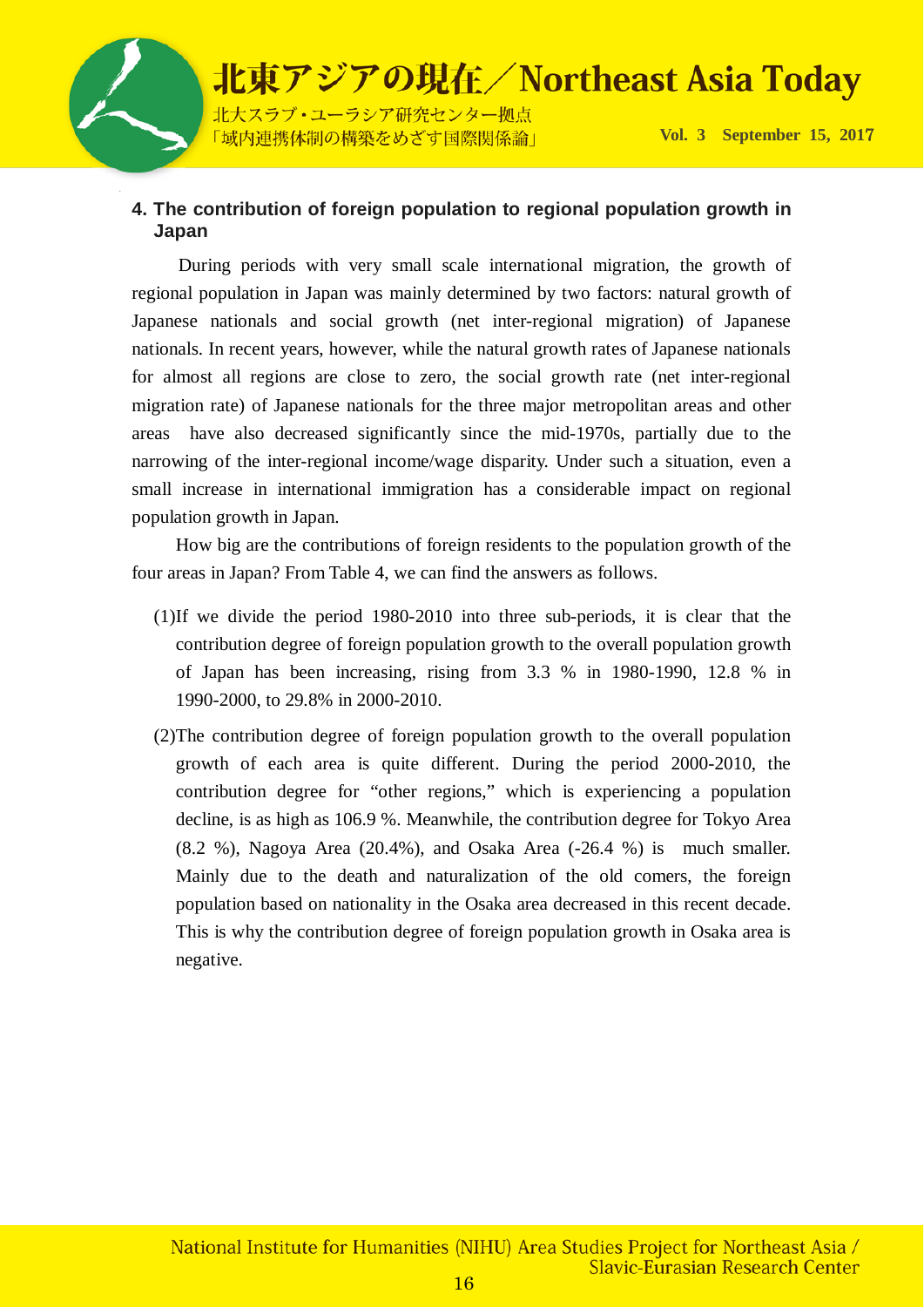### 4. The contribution of foreign population to regional population growth in Japan

During periods with very small scale international migration, the growth of regional population in Japan was mainly determined by two factors: natural growth of Japanese nationals and social growth (net inter-regional migration) of Japanese nationals. In recent years, however, while the natural growth rates of Japanese nationals for almost all regions are close to zero, the social growth rate (net inter-regional migration rate) of Japanese nationals for the three major metropolitan areas and other areas have also decreased significantly since the mid-1970s, partially due to the narrowing of the inter-regional income/wage disparity. Under such a situation, even a small increase in international immigration has a considerable impact on regional population growth in Japan.

How big are the contributions of foreign residents to the population growth of the four areas in Japan? From Table 4, we can find the answers as follows.

(1)If we divide the period 1980-2010 into three sub-periods, it is clear that the contribution degree of foreign population growth to the overall population growth of Japan has been increasing, rising from 3.3 % in 1980-1990, 12.8 % in 1990-2000, to 29.8% in 2000-2010.

(2)The contribution degree of foreign population growth to the overall population growth of each area is quite different. During the period 2000-2010, the contribution degree for “other regions,” which is experiencing a population decline, is as high as 106.9 %. Meanwhile, the contribution degree for Tokyo Area (8.2 %), Nagoya Area (20.4%), and Osaka Area (-26.4 %) is much smaller. Mainly due to the death and naturalization of the old comers, the foreign population based on nationality in the Osaka area decreased in this recent decade. This is why the contribution degree of foreign population growth in Osaka area is negative.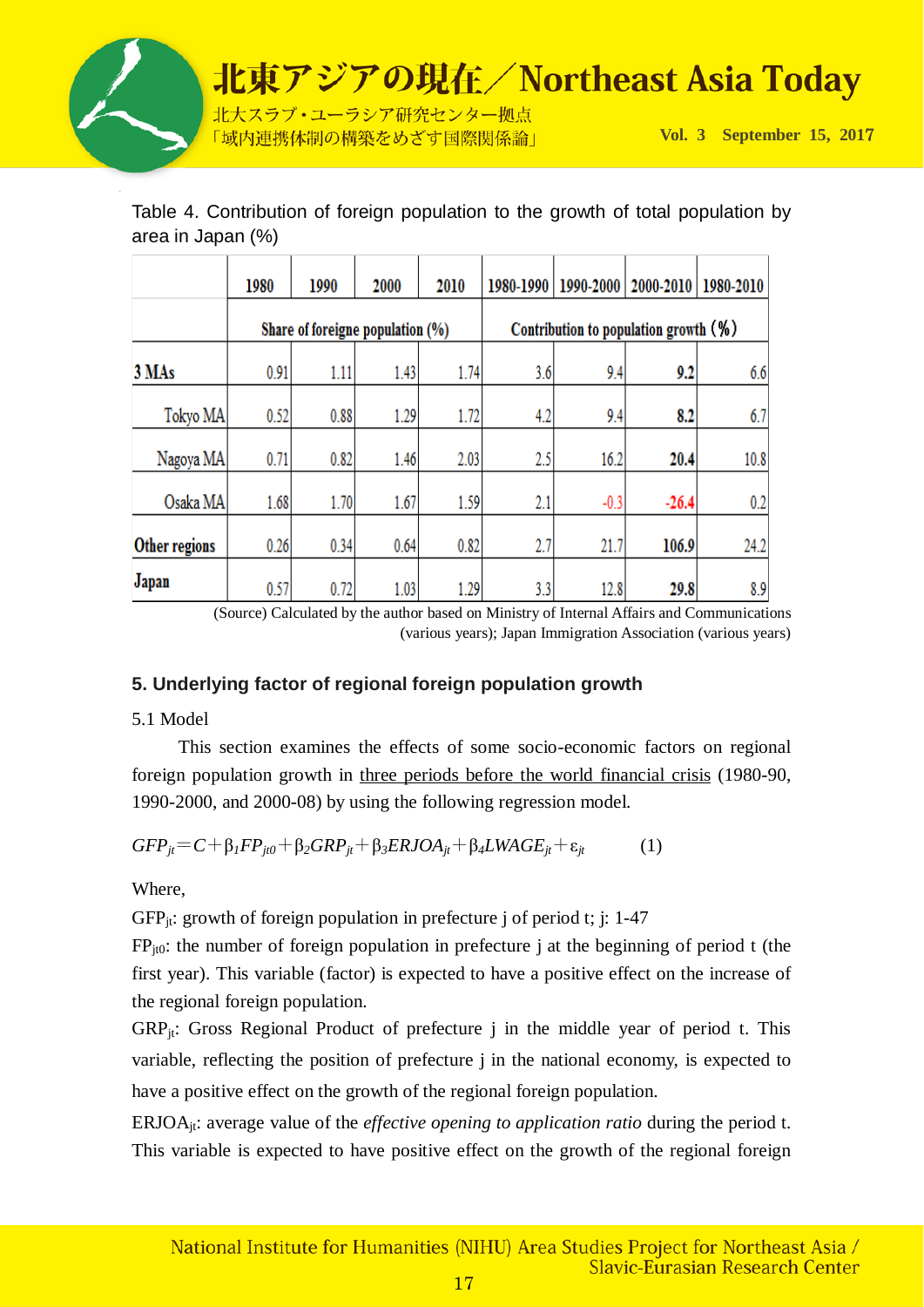Table 4. Contribution of foreign population to the growth of total population by area in Japan (%)

| | 1980 | 1990 | 2000 | 2010 | 1980-1990 | 1990-2000 | 2000-2010 | 1980-2010 |
|---|---|---|---|---|---|---|---|---|
| | Share of foreige population (%) | | | | Contribution to population growth (%) | | | |
| **3 MAs** | 0.91 | 1.11 | 1.43 | 1.74 | 3.6 | 9.4 | **9.2** | 6.6 |
| Tokyo MA | 0.52 | 0.88 | 1.29 | 1.72 | 4.2 | 9.4 | **8.2** | 6.7 |
| Nagoya MA | 0.71 | 0.82 | 1.46 | 2.03 | 2.5 | 16.2 | **20.4** | 10.8 |
| Osaka MA | 1.68 | 1.70 | 1.67 | 1.59 | 2.1 | -0.3 | **-26.4** | 0.2 |
| **Other regions** | 0.26 | 0.34 | 0.64 | 0.82 | 2.7 | 21.7 | **106.9** | 24.2 |
| **Japan** | 0.57 | 0.72 | 1.03 | 1.29 | 3.3 | 12.8 | **29.8** | 8.9 |

(Source) Calculated by the author based on Ministry of Internal Affairs and Communications (various years); Japan Immigration Association (various years)

## 5. Underlying factor of regional foreign population growth

5.1 Model

This section examines the effects of some socio-economic factors on regional foreign population growth in three periods before the world financial crisis (1980-90, 1990-2000, and 2000-08) by using the following regression model.

$$GFP_{jt} = C + \beta_1 FP_{jt0} + \beta_2 GRP_{jt} + \beta_3 ERJOA_{jt} + \beta_4 LWAGE_{jt} + \varepsilon_{jt} \quad (1)$$

Where,

$GFP_{jt}$: growth of foreign population in prefecture j of period t; j: 1-47

$FP_{jt0}$: the number of foreign population in prefecture j at the beginning of period t (the first year). This variable (factor) is expected to have a positive effect on the increase of the regional foreign population.

$GRP_{jt}$: Gross Regional Product of prefecture j in the middle year of period t. This variable, reflecting the position of prefecture j in the national economy, is expected to have a positive effect on the growth of the regional foreign population.

$ERJOA_{jt}$: average value of the *effective opening to application ratio* during the period t. This variable is expected to have positive effect on the growth of the regional foreign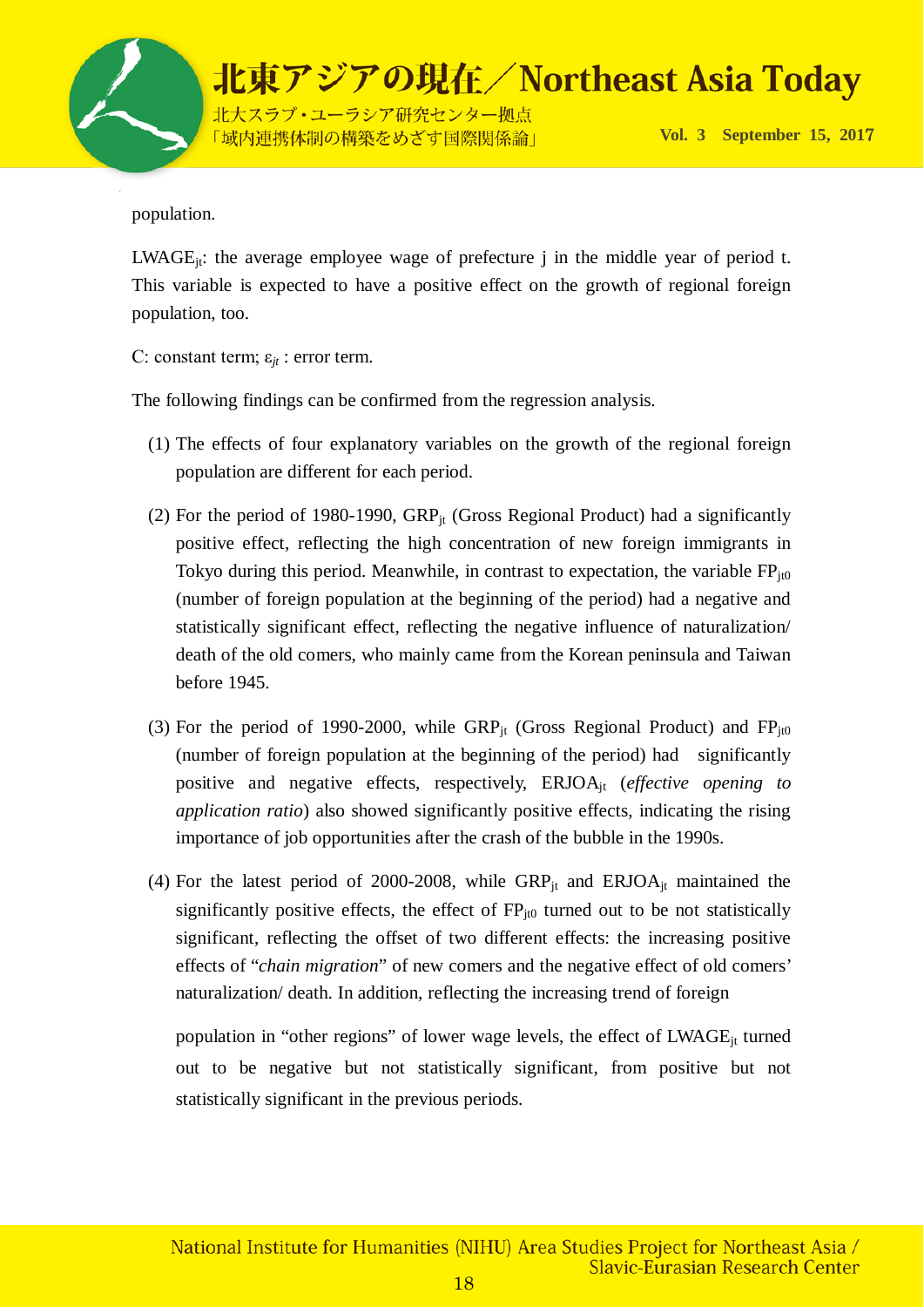population.

$LWAGE_{jt}$: the average employee wage of prefecture j in the middle year of period t. This variable is expected to have a positive effect on the growth of regional foreign population, too.

C: constant term; $\varepsilon_{jt}$ : error term.

The following findings can be confirmed from the regression analysis.

(1) The effects of four explanatory variables on the growth of the regional foreign population are different for each period.

(2) For the period of 1980-1990, $GRP_{jt}$ (Gross Regional Product) had a significantly positive effect, reflecting the high concentration of new foreign immigrants in Tokyo during this period. Meanwhile, in contrast to expectation, the variable $FP_{jt0}$ (number of foreign population at the beginning of the period) had a negative and statistically significant effect, reflecting the negative influence of naturalization/ death of the old comers, who mainly came from the Korean peninsula and Taiwan before 1945.

(3) For the period of 1990-2000, while $GRP_{jt}$ (Gross Regional Product) and $FP_{jt0}$ (number of foreign population at the beginning of the period) had significantly positive and negative effects, respectively, $ERJOA_{jt}$ (*effective opening to application ratio*) also showed significantly positive effects, indicating the rising importance of job opportunities after the crash of the bubble in the 1990s.

(4) For the latest period of 2000-2008, while $GRP_{jt}$ and $ERJOA_{jt}$ maintained the significantly positive effects, the effect of $FP_{jt0}$ turned out to be not statistically significant, reflecting the offset of two different effects: the increasing positive effects of "*chain migration*" of new comers and the negative effect of old comers' naturalization/ death. In addition, reflecting the increasing trend of foreign population in "other regions" of lower wage levels, the effect of $LWAGE_{jt}$ turned out to be negative but not statistically significant, from positive but not statistically significant in the previous periods.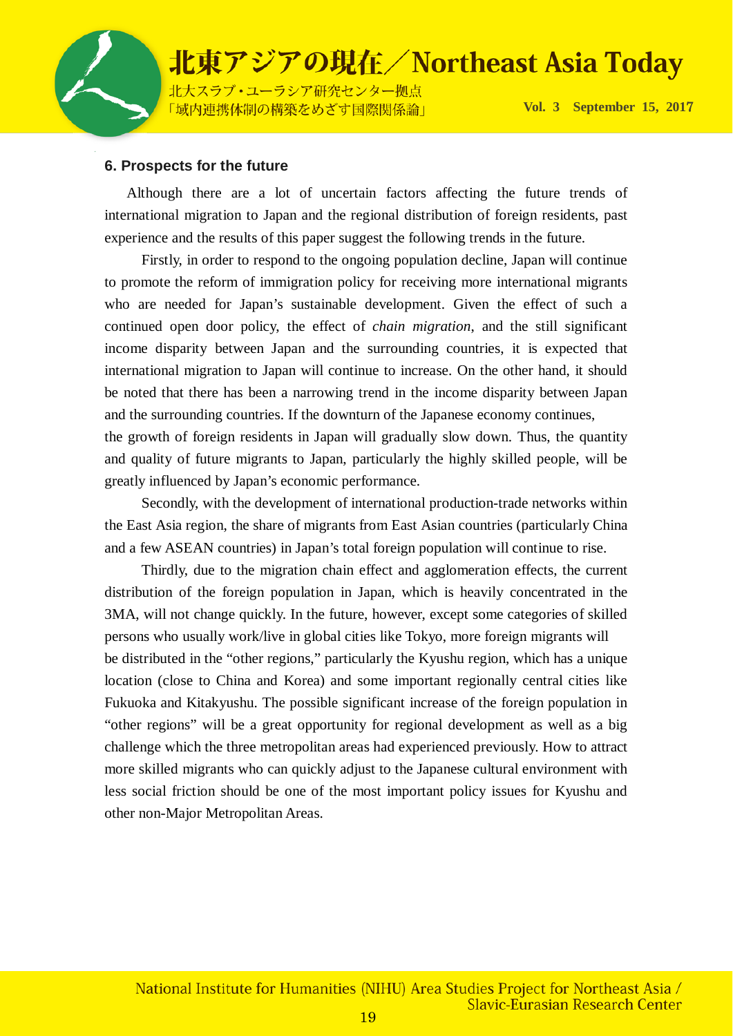### 6. Prospects for the future

Although there are a lot of uncertain factors affecting the future trends of international migration to Japan and the regional distribution of foreign residents, past experience and the results of this paper suggest the following trends in the future.

Firstly, in order to respond to the ongoing population decline, Japan will continue to promote the reform of immigration policy for receiving more international migrants who are needed for Japan's sustainable development. Given the effect of such a continued open door policy, the effect of *chain migration*, and the still significant income disparity between Japan and the surrounding countries, it is expected that international migration to Japan will continue to increase. On the other hand, it should be noted that there has been a narrowing trend in the income disparity between Japan and the surrounding countries. If the downturn of the Japanese economy continues, the growth of foreign residents in Japan will gradually slow down. Thus, the quantity and quality of future migrants to Japan, particularly the highly skilled people, will be greatly influenced by Japan's economic performance.

Secondly, with the development of international production-trade networks within the East Asia region, the share of migrants from East Asian countries (particularly China and a few ASEAN countries) in Japan's total foreign population will continue to rise.

Thirdly, due to the migration chain effect and agglomeration effects, the current distribution of the foreign population in Japan, which is heavily concentrated in the 3MA, will not change quickly. In the future, however, except some categories of skilled persons who usually work/live in global cities like Tokyo, more foreign migrants will be distributed in the "other regions," particularly the Kyushu region, which has a unique location (close to China and Korea) and some important regionally central cities like Fukuoka and Kitakyushu. The possible significant increase of the foreign population in "other regions" will be a great opportunity for regional development as well as a big challenge which the three metropolitan areas had experienced previously. How to attract more skilled migrants who can quickly adjust to the Japanese cultural environment with less social friction should be one of the most important policy issues for Kyushu and other non-Major Metropolitan Areas.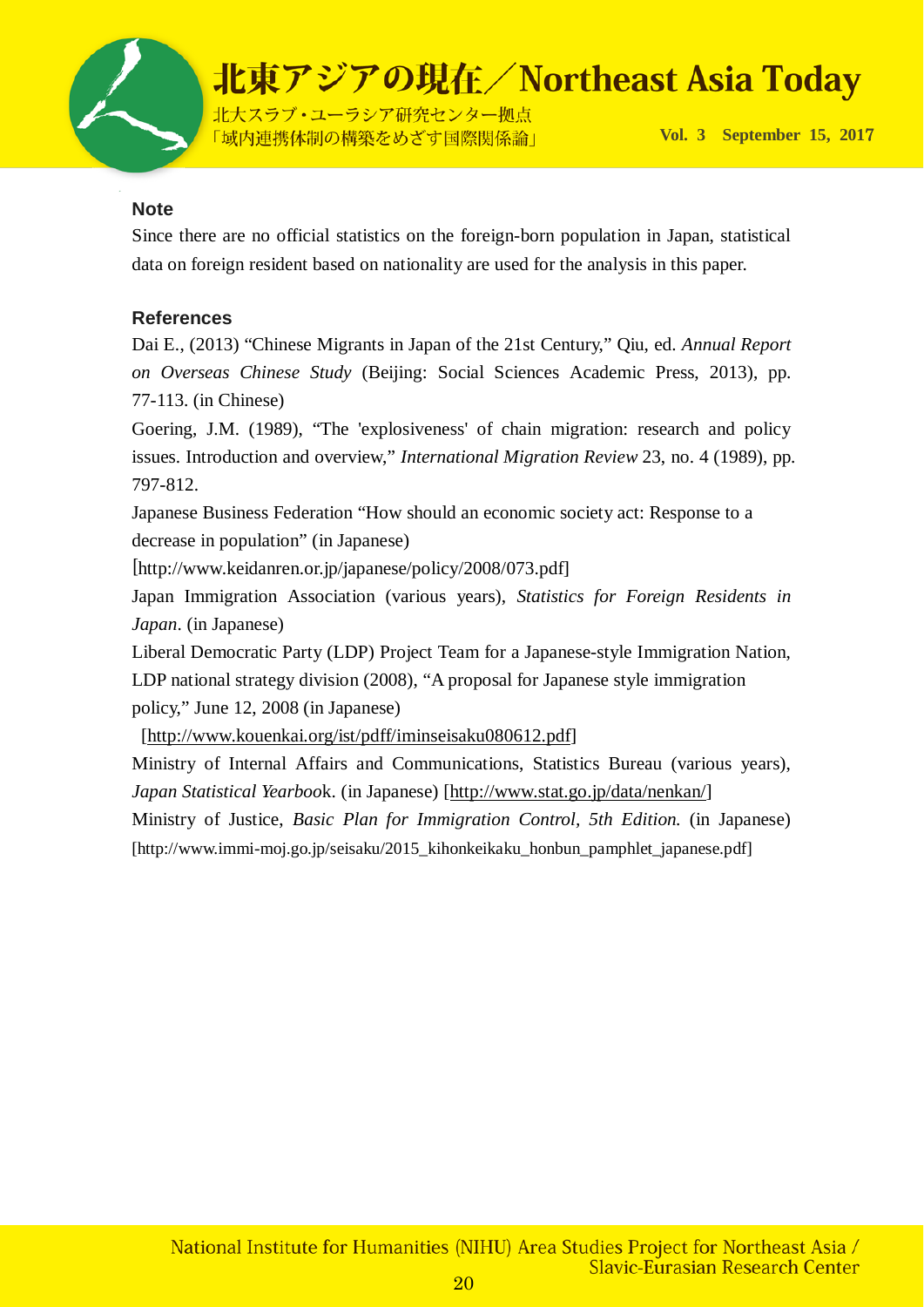## Note

Since there are no official statistics on the foreign-born population in Japan, statistical data on foreign resident based on nationality are used for the analysis in this paper.

## References

Dai E., (2013) "Chinese Migrants in Japan of the 21st Century," Qiu, ed. *Annual Report on Overseas Chinese Study* (Beijing: Social Sciences Academic Press, 2013), pp. 77-113. (in Chinese)

Goering, J.M. (1989), "The 'explosiveness' of chain migration: research and policy issues. Introduction and overview," *International Migration Review* 23, no. 4 (1989), pp. 797-812.

Japanese Business Federation "How should an economic society act: Response to a decrease in population" (in Japanese)
[http://www.keidanren.or.jp/japanese/policy/2008/073.pdf]

Japan Immigration Association (various years), *Statistics for Foreign Residents in Japan*. (in Japanese)

Liberal Democratic Party (LDP) Project Team for a Japanese-style Immigration Nation, LDP national strategy division (2008), "A proposal for Japanese style immigration policy," June 12, 2008 (in Japanese)
[http://www.kouenkai.org/ist/pdff/iminseisaku080612.pdf]

Ministry of Internal Affairs and Communications, Statistics Bureau (various years), *Japan Statistical Yearbook*. (in Japanese) [http://www.stat.go.jp/data/nenkan/]

Ministry of Justice, *Basic Plan for Immigration Control, 5th Edition.* (in Japanese) [http://www.immi-moj.go.jp/seisaku/2015_kihonkeikaku_honbun_pamphlet_japanese.pdf]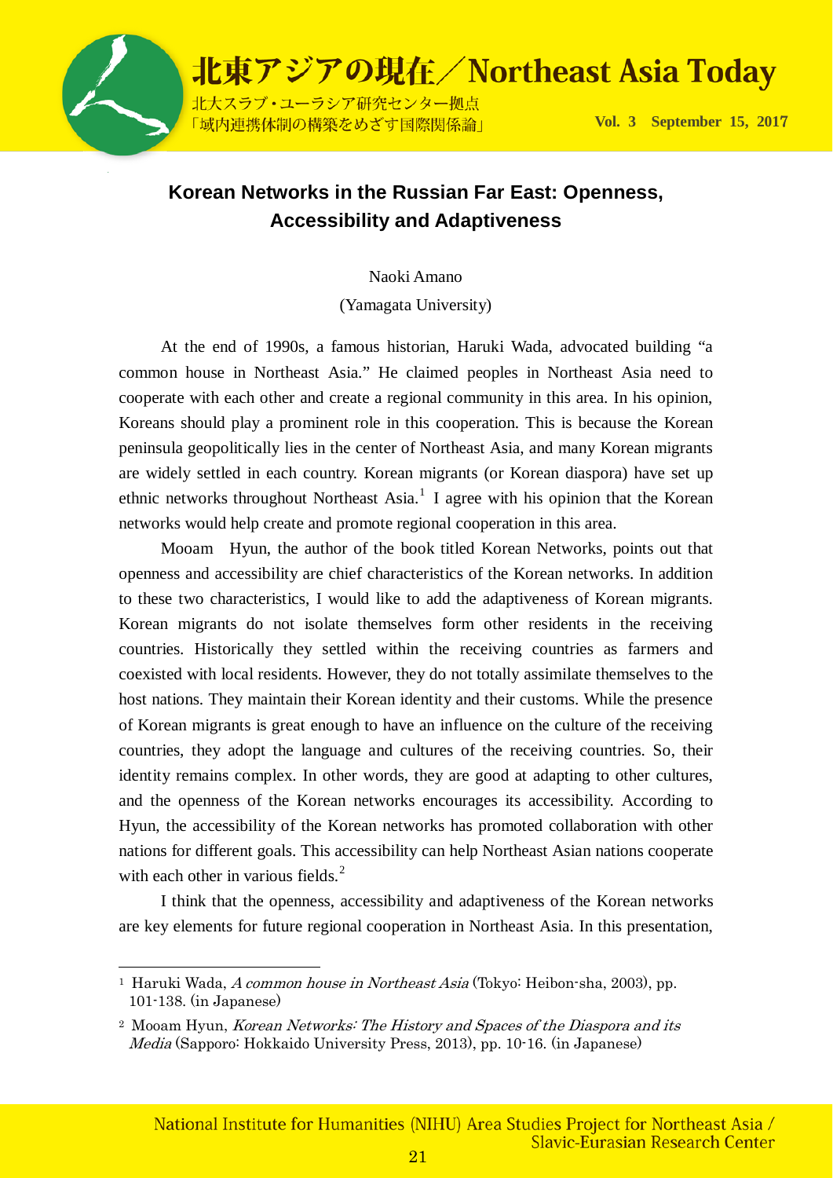## Korean Networks in the Russian Far East: Openness, Accessibility and Adaptiveness

Naoki Amano

(Yamagata University)

At the end of 1990s, a famous historian, Haruki Wada, advocated building “a common house in Northeast Asia.” He claimed peoples in Northeast Asia need to cooperate with each other and create a regional community in this area. In his opinion, Koreans should play a prominent role in this cooperation. This is because the Korean peninsula geopolitically lies in the center of Northeast Asia, and many Korean migrants are widely settled in each country. Korean migrants (or Korean diaspora) have set up ethnic networks throughout Northeast Asia.[1] I agree with his opinion that the Korean networks would help create and promote regional cooperation in this area.

Mooam Hyun, the author of the book titled Korean Networks, points out that openness and accessibility are chief characteristics of the Korean networks. In addition to these two characteristics, I would like to add the adaptiveness of Korean migrants. Korean migrants do not isolate themselves form other residents in the receiving countries. Historically they settled within the receiving countries as farmers and coexisted with local residents. However, they do not totally assimilate themselves to the host nations. They maintain their Korean identity and their customs. While the presence of Korean migrants is great enough to have an influence on the culture of the receiving countries, they adopt the language and cultures of the receiving countries. So, their identity remains complex. In other words, they are good at adapting to other cultures, and the openness of the Korean networks encourages its accessibility. According to Hyun, the accessibility of the Korean networks has promoted collaboration with other nations for different goals. This accessibility can help Northeast Asian nations cooperate with each other in various fields.[2]

I think that the openness, accessibility and adaptiveness of the Korean networks are key elements for future regional cooperation in Northeast Asia. In this presentation,

---

[1] Haruki Wada, *A common house in Northeast Asia* (Tokyo: Heibon-sha, 2003), pp. 101-138. (in Japanese)

[2] Mooam Hyun, *Korean Networks: The History and Spaces of the Diaspora and its Media* (Sapporo: Hokkaido University Press, 2013), pp. 10-16. (in Japanese)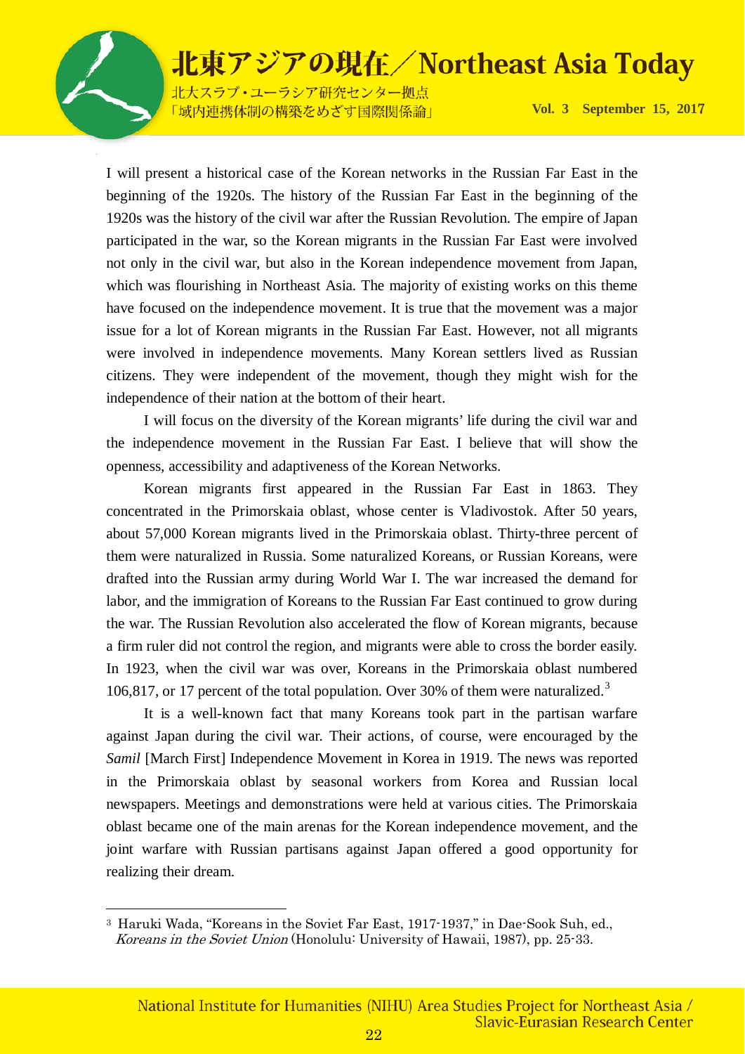I will present a historical case of the Korean networks in the Russian Far East in the beginning of the 1920s. The history of the Russian Far East in the beginning of the 1920s was the history of the civil war after the Russian Revolution. The empire of Japan participated in the war, so the Korean migrants in the Russian Far East were involved not only in the civil war, but also in the Korean independence movement from Japan, which was flourishing in Northeast Asia. The majority of existing works on this theme have focused on the independence movement. It is true that the movement was a major issue for a lot of Korean migrants in the Russian Far East. However, not all migrants were involved in independence movements. Many Korean settlers lived as Russian citizens. They were independent of the movement, though they might wish for the independence of their nation at the bottom of their heart.

I will focus on the diversity of the Korean migrants' life during the civil war and the independence movement in the Russian Far East. I believe that will show the openness, accessibility and adaptiveness of the Korean Networks.

Korean migrants first appeared in the Russian Far East in 1863. They concentrated in the Primorskaia oblast, whose center is Vladivostok. After 50 years, about 57,000 Korean migrants lived in the Primorskaia oblast. Thirty-three percent of them were naturalized in Russia. Some naturalized Koreans, or Russian Koreans, were drafted into the Russian army during World War I. The war increased the demand for labor, and the immigration of Koreans to the Russian Far East continued to grow during the war. The Russian Revolution also accelerated the flow of Korean migrants, because a firm ruler did not control the region, and migrants were able to cross the border easily. In 1923, when the civil war was over, Koreans in the Primorskaia oblast numbered 106,817, or 17 percent of the total population. Over 30% of them were naturalized.[3]

It is a well-known fact that many Koreans took part in the partisan warfare against Japan during the civil war. Their actions, of course, were encouraged by the *Samil* [March First] Independence Movement in Korea in 1919. The news was reported in the Primorskaia oblast by seasonal workers from Korea and Russian local newspapers. Meetings and demonstrations were held at various cities. The Primorskaia oblast became one of the main arenas for the Korean independence movement, and the joint warfare with Russian partisans against Japan offered a good opportunity for realizing their dream.

---

[3] Haruki Wada, "Koreans in the Soviet Far East, 1917-1937," in Dae-Sook Suh, ed., *Koreans in the Soviet Union* (Honolulu: University of Hawaii, 1987), pp. 25-33.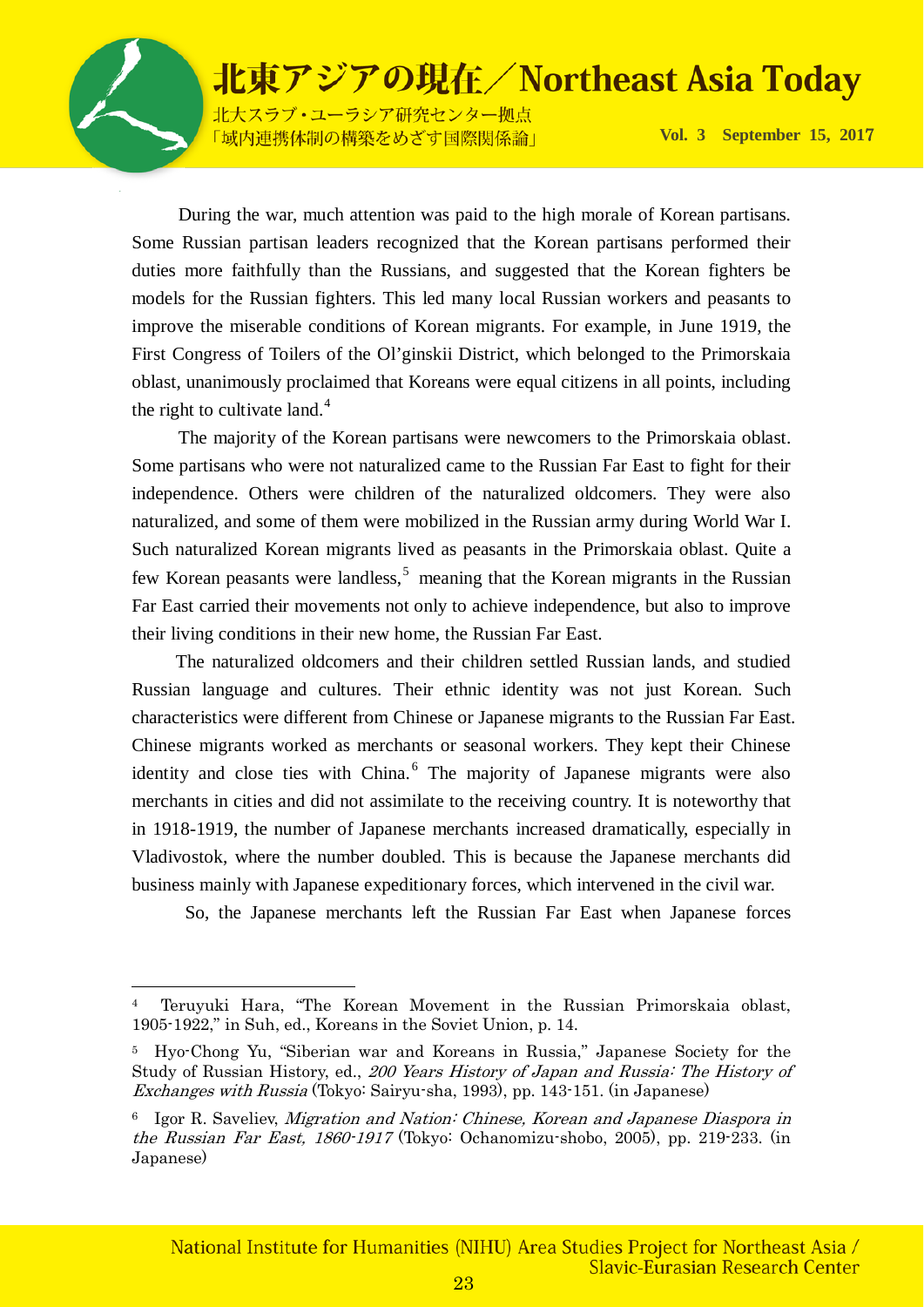During the war, much attention was paid to the high morale of Korean partisans. Some Russian partisan leaders recognized that the Korean partisans performed their duties more faithfully than the Russians, and suggested that the Korean fighters be models for the Russian fighters. This led many local Russian workers and peasants to improve the miserable conditions of Korean migrants. For example, in June 1919, the First Congress of Toilers of the Ol'ginskii District, which belonged to the Primorskaia oblast, unanimously proclaimed that Koreans were equal citizens in all points, including the right to cultivate land.[4]

The majority of the Korean partisans were newcomers to the Primorskaia oblast. Some partisans who were not naturalized came to the Russian Far East to fight for their independence. Others were children of the naturalized oldcomers. They were also naturalized, and some of them were mobilized in the Russian army during World War I. Such naturalized Korean migrants lived as peasants in the Primorskaia oblast. Quite a few Korean peasants were landless,[5] meaning that the Korean migrants in the Russian Far East carried their movements not only to achieve independence, but also to improve their living conditions in their new home, the Russian Far East.

The naturalized oldcomers and their children settled Russian lands, and studied Russian language and cultures. Their ethnic identity was not just Korean. Such characteristics were different from Chinese or Japanese migrants to the Russian Far East. Chinese migrants worked as merchants or seasonal workers. They kept their Chinese identity and close ties with China.[6] The majority of Japanese migrants were also merchants in cities and did not assimilate to the receiving country. It is noteworthy that in 1918-1919, the number of Japanese merchants increased dramatically, especially in Vladivostok, where the number doubled. This is because the Japanese merchants did business mainly with Japanese expeditionary forces, which intervened in the civil war.

So, the Japanese merchants left the Russian Far East when Japanese forces

---

[4] Teruyuki Hara, "The Korean Movement in the Russian Primorskaia oblast, 1905-1922," in Suh, ed., Koreans in the Soviet Union, p. 14.

[5] Hyo-Chong Yu, "Siberian war and Koreans in Russia," Japanese Society for the Study of Russian History, ed., *200 Years History of Japan and Russia: The History of Exchanges with Russia* (Tokyo: Sairyu-sha, 1993), pp. 143-151. (in Japanese)

[6] Igor R. Saveliev, *Migration and Nation: Chinese, Korean and Japanese Diaspora in the Russian Far East, 1860-1917* (Tokyo: Ochanomizu-shobo, 2005), pp. 219-233. (in Japanese)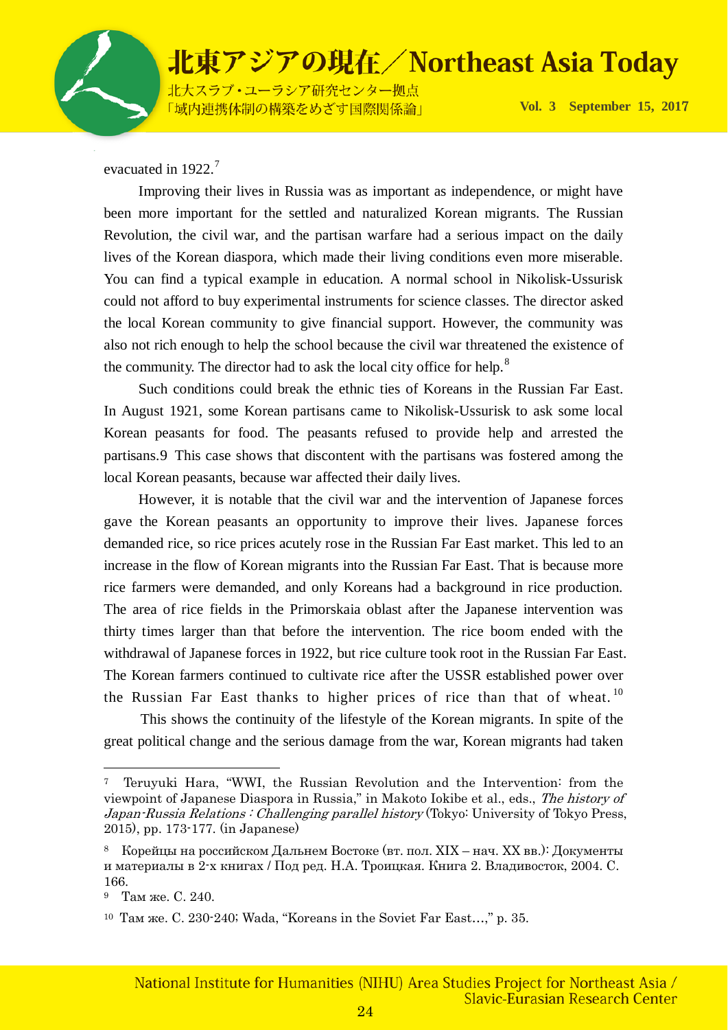evacuated in 1922.[7]

Improving their lives in Russia was as important as independence, or might have been more important for the settled and naturalized Korean migrants. The Russian Revolution, the civil war, and the partisan warfare had a serious impact on the daily lives of the Korean diaspora, which made their living conditions even more miserable. You can find a typical example in education. A normal school in Nikolisk-Ussurisk could not afford to buy experimental instruments for science classes. The director asked the local Korean community to give financial support. However, the community was also not rich enough to help the school because the civil war threatened the existence of the community. The director had to ask the local city office for help.[8]

Such conditions could break the ethnic ties of Koreans in the Russian Far East. In August 1921, some Korean partisans came to Nikolisk-Ussurisk to ask some local Korean peasants for food. The peasants refused to provide help and arrested the partisans.9 This case shows that discontent with the partisans was fostered among the local Korean peasants, because war affected their daily lives.

However, it is notable that the civil war and the intervention of Japanese forces gave the Korean peasants an opportunity to improve their lives. Japanese forces demanded rice, so rice prices acutely rose in the Russian Far East market. This led to an increase in the flow of Korean migrants into the Russian Far East. That is because more rice farmers were demanded, and only Koreans had a background in rice production. The area of rice fields in the Primorskaia oblast after the Japanese intervention was thirty times larger than that before the intervention. The rice boom ended with the withdrawal of Japanese forces in 1922, but rice culture took root in the Russian Far East. The Korean farmers continued to cultivate rice after the USSR established power over the Russian Far East thanks to higher prices of rice than that of wheat.[10]

This shows the continuity of the lifestyle of the Korean migrants. In spite of the great political change and the serious damage from the war, Korean migrants had taken

---

[7] Teruyuki Hara, "WWI, the Russian Revolution and the Intervention: from the viewpoint of Japanese Diaspora in Russia," in Makoto Iokibe et al., eds., *The history of Japan-Russia Relations : Challenging parallel history* (Tokyo: University of Tokyo Press, 2015), pp. 173-177. (in Japanese)

[8] Корейцы на российском Дальнем Востоке (вт. пол. XIX – нач. XX вв.): Документы и материалы в 2-х книгах / Под ред. Н.А. Троицкая. Книга 2. Владивосток, 2004. С. 166.

[9] Там же. С. 240.

[10] Там же. С. 230-240; Wada, "Koreans in the Soviet Far East…," p. 35.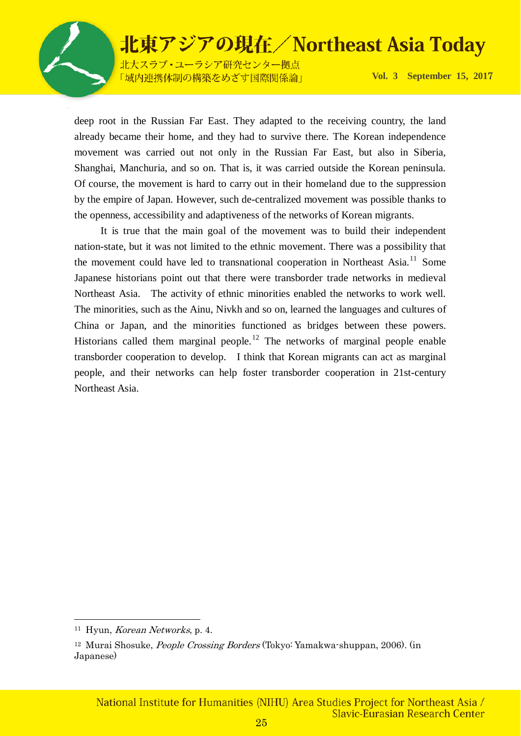deep root in the Russian Far East. They adapted to the receiving country, the land already became their home, and they had to survive there. The Korean independence movement was carried out not only in the Russian Far East, but also in Siberia, Shanghai, Manchuria, and so on. That is, it was carried outside the Korean peninsula. Of course, the movement is hard to carry out in their homeland due to the suppression by the empire of Japan. However, such de-centralized movement was possible thanks to the openness, accessibility and adaptiveness of the networks of Korean migrants.

It is true that the main goal of the movement was to build their independent nation-state, but it was not limited to the ethnic movement. There was a possibility that the movement could have led to transnational cooperation in Northeast Asia.[11] Some Japanese historians point out that there were transborder trade networks in medieval Northeast Asia. The activity of ethnic minorities enabled the networks to work well. The minorities, such as the Ainu, Nivkh and so on, learned the languages and cultures of China or Japan, and the minorities functioned as bridges between these powers. Historians called them marginal people.[12] The networks of marginal people enable transborder cooperation to develop. I think that Korean migrants can act as marginal people, and their networks can help foster transborder cooperation in 21st-century Northeast Asia.

---

[11] Hyun, *Korean Networks*, p. 4.

[12] Murai Shosuke, *People Crossing Borders* (Tokyo: Yamakwa-shuppan, 2006). (in Japanese)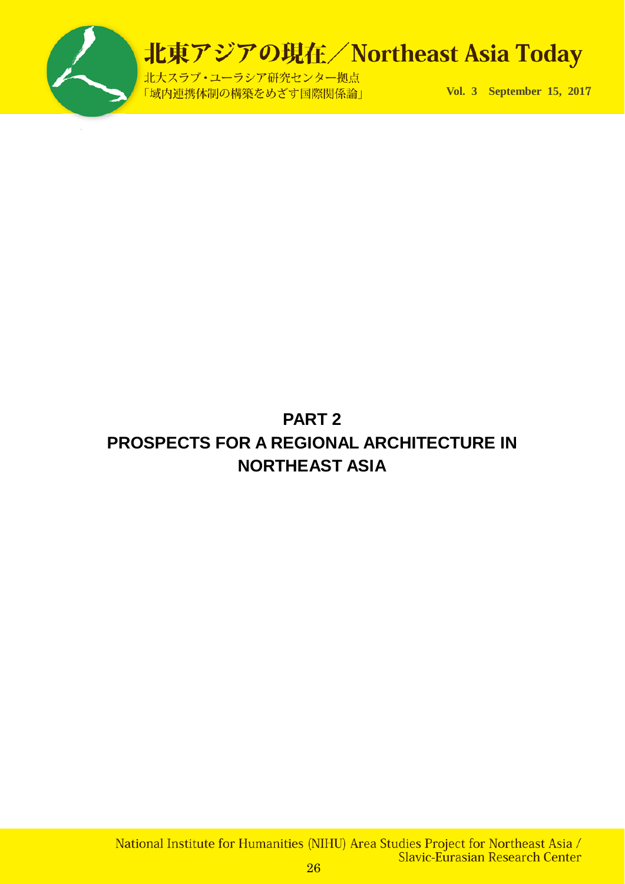# PART 2
# PROSPECTS FOR A REGIONAL ARCHITECTURE IN NORTHEAST ASIA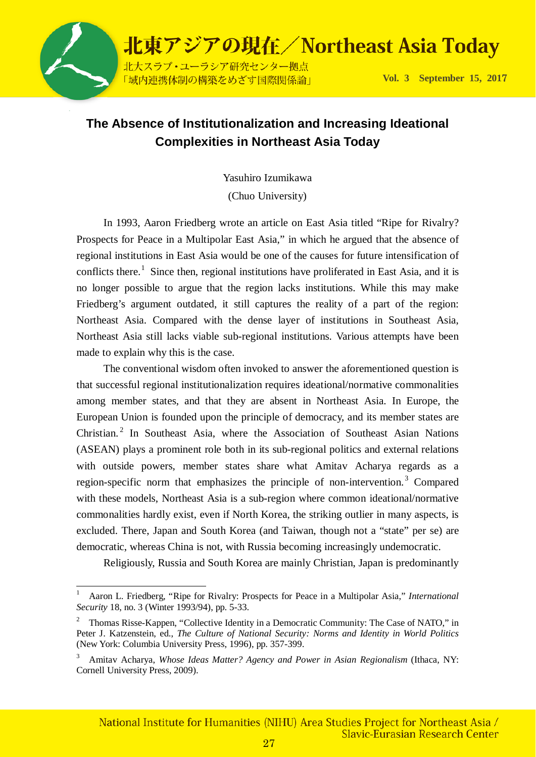# The Absence of Institutionalization and Increasing Ideational Complexities in Northeast Asia Today

Yasuhiro Izumikawa

(Chuo University)

In 1993, Aaron Friedberg wrote an article on East Asia titled “Ripe for Rivalry? Prospects for Peace in a Multipolar East Asia,” in which he argued that the absence of regional institutions in East Asia would be one of the causes for future intensification of conflicts there.[1] Since then, regional institutions have proliferated in East Asia, and it is no longer possible to argue that the region lacks institutions. While this may make Friedberg’s argument outdated, it still captures the reality of a part of the region: Northeast Asia. Compared with the dense layer of institutions in Southeast Asia, Northeast Asia still lacks viable sub-regional institutions. Various attempts have been made to explain why this is the case.

The conventional wisdom often invoked to answer the aforementioned question is that successful regional institutionalization requires ideational/normative commonalities among member states, and that they are absent in Northeast Asia. In Europe, the European Union is founded upon the principle of democracy, and its member states are Christian.[2] In Southeast Asia, where the Association of Southeast Asian Nations (ASEAN) plays a prominent role both in its sub-regional politics and external relations with outside powers, member states share what Amitav Acharya regards as a region-specific norm that emphasizes the principle of non-intervention.[3] Compared with these models, Northeast Asia is a sub-region where common ideational/normative commonalities hardly exist, even if North Korea, the striking outlier in many aspects, is excluded. There, Japan and South Korea (and Taiwan, though not a “state” per se) are democratic, whereas China is not, with Russia becoming increasingly undemocratic.

Religiously, Russia and South Korea are mainly Christian, Japan is predominantly

---

[1] Aaron L. Friedberg, “Ripe for Rivalry: Prospects for Peace in a Multipolar Asia,” *International Security* 18, no. 3 (Winter 1993/94), pp. 5-33.

[2] Thomas Risse-Kappen, “Collective Identity in a Democratic Community: The Case of NATO,” in Peter J. Katzenstein, ed., *The Culture of National Security: Norms and Identity in World Politics* (New York: Columbia University Press, 1996), pp. 357-399.

[3] Amitav Acharya, *Whose Ideas Matter? Agency and Power in Asian Regionalism* (Ithaca, NY: Cornell University Press, 2009).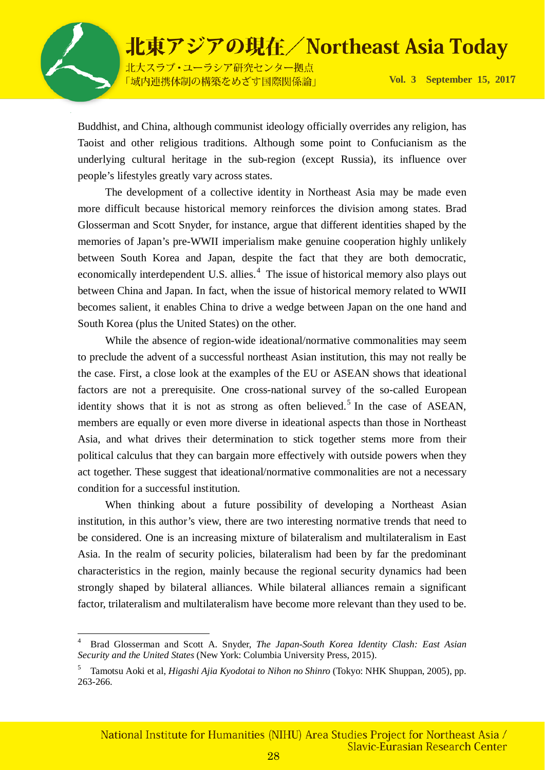Buddhist, and China, although communist ideology officially overrides any religion, has Taoist and other religious traditions. Although some point to Confucianism as the underlying cultural heritage in the sub-region (except Russia), its influence over people's lifestyles greatly vary across states.

The development of a collective identity in Northeast Asia may be made even more difficult because historical memory reinforces the division among states. Brad Glosserman and Scott Snyder, for instance, argue that different identities shaped by the memories of Japan's pre-WWII imperialism make genuine cooperation highly unlikely between South Korea and Japan, despite the fact that they are both democratic, economically interdependent U.S. allies.[4] The issue of historical memory also plays out between China and Japan. In fact, when the issue of historical memory related to WWII becomes salient, it enables China to drive a wedge between Japan on the one hand and South Korea (plus the United States) on the other.

While the absence of region-wide ideational/normative commonalities may seem to preclude the advent of a successful northeast Asian institution, this may not really be the case. First, a close look at the examples of the EU or ASEAN shows that ideational factors are not a prerequisite. One cross-national survey of the so-called European identity shows that it is not as strong as often believed.[5] In the case of ASEAN, members are equally or even more diverse in ideational aspects than those in Northeast Asia, and what drives their determination to stick together stems more from their political calculus that they can bargain more effectively with outside powers when they act together. These suggest that ideational/normative commonalities are not a necessary condition for a successful institution.

When thinking about a future possibility of developing a Northeast Asian institution, in this author's view, there are two interesting normative trends that need to be considered. One is an increasing mixture of bilateralism and multilateralism in East Asia. In the realm of security policies, bilateralism had been by far the predominant characteristics in the region, mainly because the regional security dynamics had been strongly shaped by bilateral alliances. While bilateral alliances remain a significant factor, trilateralism and multilateralism have become more relevant than they used to be.

---

[4] Brad Glosserman and Scott A. Snyder, *The Japan-South Korea Identity Clash: East Asian Security and the United States* (New York: Columbia University Press, 2015).

[5] Tamotsu Aoki et al, *Higashi Ajia Kyodotai to Nihon no Shinro* (Tokyo: NHK Shuppan, 2005), pp. 263-266.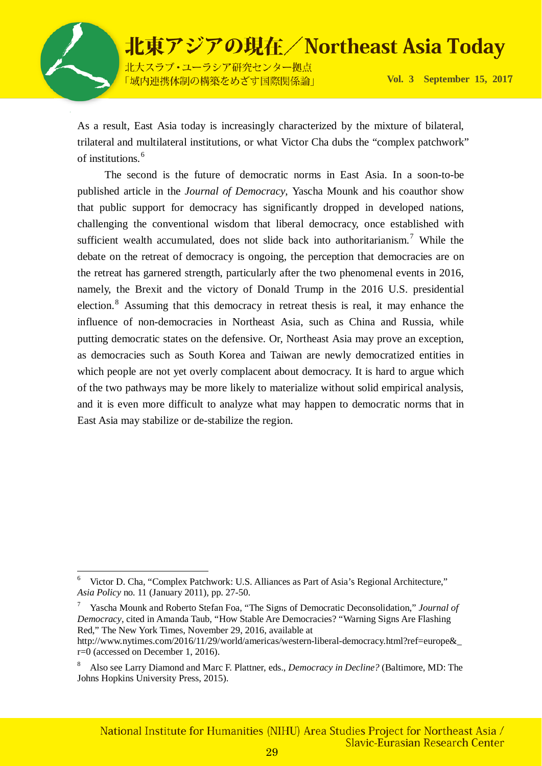As a result, East Asia today is increasingly characterized by the mixture of bilateral, trilateral and multilateral institutions, or what Victor Cha dubs the "complex patchwork" of institutions.[6]

The second is the future of democratic norms in East Asia. In a soon-to-be published article in the *Journal of Democracy*, Yascha Mounk and his coauthor show that public support for democracy has significantly dropped in developed nations, challenging the conventional wisdom that liberal democracy, once established with sufficient wealth accumulated, does not slide back into authoritarianism.[7] While the debate on the retreat of democracy is ongoing, the perception that democracies are on the retreat has garnered strength, particularly after the two phenomenal events in 2016, namely, the Brexit and the victory of Donald Trump in the 2016 U.S. presidential election.[8] Assuming that this democracy in retreat thesis is real, it may enhance the influence of non-democracies in Northeast Asia, such as China and Russia, while putting democratic states on the defensive. Or, Northeast Asia may prove an exception, as democracies such as South Korea and Taiwan are newly democratized entities in which people are not yet overly complacent about democracy. It is hard to argue which of the two pathways may be more likely to materialize without solid empirical analysis, and it is even more difficult to analyze what may happen to democratic norms that in East Asia may stabilize or de-stabilize the region.

---

[6] Victor D. Cha, "Complex Patchwork: U.S. Alliances as Part of Asia's Regional Architecture," *Asia Policy* no. 11 (January 2011), pp. 27-50.

[7] Yascha Mounk and Roberto Stefan Foa, "The Signs of Democratic Deconsolidation," *Journal of Democracy*, cited in Amanda Taub, "How Stable Are Democracies? "Warning Signs Are Flashing Red," The New York Times, November 29, 2016, available at http://www.nytimes.com/2016/11/29/world/americas/western-liberal-democracy.html?ref=europe&_r=0 (accessed on December 1, 2016).

[8] Also see Larry Diamond and Marc F. Plattner, eds., *Democracy in Decline?* (Baltimore, MD: The Johns Hopkins University Press, 2015).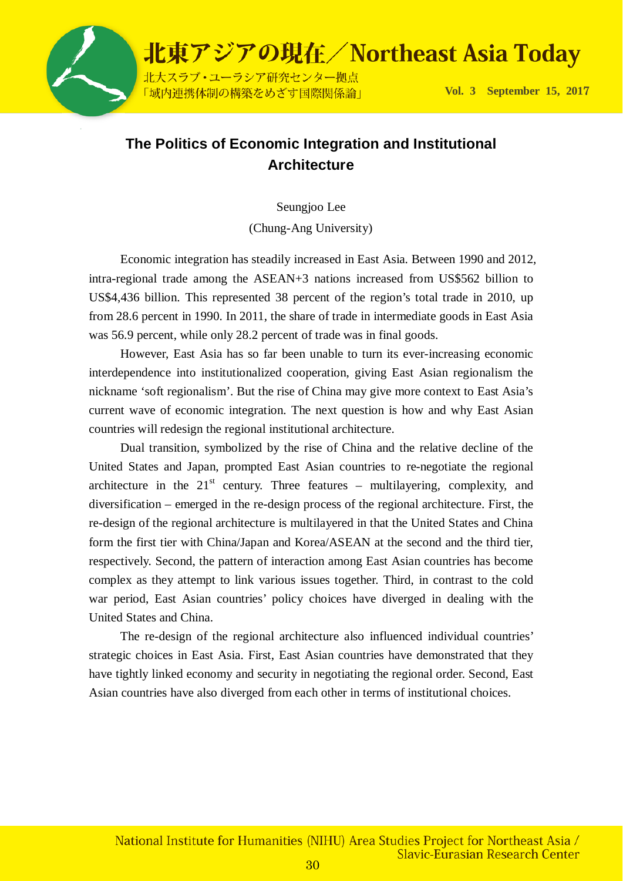# The Politics of Economic Integration and Institutional Architecture

Seungjoo Lee

(Chung-Ang University)

Economic integration has steadily increased in East Asia. Between 1990 and 2012, intra-regional trade among the ASEAN+3 nations increased from US$562 billion to US$4,436 billion. This represented 38 percent of the region's total trade in 2010, up from 28.6 percent in 1990. In 2011, the share of trade in intermediate goods in East Asia was 56.9 percent, while only 28.2 percent of trade was in final goods.

However, East Asia has so far been unable to turn its ever-increasing economic interdependence into institutionalized cooperation, giving East Asian regionalism the nickname 'soft regionalism'. But the rise of China may give more context to East Asia's current wave of economic integration. The next question is how and why East Asian countries will redesign the regional institutional architecture.

Dual transition, symbolized by the rise of China and the relative decline of the United States and Japan, prompted East Asian countries to re-negotiate the regional architecture in the 21st century. Three features – multilayering, complexity, and diversification – emerged in the re-design process of the regional architecture. First, the re-design of the regional architecture is multilayered in that the United States and China form the first tier with China/Japan and Korea/ASEAN at the second and the third tier, respectively. Second, the pattern of interaction among East Asian countries has become complex as they attempt to link various issues together. Third, in contrast to the cold war period, East Asian countries' policy choices have diverged in dealing with the United States and China.

The re-design of the regional architecture also influenced individual countries' strategic choices in East Asia. First, East Asian countries have demonstrated that they have tightly linked economy and security in negotiating the regional order. Second, East Asian countries have also diverged from each other in terms of institutional choices.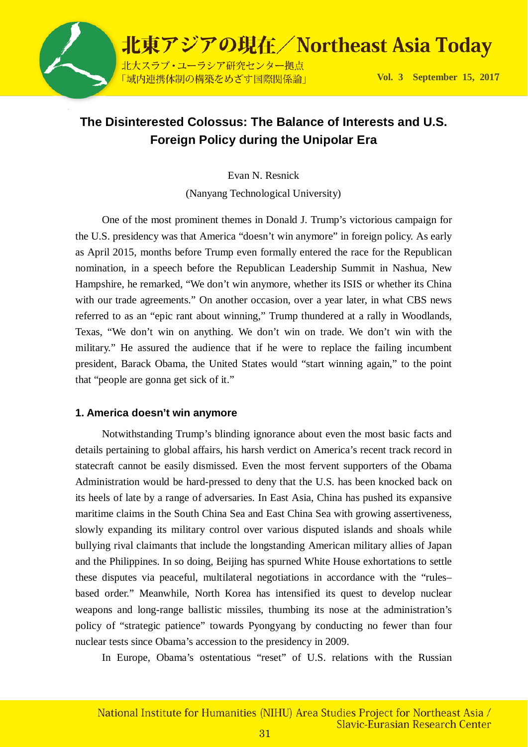# The Disinterested Colossus: The Balance of Interests and U.S. Foreign Policy during the Unipolar Era

Evan N. Resnick

(Nanyang Technological University)

One of the most prominent themes in Donald J. Trump's victorious campaign for the U.S. presidency was that America "doesn't win anymore" in foreign policy. As early as April 2015, months before Trump even formally entered the race for the Republican nomination, in a speech before the Republican Leadership Summit in Nashua, New Hampshire, he remarked, "We don't win anymore, whether its ISIS or whether its China with our trade agreements." On another occasion, over a year later, in what CBS news referred to as an "epic rant about winning," Trump thundered at a rally in Woodlands, Texas, "We don't win on anything. We don't win on trade. We don't win with the military." He assured the audience that if he were to replace the failing incumbent president, Barack Obama, the United States would "start winning again," to the point that "people are gonna get sick of it."

## 1. America doesn't win anymore

Notwithstanding Trump's blinding ignorance about even the most basic facts and details pertaining to global affairs, his harsh verdict on America's recent track record in statecraft cannot be easily dismissed. Even the most fervent supporters of the Obama Administration would be hard-pressed to deny that the U.S. has been knocked back on its heels of late by a range of adversaries. In East Asia, China has pushed its expansive maritime claims in the South China Sea and East China Sea with growing assertiveness, slowly expanding its military control over various disputed islands and shoals while bullying rival claimants that include the longstanding American military allies of Japan and the Philippines. In so doing, Beijing has spurned White House exhortations to settle these disputes via peaceful, multilateral negotiations in accordance with the "rules–based order." Meanwhile, North Korea has intensified its quest to develop nuclear weapons and long-range ballistic missiles, thumbing its nose at the administration's policy of "strategic patience" towards Pyongyang by conducting no fewer than four nuclear tests since Obama's accession to the presidency in 2009.

In Europe, Obama's ostentatious "reset" of U.S. relations with the Russian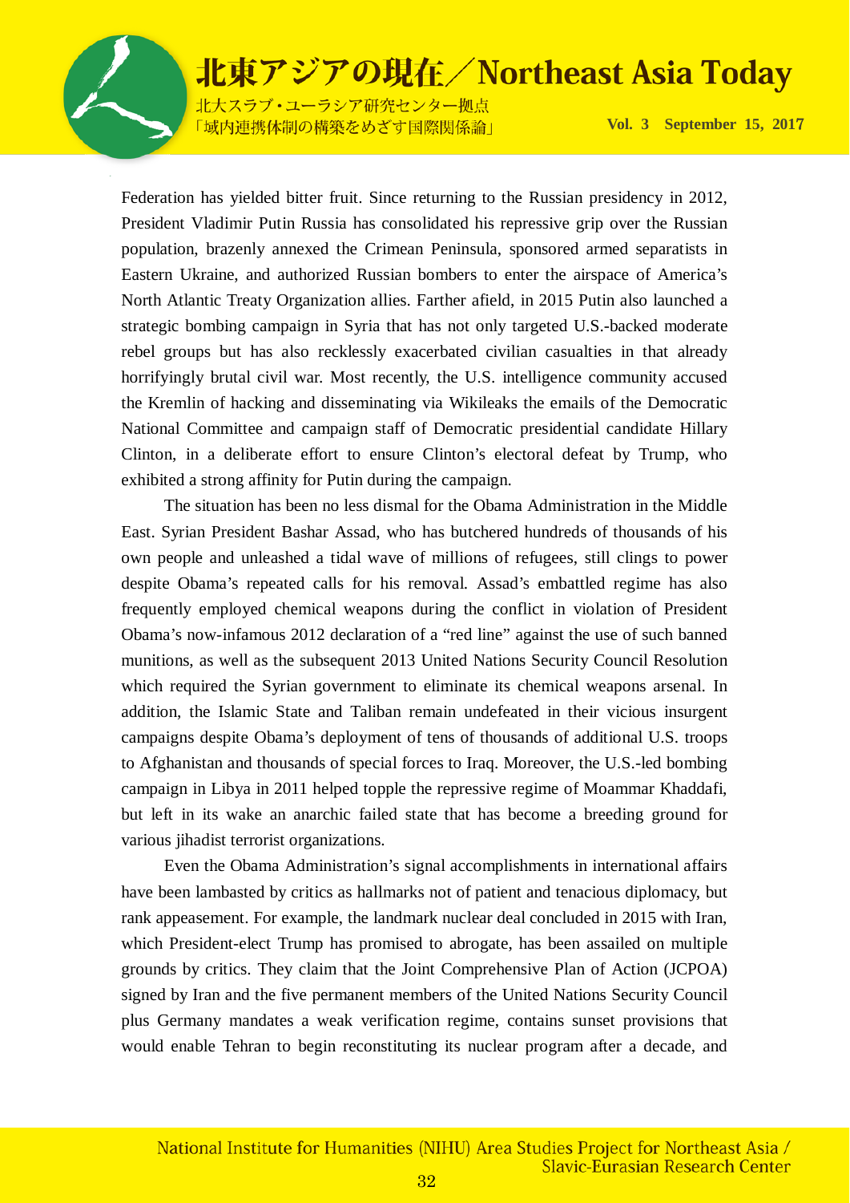Federation has yielded bitter fruit. Since returning to the Russian presidency in 2012, President Vladimir Putin Russia has consolidated his repressive grip over the Russian population, brazenly annexed the Crimean Peninsula, sponsored armed separatists in Eastern Ukraine, and authorized Russian bombers to enter the airspace of America's North Atlantic Treaty Organization allies. Farther afield, in 2015 Putin also launched a strategic bombing campaign in Syria that has not only targeted U.S.-backed moderate rebel groups but has also recklessly exacerbated civilian casualties in that already horrifyingly brutal civil war. Most recently, the U.S. intelligence community accused the Kremlin of hacking and disseminating via Wikileaks the emails of the Democratic National Committee and campaign staff of Democratic presidential candidate Hillary Clinton, in a deliberate effort to ensure Clinton's electoral defeat by Trump, who exhibited a strong affinity for Putin during the campaign.

The situation has been no less dismal for the Obama Administration in the Middle East. Syrian President Bashar Assad, who has butchered hundreds of thousands of his own people and unleashed a tidal wave of millions of refugees, still clings to power despite Obama's repeated calls for his removal. Assad's embattled regime has also frequently employed chemical weapons during the conflict in violation of President Obama's now-infamous 2012 declaration of a "red line" against the use of such banned munitions, as well as the subsequent 2013 United Nations Security Council Resolution which required the Syrian government to eliminate its chemical weapons arsenal. In addition, the Islamic State and Taliban remain undefeated in their vicious insurgent campaigns despite Obama's deployment of tens of thousands of additional U.S. troops to Afghanistan and thousands of special forces to Iraq. Moreover, the U.S.-led bombing campaign in Libya in 2011 helped topple the repressive regime of Moammar Khaddafi, but left in its wake an anarchic failed state that has become a breeding ground for various jihadist terrorist organizations.

Even the Obama Administration's signal accomplishments in international affairs have been lambasted by critics as hallmarks not of patient and tenacious diplomacy, but rank appeasement. For example, the landmark nuclear deal concluded in 2015 with Iran, which President-elect Trump has promised to abrogate, has been assailed on multiple grounds by critics. They claim that the Joint Comprehensive Plan of Action (JCPOA) signed by Iran and the five permanent members of the United Nations Security Council plus Germany mandates a weak verification regime, contains sunset provisions that would enable Tehran to begin reconstituting its nuclear program after a decade, and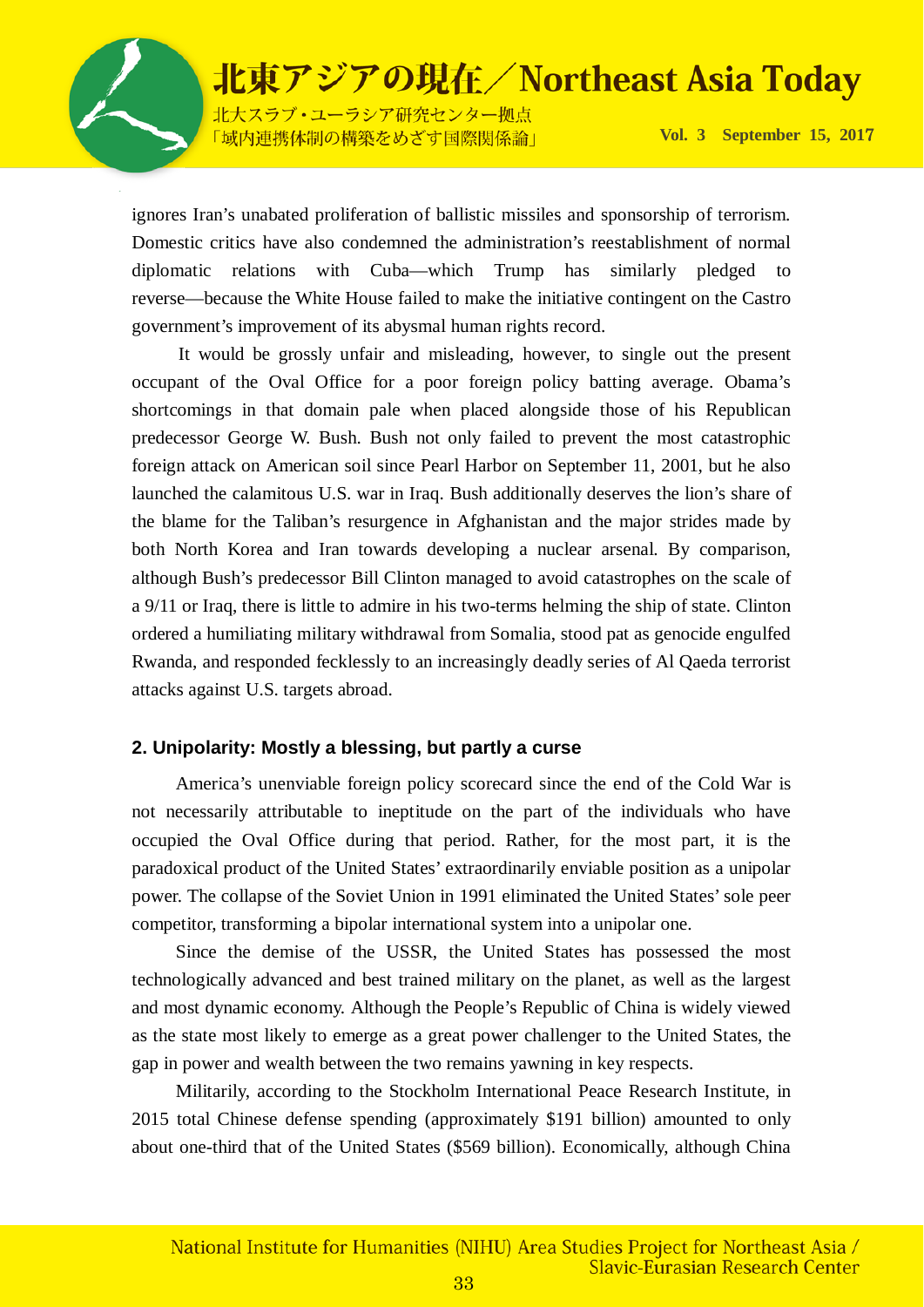ignores Iran's unabated proliferation of ballistic missiles and sponsorship of terrorism. Domestic critics have also condemned the administration's reestablishment of normal diplomatic relations with Cuba—which Trump has similarly pledged to reverse—because the White House failed to make the initiative contingent on the Castro government's improvement of its abysmal human rights record.

It would be grossly unfair and misleading, however, to single out the present occupant of the Oval Office for a poor foreign policy batting average. Obama's shortcomings in that domain pale when placed alongside those of his Republican predecessor George W. Bush. Bush not only failed to prevent the most catastrophic foreign attack on American soil since Pearl Harbor on September 11, 2001, but he also launched the calamitous U.S. war in Iraq. Bush additionally deserves the lion's share of the blame for the Taliban's resurgence in Afghanistan and the major strides made by both North Korea and Iran towards developing a nuclear arsenal. By comparison, although Bush's predecessor Bill Clinton managed to avoid catastrophes on the scale of a 9/11 or Iraq, there is little to admire in his two-terms helming the ship of state. Clinton ordered a humiliating military withdrawal from Somalia, stood pat as genocide engulfed Rwanda, and responded fecklessly to an increasingly deadly series of Al Qaeda terrorist attacks against U.S. targets abroad.

### 2. Unipolarity: Mostly a blessing, but partly a curse

America's unenviable foreign policy scorecard since the end of the Cold War is not necessarily attributable to ineptitude on the part of the individuals who have occupied the Oval Office during that period. Rather, for the most part, it is the paradoxical product of the United States' extraordinarily enviable position as a unipolar power. The collapse of the Soviet Union in 1991 eliminated the United States' sole peer competitor, transforming a bipolar international system into a unipolar one.

Since the demise of the USSR, the United States has possessed the most technologically advanced and best trained military on the planet, as well as the largest and most dynamic economy. Although the People's Republic of China is widely viewed as the state most likely to emerge as a great power challenger to the United States, the gap in power and wealth between the two remains yawning in key respects.

Militarily, according to the Stockholm International Peace Research Institute, in 2015 total Chinese defense spending (approximately $191 billion) amounted to only about one-third that of the United States ($569 billion). Economically, although China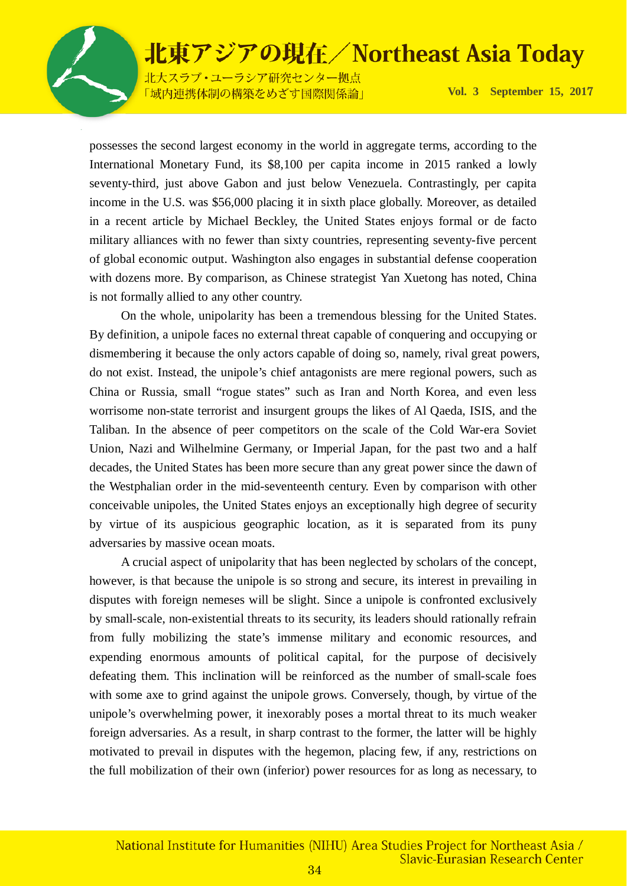possesses the second largest economy in the world in aggregate terms, according to the International Monetary Fund, its $8,100 per capita income in 2015 ranked a lowly seventy-third, just above Gabon and just below Venezuela. Contrastingly, per capita income in the U.S. was $56,000 placing it in sixth place globally. Moreover, as detailed in a recent article by Michael Beckley, the United States enjoys formal or de facto military alliances with no fewer than sixty countries, representing seventy-five percent of global economic output. Washington also engages in substantial defense cooperation with dozens more. By comparison, as Chinese strategist Yan Xuetong has noted, China is not formally allied to any other country.

On the whole, unipolarity has been a tremendous blessing for the United States. By definition, a unipole faces no external threat capable of conquering and occupying or dismembering it because the only actors capable of doing so, namely, rival great powers, do not exist. Instead, the unipole's chief antagonists are mere regional powers, such as China or Russia, small "rogue states" such as Iran and North Korea, and even less worrisome non-state terrorist and insurgent groups the likes of Al Qaeda, ISIS, and the Taliban. In the absence of peer competitors on the scale of the Cold War-era Soviet Union, Nazi and Wilhelmine Germany, or Imperial Japan, for the past two and a half decades, the United States has been more secure than any great power since the dawn of the Westphalian order in the mid-seventeenth century. Even by comparison with other conceivable unipoles, the United States enjoys an exceptionally high degree of security by virtue of its auspicious geographic location, as it is separated from its puny adversaries by massive ocean moats.

A crucial aspect of unipolarity that has been neglected by scholars of the concept, however, is that because the unipole is so strong and secure, its interest in prevailing in disputes with foreign nemeses will be slight. Since a unipole is confronted exclusively by small-scale, non-existential threats to its security, its leaders should rationally refrain from fully mobilizing the state's immense military and economic resources, and expending enormous amounts of political capital, for the purpose of decisively defeating them. This inclination will be reinforced as the number of small-scale foes with some axe to grind against the unipole grows. Conversely, though, by virtue of the unipole's overwhelming power, it inexorably poses a mortal threat to its much weaker foreign adversaries. As a result, in sharp contrast to the former, the latter will be highly motivated to prevail in disputes with the hegemon, placing few, if any, restrictions on the full mobilization of their own (inferior) power resources for as long as necessary, to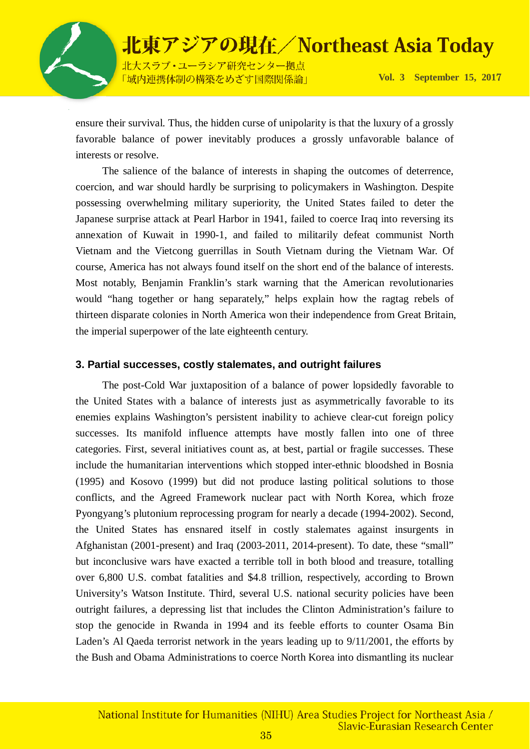ensure their survival. Thus, the hidden curse of unipolarity is that the luxury of a grossly favorable balance of power inevitably produces a grossly unfavorable balance of interests or resolve.

The salience of the balance of interests in shaping the outcomes of deterrence, coercion, and war should hardly be surprising to policymakers in Washington. Despite possessing overwhelming military superiority, the United States failed to deter the Japanese surprise attack at Pearl Harbor in 1941, failed to coerce Iraq into reversing its annexation of Kuwait in 1990-1, and failed to militarily defeat communist North Vietnam and the Vietcong guerrillas in South Vietnam during the Vietnam War. Of course, America has not always found itself on the short end of the balance of interests. Most notably, Benjamin Franklin's stark warning that the American revolutionaries would "hang together or hang separately," helps explain how the ragtag rebels of thirteen disparate colonies in North America won their independence from Great Britain, the imperial superpower of the late eighteenth century.

### 3. Partial successes, costly stalemates, and outright failures

The post-Cold War juxtaposition of a balance of power lopsidedly favorable to the United States with a balance of interests just as asymmetrically favorable to its enemies explains Washington's persistent inability to achieve clear-cut foreign policy successes. Its manifold influence attempts have mostly fallen into one of three categories. First, several initiatives count as, at best, partial or fragile successes. These include the humanitarian interventions which stopped inter-ethnic bloodshed in Bosnia (1995) and Kosovo (1999) but did not produce lasting political solutions to those conflicts, and the Agreed Framework nuclear pact with North Korea, which froze Pyongyang's plutonium reprocessing program for nearly a decade (1994-2002). Second, the United States has ensnared itself in costly stalemates against insurgents in Afghanistan (2001-present) and Iraq (2003-2011, 2014-present). To date, these "small" but inconclusive wars have exacted a terrible toll in both blood and treasure, totalling over 6,800 U.S. combat fatalities and $4.8 trillion, respectively, according to Brown University's Watson Institute. Third, several U.S. national security policies have been outright failures, a depressing list that includes the Clinton Administration's failure to stop the genocide in Rwanda in 1994 and its feeble efforts to counter Osama Bin Laden's Al Qaeda terrorist network in the years leading up to 9/11/2001, the efforts by the Bush and Obama Administrations to coerce North Korea into dismantling its nuclear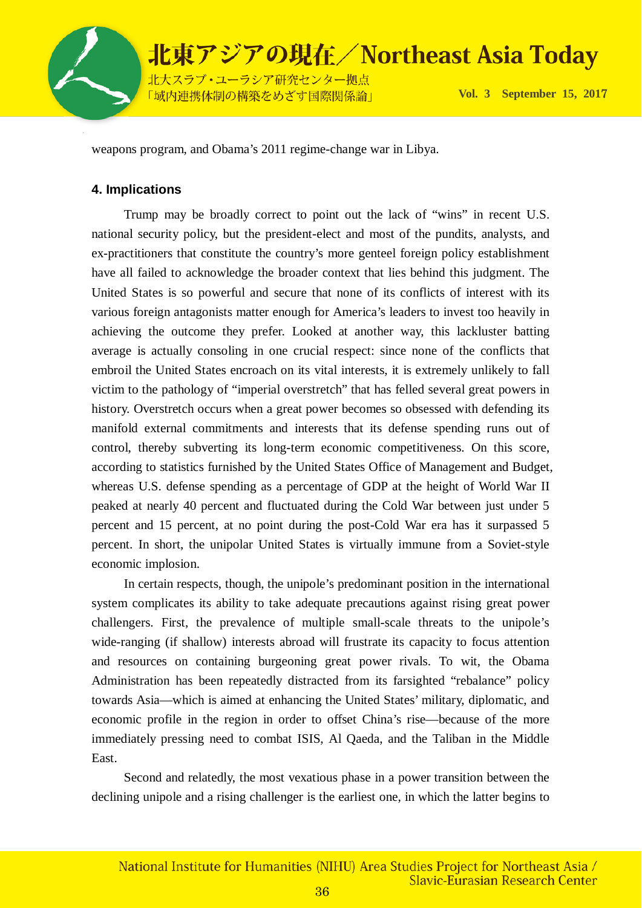weapons program, and Obama's 2011 regime-change war in Libya.

#### 4. Implications

Trump may be broadly correct to point out the lack of "wins" in recent U.S. national security policy, but the president-elect and most of the pundits, analysts, and ex-practitioners that constitute the country's more genteel foreign policy establishment have all failed to acknowledge the broader context that lies behind this judgment. The United States is so powerful and secure that none of its conflicts of interest with its various foreign antagonists matter enough for America's leaders to invest too heavily in achieving the outcome they prefer. Looked at another way, this lackluster batting average is actually consoling in one crucial respect: since none of the conflicts that embroil the United States encroach on its vital interests, it is extremely unlikely to fall victim to the pathology of "imperial overstretch" that has felled several great powers in history. Overstretch occurs when a great power becomes so obsessed with defending its manifold external commitments and interests that its defense spending runs out of control, thereby subverting its long-term economic competitiveness. On this score, according to statistics furnished by the United States Office of Management and Budget, whereas U.S. defense spending as a percentage of GDP at the height of World War II peaked at nearly 40 percent and fluctuated during the Cold War between just under 5 percent and 15 percent, at no point during the post-Cold War era has it surpassed 5 percent. In short, the unipolar United States is virtually immune from a Soviet-style economic implosion.

In certain respects, though, the unipole's predominant position in the international system complicates its ability to take adequate precautions against rising great power challengers. First, the prevalence of multiple small-scale threats to the unipole's wide-ranging (if shallow) interests abroad will frustrate its capacity to focus attention and resources on containing burgeoning great power rivals. To wit, the Obama Administration has been repeatedly distracted from its farsighted "rebalance" policy towards Asia—which is aimed at enhancing the United States' military, diplomatic, and economic profile in the region in order to offset China's rise—because of the more immediately pressing need to combat ISIS, Al Qaeda, and the Taliban in the Middle East.

Second and relatedly, the most vexatious phase in a power transition between the declining unipole and a rising challenger is the earliest one, in which the latter begins to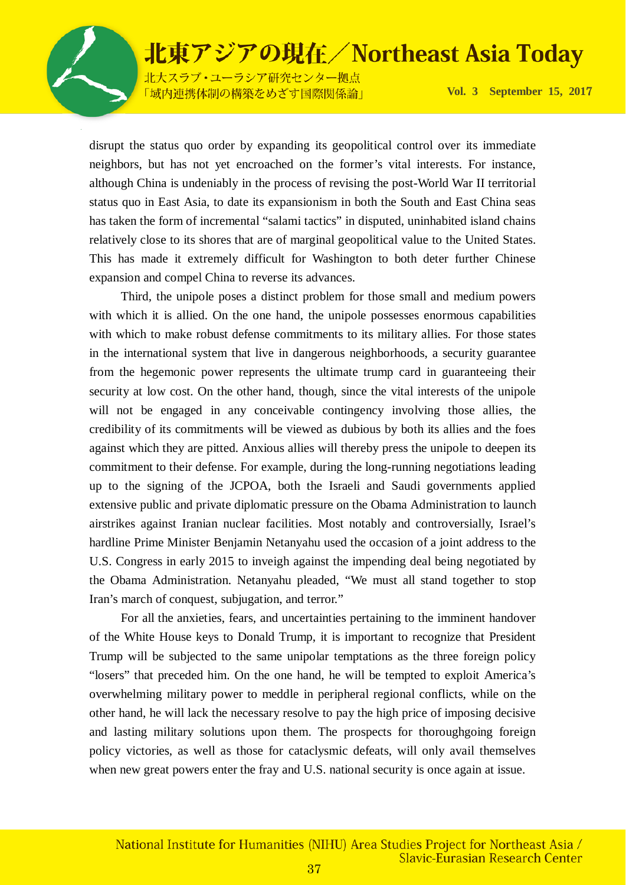disrupt the status quo order by expanding its geopolitical control over its immediate neighbors, but has not yet encroached on the former's vital interests. For instance, although China is undeniably in the process of revising the post-World War II territorial status quo in East Asia, to date its expansionism in both the South and East China seas has taken the form of incremental "salami tactics" in disputed, uninhabited island chains relatively close to its shores that are of marginal geopolitical value to the United States. This has made it extremely difficult for Washington to both deter further Chinese expansion and compel China to reverse its advances.

Third, the unipole poses a distinct problem for those small and medium powers with which it is allied. On the one hand, the unipole possesses enormous capabilities with which to make robust defense commitments to its military allies. For those states in the international system that live in dangerous neighborhoods, a security guarantee from the hegemonic power represents the ultimate trump card in guaranteeing their security at low cost. On the other hand, though, since the vital interests of the unipole will not be engaged in any conceivable contingency involving those allies, the credibility of its commitments will be viewed as dubious by both its allies and the foes against which they are pitted. Anxious allies will thereby press the unipole to deepen its commitment to their defense. For example, during the long-running negotiations leading up to the signing of the JCPOA, both the Israeli and Saudi governments applied extensive public and private diplomatic pressure on the Obama Administration to launch airstrikes against Iranian nuclear facilities. Most notably and controversially, Israel's hardline Prime Minister Benjamin Netanyahu used the occasion of a joint address to the U.S. Congress in early 2015 to inveigh against the impending deal being negotiated by the Obama Administration. Netanyahu pleaded, "We must all stand together to stop Iran's march of conquest, subjugation, and terror."

For all the anxieties, fears, and uncertainties pertaining to the imminent handover of the White House keys to Donald Trump, it is important to recognize that President Trump will be subjected to the same unipolar temptations as the three foreign policy "losers" that preceded him. On the one hand, he will be tempted to exploit America's overwhelming military power to meddle in peripheral regional conflicts, while on the other hand, he will lack the necessary resolve to pay the high price of imposing decisive and lasting military solutions upon them. The prospects for thoroughgoing foreign policy victories, as well as those for cataclysmic defeats, will only avail themselves when new great powers enter the fray and U.S. national security is once again at issue.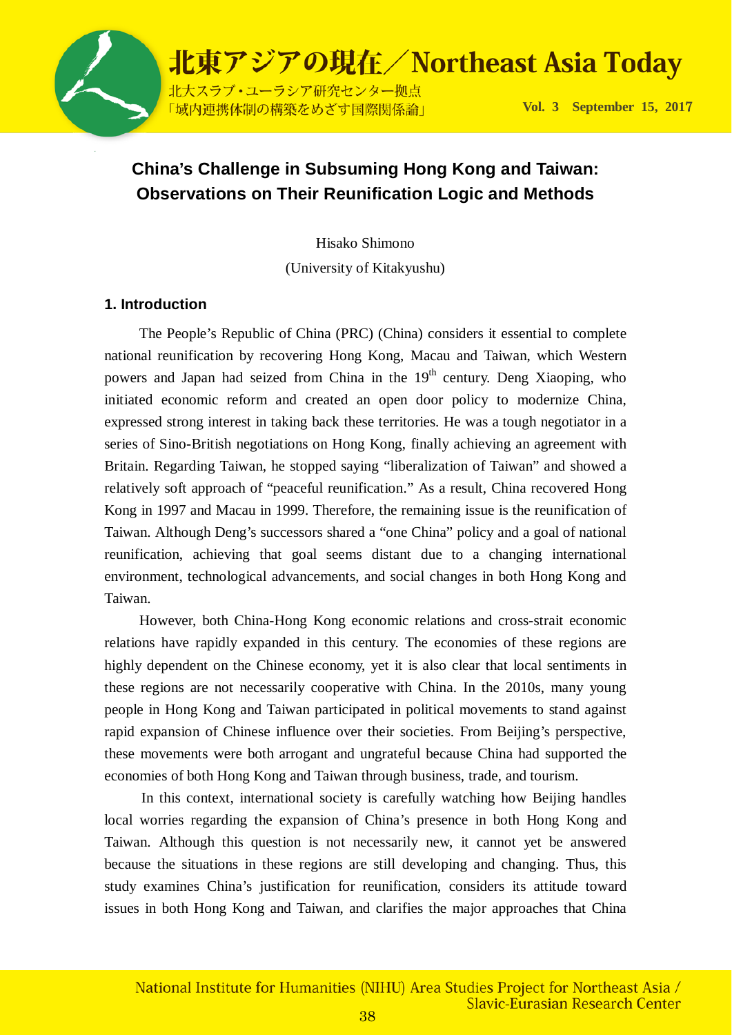## China's Challenge in Subsuming Hong Kong and Taiwan: Observations on Their Reunification Logic and Methods

Hisako Shimono

(University of Kitakyushu)

### 1. Introduction

The People's Republic of China (PRC) (China) considers it essential to complete national reunification by recovering Hong Kong, Macau and Taiwan, which Western powers and Japan had seized from China in the 19th century. Deng Xiaoping, who initiated economic reform and created an open door policy to modernize China, expressed strong interest in taking back these territories. He was a tough negotiator in a series of Sino-British negotiations on Hong Kong, finally achieving an agreement with Britain. Regarding Taiwan, he stopped saying "liberalization of Taiwan" and showed a relatively soft approach of "peaceful reunification." As a result, China recovered Hong Kong in 1997 and Macau in 1999. Therefore, the remaining issue is the reunification of Taiwan. Although Deng's successors shared a "one China" policy and a goal of national reunification, achieving that goal seems distant due to a changing international environment, technological advancements, and social changes in both Hong Kong and Taiwan.

However, both China-Hong Kong economic relations and cross-strait economic relations have rapidly expanded in this century. The economies of these regions are highly dependent on the Chinese economy, yet it is also clear that local sentiments in these regions are not necessarily cooperative with China. In the 2010s, many young people in Hong Kong and Taiwan participated in political movements to stand against rapid expansion of Chinese influence over their societies. From Beijing's perspective, these movements were both arrogant and ungrateful because China had supported the economies of both Hong Kong and Taiwan through business, trade, and tourism.

In this context, international society is carefully watching how Beijing handles local worries regarding the expansion of China's presence in both Hong Kong and Taiwan. Although this question is not necessarily new, it cannot yet be answered because the situations in these regions are still developing and changing. Thus, this study examines China's justification for reunification, considers its attitude toward issues in both Hong Kong and Taiwan, and clarifies the major approaches that China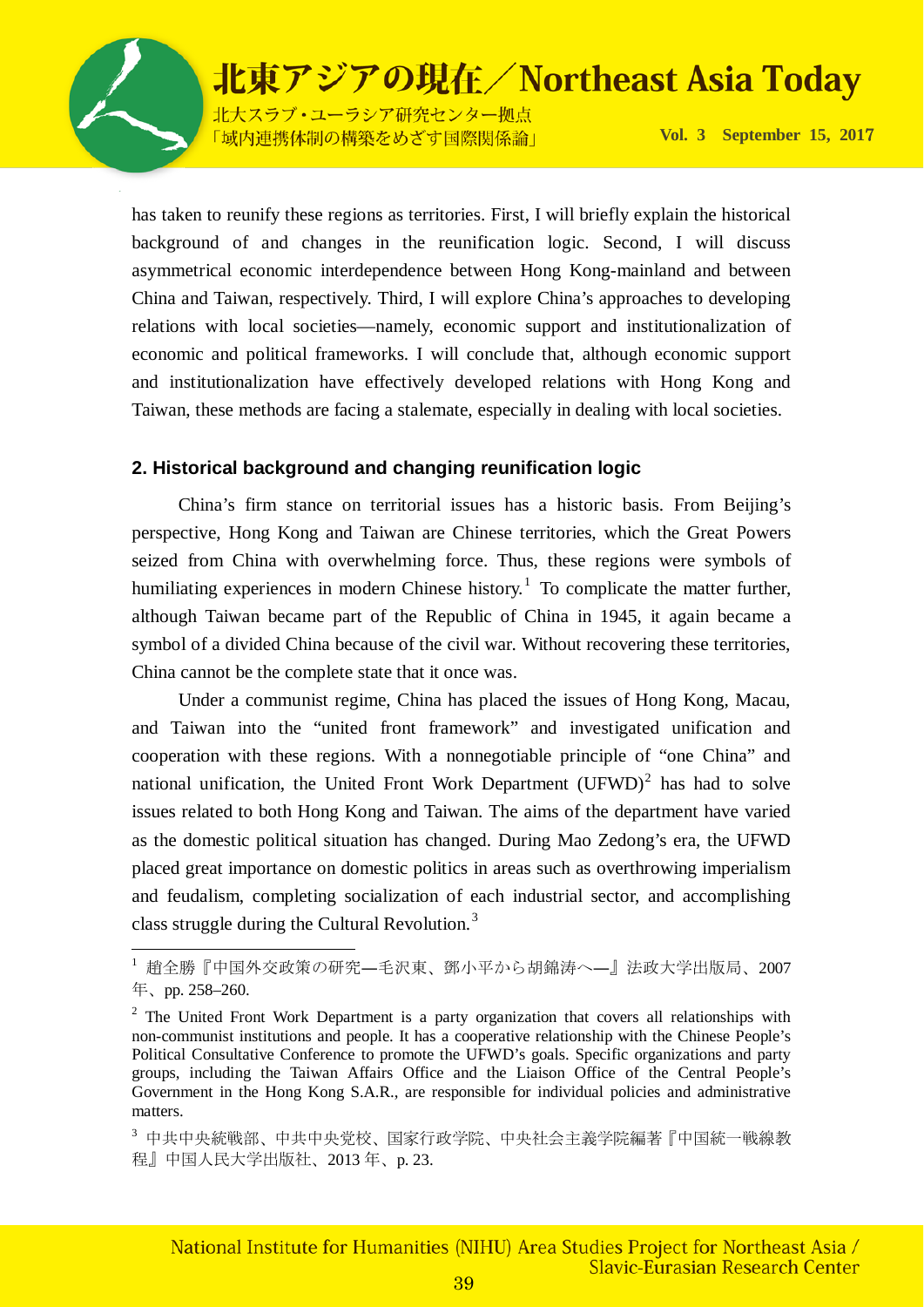has taken to reunify these regions as territories. First, I will briefly explain the historical background of and changes in the reunification logic. Second, I will discuss asymmetrical economic interdependence between Hong Kong-mainland and between China and Taiwan, respectively. Third, I will explore China's approaches to developing relations with local societies—namely, economic support and institutionalization of economic and political frameworks. I will conclude that, although economic support and institutionalization have effectively developed relations with Hong Kong and Taiwan, these methods are facing a stalemate, especially in dealing with local societies.

## 2. Historical background and changing reunification logic

China's firm stance on territorial issues has a historic basis. From Beijing's perspective, Hong Kong and Taiwan are Chinese territories, which the Great Powers seized from China with overwhelming force. Thus, these regions were symbols of humiliating experiences in modern Chinese history.[1] To complicate the matter further, although Taiwan became part of the Republic of China in 1945, it again became a symbol of a divided China because of the civil war. Without recovering these territories, China cannot be the complete state that it once was.

Under a communist regime, China has placed the issues of Hong Kong, Macau, and Taiwan into the "united front framework" and investigated unification and cooperation with these regions. With a nonnegotiable principle of "one China" and national unification, the United Front Work Department (UFWD)[2] has had to solve issues related to both Hong Kong and Taiwan. The aims of the department have varied as the domestic political situation has changed. During Mao Zedong's era, the UFWD placed great importance on domestic politics in areas such as overthrowing imperialism and feudalism, completing socialization of each industrial sector, and accomplishing class struggle during the Cultural Revolution.[3]

---

[1] 趙全勝『中国外交政策の研究—毛沢東、鄧小平から胡錦涛へ—』法政大学出版局、2007年、pp. 258–260.

[2] The United Front Work Department is a party organization that covers all relationships with non-communist institutions and people. It has a cooperative relationship with the Chinese People's Political Consultative Conference to promote the UFWD's goals. Specific organizations and party groups, including the Taiwan Affairs Office and the Liaison Office of the Central People's Government in the Hong Kong S.A.R., are responsible for individual policies and administrative matters.

[3] 中共中央統戦部、中共中央党校、国家行政学院、中央社会主義学院編著『中国統一戦線教程』中国人民大学出版社、2013年、p. 23.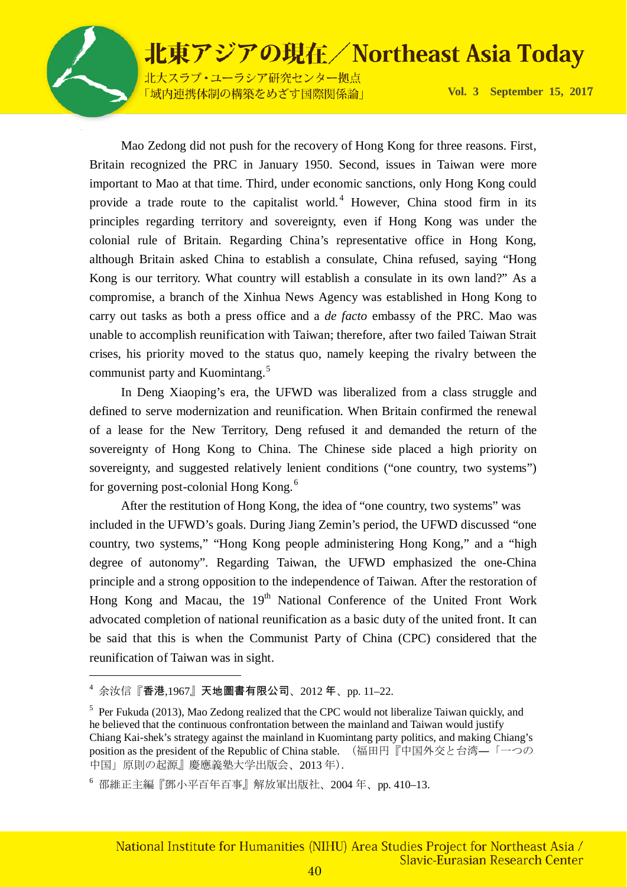Mao Zedong did not push for the recovery of Hong Kong for three reasons. First, Britain recognized the PRC in January 1950. Second, issues in Taiwan were more important to Mao at that time. Third, under economic sanctions, only Hong Kong could provide a trade route to the capitalist world.[4] However, China stood firm in its principles regarding territory and sovereignty, even if Hong Kong was under the colonial rule of Britain. Regarding China's representative office in Hong Kong, although Britain asked China to establish a consulate, China refused, saying "Hong Kong is our territory. What country will establish a consulate in its own land?" As a compromise, a branch of the Xinhua News Agency was established in Hong Kong to carry out tasks as both a press office and a *de facto* embassy of the PRC. Mao was unable to accomplish reunification with Taiwan; therefore, after two failed Taiwan Strait crises, his priority moved to the status quo, namely keeping the rivalry between the communist party and Kuomintang.[5]

In Deng Xiaoping's era, the UFWD was liberalized from a class struggle and defined to serve modernization and reunification. When Britain confirmed the renewal of a lease for the New Territory, Deng refused it and demanded the return of the sovereignty of Hong Kong to China. The Chinese side placed a high priority on sovereignty, and suggested relatively lenient conditions ("one country, two systems") for governing post-colonial Hong Kong.[6]

After the restitution of Hong Kong, the idea of "one country, two systems" was included in the UFWD's goals. During Jiang Zemin's period, the UFWD discussed "one country, two systems," "Hong Kong people administering Hong Kong," and a "high degree of autonomy". Regarding Taiwan, the UFWD emphasized the one-China principle and a strong opposition to the independence of Taiwan. After the restoration of Hong Kong and Macau, the 19th National Conference of the United Front Work advocated completion of national reunification as a basic duty of the united front. It can be said that this is when the Communist Party of China (CPC) considered that the reunification of Taiwan was in sight.

---

[4] 余汝信『香港,1967』天地圖書有限公司、2012 年、pp. 11–22.

[5] Per Fukuda (2013), Mao Zedong realized that the CPC would not liberalize Taiwan quickly, and he believed that the continuous confrontation between the mainland and Taiwan would justify Chiang Kai-shek's strategy against the mainland in Kuomintang party politics, and making Chiang's position as the president of the Republic of China stable. （福田円『中国外交と台湾―「一つの中国」原則の起源』慶應義塾大学出版会、2013 年）.

[6] 邵維正主編『鄧小平百年百事』解放軍出版社、2004 年、pp. 410–13.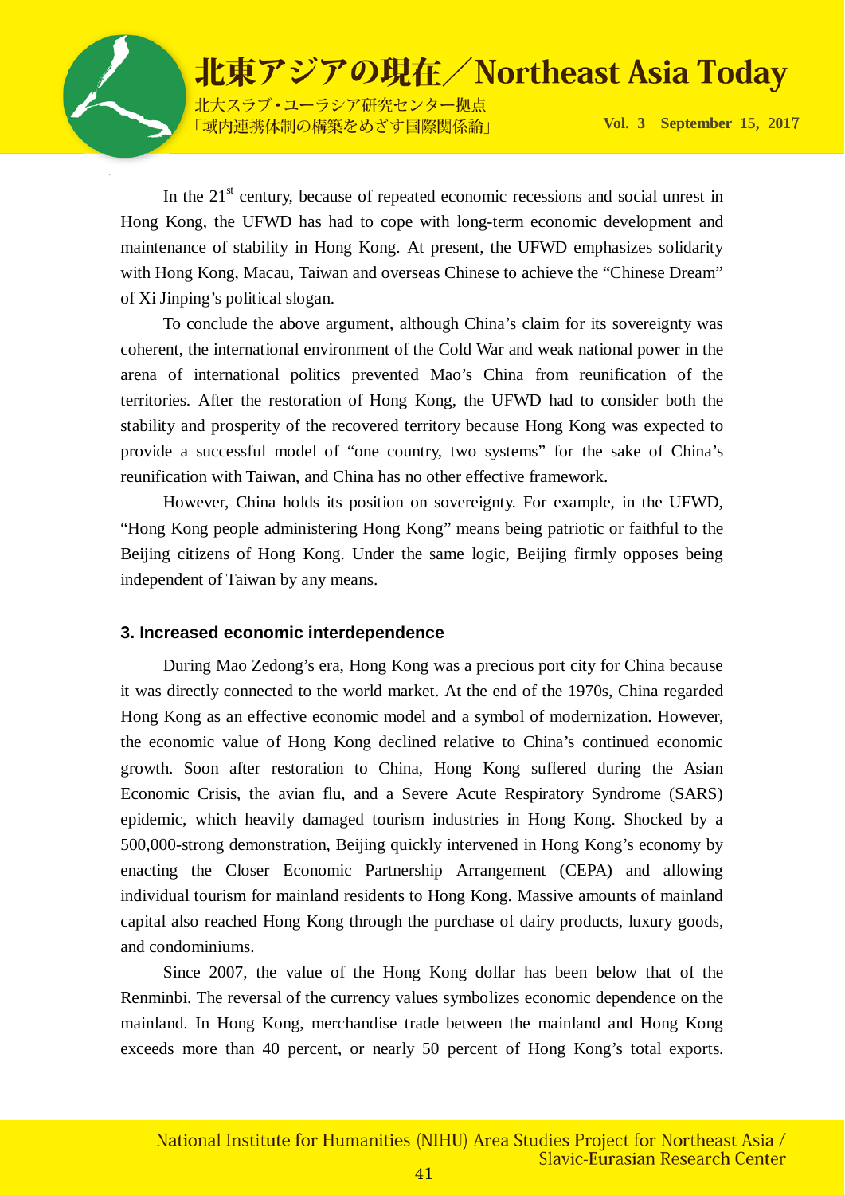In the 21st century, because of repeated economic recessions and social unrest in Hong Kong, the UFWD has had to cope with long-term economic development and maintenance of stability in Hong Kong. At present, the UFWD emphasizes solidarity with Hong Kong, Macau, Taiwan and overseas Chinese to achieve the "Chinese Dream" of Xi Jinping's political slogan.

To conclude the above argument, although China's claim for its sovereignty was coherent, the international environment of the Cold War and weak national power in the arena of international politics prevented Mao's China from reunification of the territories. After the restoration of Hong Kong, the UFWD had to consider both the stability and prosperity of the recovered territory because Hong Kong was expected to provide a successful model of "one country, two systems" for the sake of China's reunification with Taiwan, and China has no other effective framework.

However, China holds its position on sovereignty. For example, in the UFWD, "Hong Kong people administering Hong Kong" means being patriotic or faithful to the Beijing citizens of Hong Kong. Under the same logic, Beijing firmly opposes being independent of Taiwan by any means.

### 3. Increased economic interdependence

During Mao Zedong's era, Hong Kong was a precious port city for China because it was directly connected to the world market. At the end of the 1970s, China regarded Hong Kong as an effective economic model and a symbol of modernization. However, the economic value of Hong Kong declined relative to China's continued economic growth. Soon after restoration to China, Hong Kong suffered during the Asian Economic Crisis, the avian flu, and a Severe Acute Respiratory Syndrome (SARS) epidemic, which heavily damaged tourism industries in Hong Kong. Shocked by a 500,000-strong demonstration, Beijing quickly intervened in Hong Kong's economy by enacting the Closer Economic Partnership Arrangement (CEPA) and allowing individual tourism for mainland residents to Hong Kong. Massive amounts of mainland capital also reached Hong Kong through the purchase of dairy products, luxury goods, and condominiums.

Since 2007, the value of the Hong Kong dollar has been below that of the Renminbi. The reversal of the currency values symbolizes economic dependence on the mainland. In Hong Kong, merchandise trade between the mainland and Hong Kong exceeds more than 40 percent, or nearly 50 percent of Hong Kong's total exports.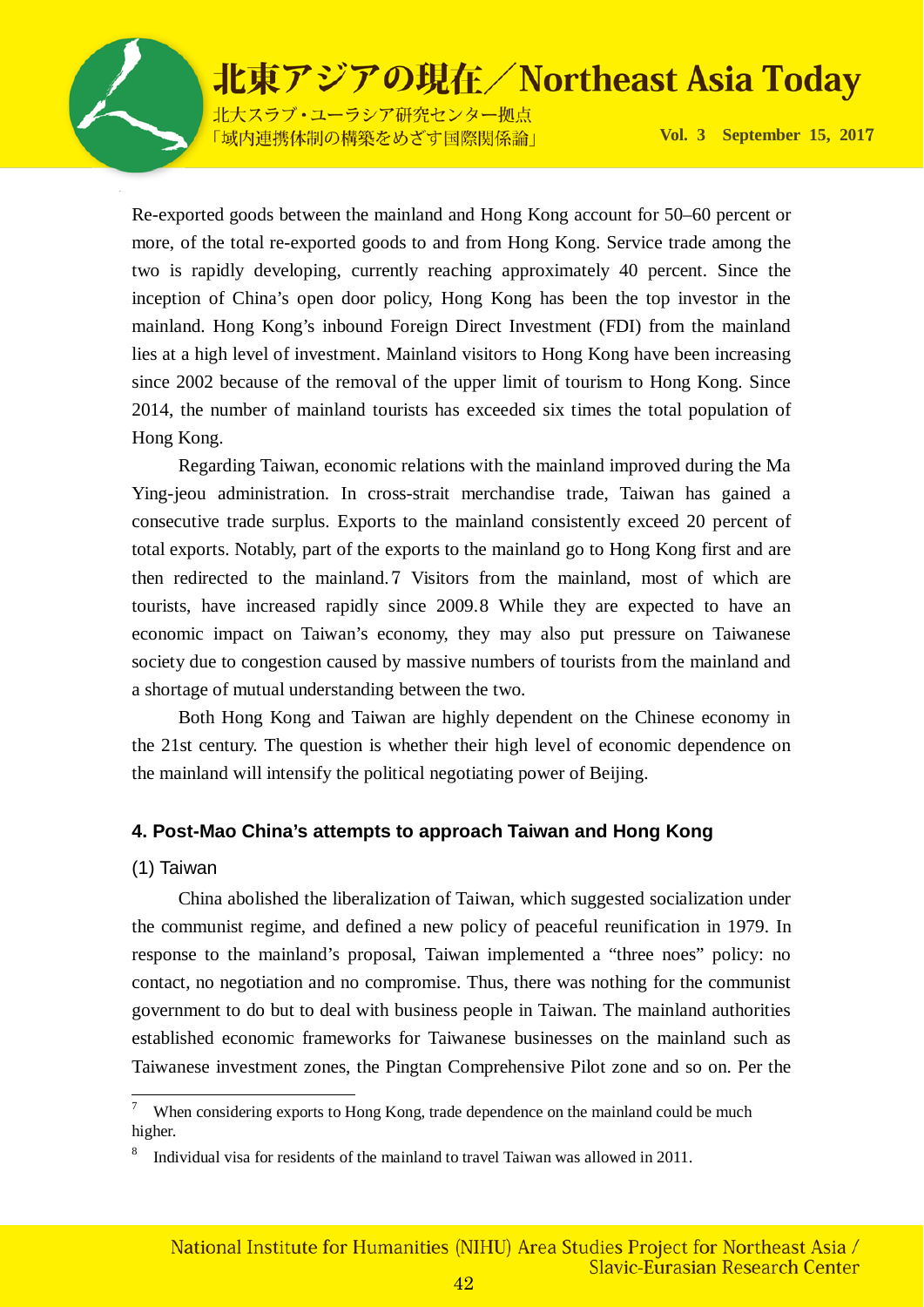Re-exported goods between the mainland and Hong Kong account for 50–60 percent or more, of the total re-exported goods to and from Hong Kong. Service trade among the two is rapidly developing, currently reaching approximately 40 percent. Since the inception of China's open door policy, Hong Kong has been the top investor in the mainland. Hong Kong's inbound Foreign Direct Investment (FDI) from the mainland lies at a high level of investment. Mainland visitors to Hong Kong have been increasing since 2002 because of the removal of the upper limit of tourism to Hong Kong. Since 2014, the number of mainland tourists has exceeded six times the total population of Hong Kong.

Regarding Taiwan, economic relations with the mainland improved during the Ma Ying-jeou administration. In cross-strait merchandise trade, Taiwan has gained a consecutive trade surplus. Exports to the mainland consistently exceed 20 percent of total exports. Notably, part of the exports to the mainland go to Hong Kong first and are then redirected to the mainland.[7] Visitors from the mainland, most of which are tourists, have increased rapidly since 2009.[8] While they are expected to have an economic impact on Taiwan's economy, they may also put pressure on Taiwanese society due to congestion caused by massive numbers of tourists from the mainland and a shortage of mutual understanding between the two.

Both Hong Kong and Taiwan are highly dependent on the Chinese economy in the 21st century. The question is whether their high level of economic dependence on the mainland will intensify the political negotiating power of Beijing.

## 4. Post-Mao China's attempts to approach Taiwan and Hong Kong

### (1) Taiwan

China abolished the liberalization of Taiwan, which suggested socialization under the communist regime, and defined a new policy of peaceful reunification in 1979. In response to the mainland's proposal, Taiwan implemented a "three noes" policy: no contact, no negotiation and no compromise. Thus, there was nothing for the communist government to do but to deal with business people in Taiwan. The mainland authorities established economic frameworks for Taiwanese businesses on the mainland such as Taiwanese investment zones, the Pingtan Comprehensive Pilot zone and so on. Per the

---

[7] When considering exports to Hong Kong, trade dependence on the mainland could be much higher.

[8] Individual visa for residents of the mainland to travel Taiwan was allowed in 2011.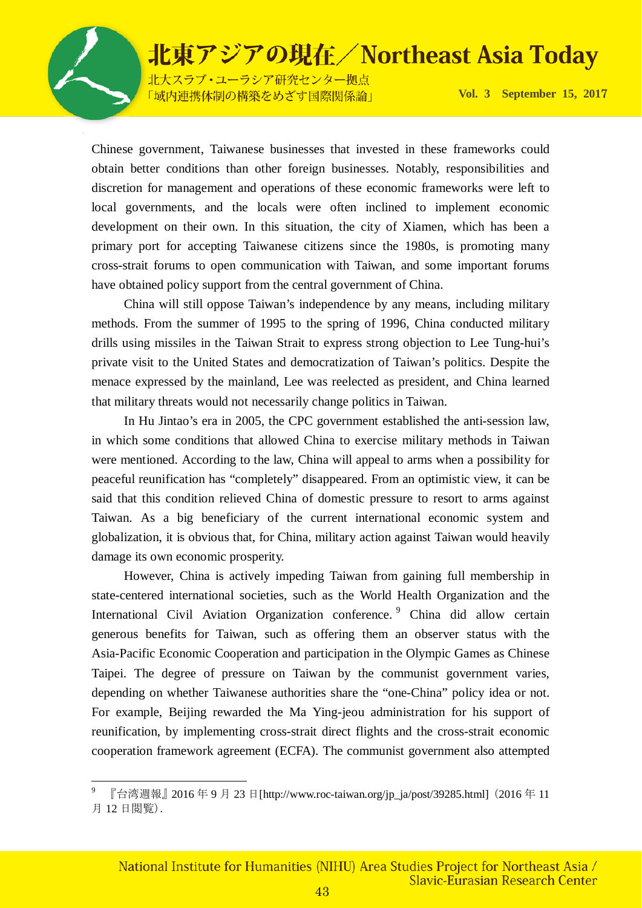Chinese government, Taiwanese businesses that invested in these frameworks could obtain better conditions than other foreign businesses. Notably, responsibilities and discretion for management and operations of these economic frameworks were left to local governments, and the locals were often inclined to implement economic development on their own. In this situation, the city of Xiamen, which has been a primary port for accepting Taiwanese citizens since the 1980s, is promoting many cross-strait forums to open communication with Taiwan, and some important forums have obtained policy support from the central government of China.

China will still oppose Taiwan's independence by any means, including military methods. From the summer of 1995 to the spring of 1996, China conducted military drills using missiles in the Taiwan Strait to express strong objection to Lee Tung-hui's private visit to the United States and democratization of Taiwan's politics. Despite the menace expressed by the mainland, Lee was reelected as president, and China learned that military threats would not necessarily change politics in Taiwan.

In Hu Jintao's era in 2005, the CPC government established the anti-session law, in which some conditions that allowed China to exercise military methods in Taiwan were mentioned. According to the law, China will appeal to arms when a possibility for peaceful reunification has "completely" disappeared. From an optimistic view, it can be said that this condition relieved China of domestic pressure to resort to arms against Taiwan. As a big beneficiary of the current international economic system and globalization, it is obvious that, for China, military action against Taiwan would heavily damage its own economic prosperity.

However, China is actively impeding Taiwan from gaining full membership in state-centered international societies, such as the World Health Organization and the International Civil Aviation Organization conference.[9] China did allow certain generous benefits for Taiwan, such as offering them an observer status with the Asia-Pacific Economic Cooperation and participation in the Olympic Games as Chinese Taipei. The degree of pressure on Taiwan by the communist government varies, depending on whether Taiwanese authorities share the "one-China" policy idea or not. For example, Beijing rewarded the Ma Ying-jeou administration for his support of reunification, by implementing cross-strait direct flights and the cross-strait economic cooperation framework agreement (ECFA). The communist government also attempted

---

[9] 『台湾週報』2016 年 9 月 23 日[http://www.roc-taiwan.org/jp_ja/post/39285.html]（2016 年 11 月 12 日閲覧）.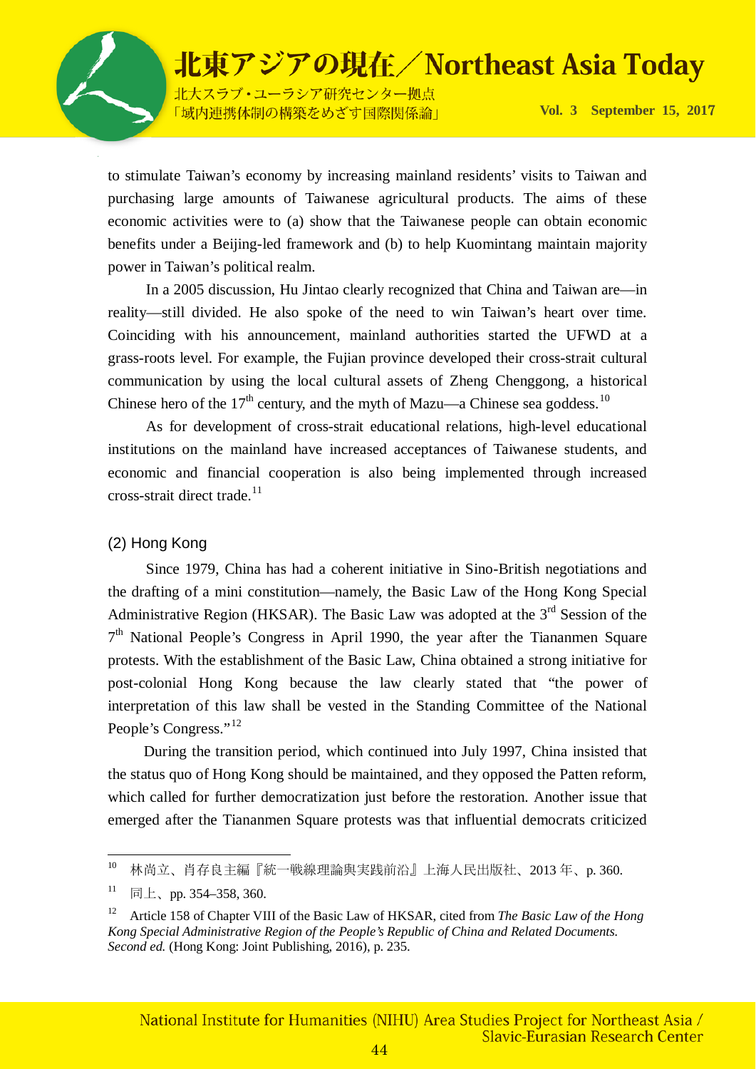to stimulate Taiwan's economy by increasing mainland residents' visits to Taiwan and purchasing large amounts of Taiwanese agricultural products. The aims of these economic activities were to (a) show that the Taiwanese people can obtain economic benefits under a Beijing-led framework and (b) to help Kuomintang maintain majority power in Taiwan's political realm.

In a 2005 discussion, Hu Jintao clearly recognized that China and Taiwan are—in reality—still divided. He also spoke of the need to win Taiwan's heart over time. Coinciding with his announcement, mainland authorities started the UFWD at a grass-roots level. For example, the Fujian province developed their cross-strait cultural communication by using the local cultural assets of Zheng Chenggong, a historical Chinese hero of the 17th century, and the myth of Mazu—a Chinese sea goddess.[10]

As for development of cross-strait educational relations, high-level educational institutions on the mainland have increased acceptances of Taiwanese students, and economic and financial cooperation is also being implemented through increased cross-strait direct trade.[11]

### (2) Hong Kong

Since 1979, China has had a coherent initiative in Sino-British negotiations and the drafting of a mini constitution—namely, the Basic Law of the Hong Kong Special Administrative Region (HKSAR). The Basic Law was adopted at the 3rd Session of the 7th National People's Congress in April 1990, the year after the Tiananmen Square protests. With the establishment of the Basic Law, China obtained a strong initiative for post-colonial Hong Kong because the law clearly stated that "the power of interpretation of this law shall be vested in the Standing Committee of the National People's Congress."[12]

During the transition period, which continued into July 1997, China insisted that the status quo of Hong Kong should be maintained, and they opposed the Patten reform, which called for further democratization just before the restoration. Another issue that emerged after the Tiananmen Square protests was that influential democrats criticized

---

[10] 林尚立、肖存良主編『統一戦線理論與実践前沿』上海人民出版社、2013 年、p. 360.

[11] 同上、pp. 354–358, 360.

[12] Article 158 of Chapter VIII of the Basic Law of HKSAR, cited from *The Basic Law of the Hong Kong Special Administrative Region of the People's Republic of China and Related Documents. Second ed.* (Hong Kong: Joint Publishing, 2016), p. 235.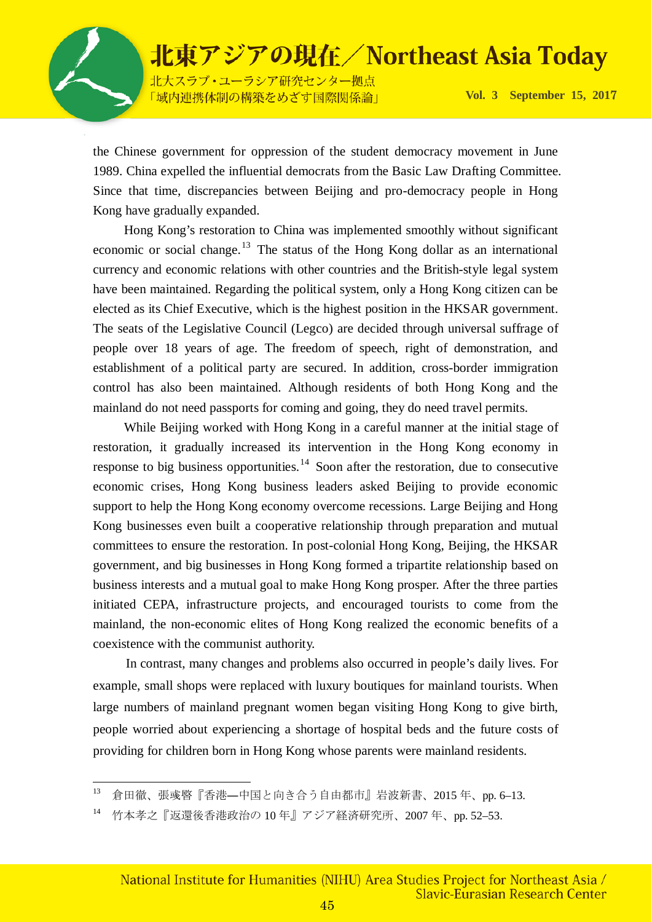the Chinese government for oppression of the student democracy movement in June 1989. China expelled the influential democrats from the Basic Law Drafting Committee. Since that time, discrepancies between Beijing and pro-democracy people in Hong Kong have gradually expanded.

Hong Kong's restoration to China was implemented smoothly without significant economic or social change.[13] The status of the Hong Kong dollar as an international currency and economic relations with other countries and the British-style legal system have been maintained. Regarding the political system, only a Hong Kong citizen can be elected as its Chief Executive, which is the highest position in the HKSAR government. The seats of the Legislative Council (Legco) are decided through universal suffrage of people over 18 years of age. The freedom of speech, right of demonstration, and establishment of a political party are secured. In addition, cross-border immigration control has also been maintained. Although residents of both Hong Kong and the mainland do not need passports for coming and going, they do need travel permits.

While Beijing worked with Hong Kong in a careful manner at the initial stage of restoration, it gradually increased its intervention in the Hong Kong economy in response to big business opportunities.[14] Soon after the restoration, due to consecutive economic crises, Hong Kong business leaders asked Beijing to provide economic support to help the Hong Kong economy overcome recessions. Large Beijing and Hong Kong businesses even built a cooperative relationship through preparation and mutual committees to ensure the restoration. In post-colonial Hong Kong, Beijing, the HKSAR government, and big businesses in Hong Kong formed a tripartite relationship based on business interests and a mutual goal to make Hong Kong prosper. After the three parties initiated CEPA, infrastructure projects, and encouraged tourists to come from the mainland, the non-economic elites of Hong Kong realized the economic benefits of a coexistence with the communist authority.

In contrast, many changes and problems also occurred in people's daily lives. For example, small shops were replaced with luxury boutiques for mainland tourists. When large numbers of mainland pregnant women began visiting Hong Kong to give birth, people worried about experiencing a shortage of hospital beds and the future costs of providing for children born in Hong Kong whose parents were mainland residents.

---

[13] 倉田徹、張彧暋『香港―中国と向き合う自由都市』岩波新書、2015 年、pp. 6–13.

[14] 竹本孝之『返還後香港政治の 10 年』アジア経済研究所、2007 年、pp. 52–53.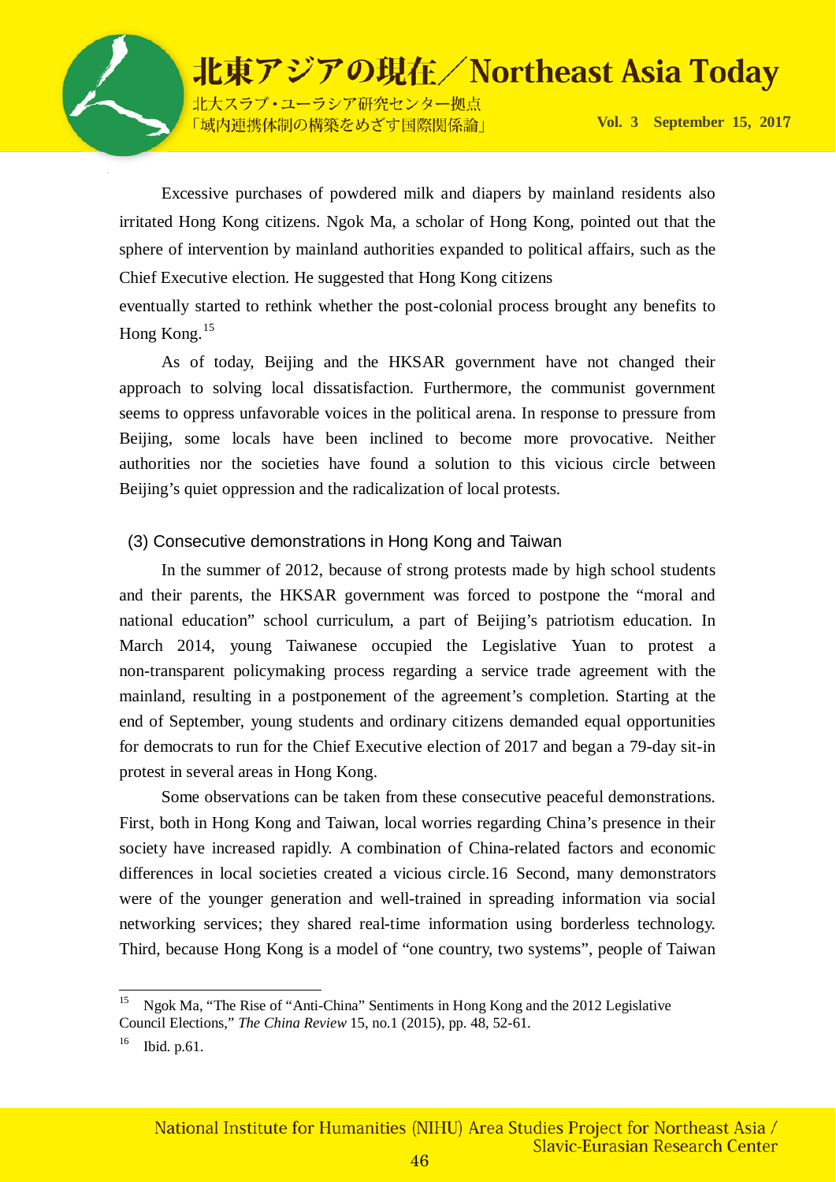Excessive purchases of powdered milk and diapers by mainland residents also irritated Hong Kong citizens. Ngok Ma, a scholar of Hong Kong, pointed out that the sphere of intervention by mainland authorities expanded to political affairs, such as the Chief Executive election. He suggested that Hong Kong citizens eventually started to rethink whether the post-colonial process brought any benefits to Hong Kong.[15]

As of today, Beijing and the HKSAR government have not changed their approach to solving local dissatisfaction. Furthermore, the communist government seems to oppress unfavorable voices in the political arena. In response to pressure from Beijing, some locals have been inclined to become more provocative. Neither authorities nor the societies have found a solution to this vicious circle between Beijing's quiet oppression and the radicalization of local protests.

### (3) Consecutive demonstrations in Hong Kong and Taiwan

In the summer of 2012, because of strong protests made by high school students and their parents, the HKSAR government was forced to postpone the "moral and national education" school curriculum, a part of Beijing's patriotism education. In March 2014, young Taiwanese occupied the Legislative Yuan to protest a non-transparent policymaking process regarding a service trade agreement with the mainland, resulting in a postponement of the agreement's completion. Starting at the end of September, young students and ordinary citizens demanded equal opportunities for democrats to run for the Chief Executive election of 2017 and began a 79-day sit-in protest in several areas in Hong Kong.

Some observations can be taken from these consecutive peaceful demonstrations. First, both in Hong Kong and Taiwan, local worries regarding China's presence in their society have increased rapidly. A combination of China-related factors and economic differences in local societies created a vicious circle.[16] Second, many demonstrators were of the younger generation and well-trained in spreading information via social networking services; they shared real-time information using borderless technology. Third, because Hong Kong is a model of "one country, two systems", people of Taiwan

---

[15] Ngok Ma, "The Rise of "Anti-China" Sentiments in Hong Kong and the 2012 Legislative Council Elections," *The China Review* 15, no.1 (2015), pp. 48, 52-61.

[16] Ibid. p.61.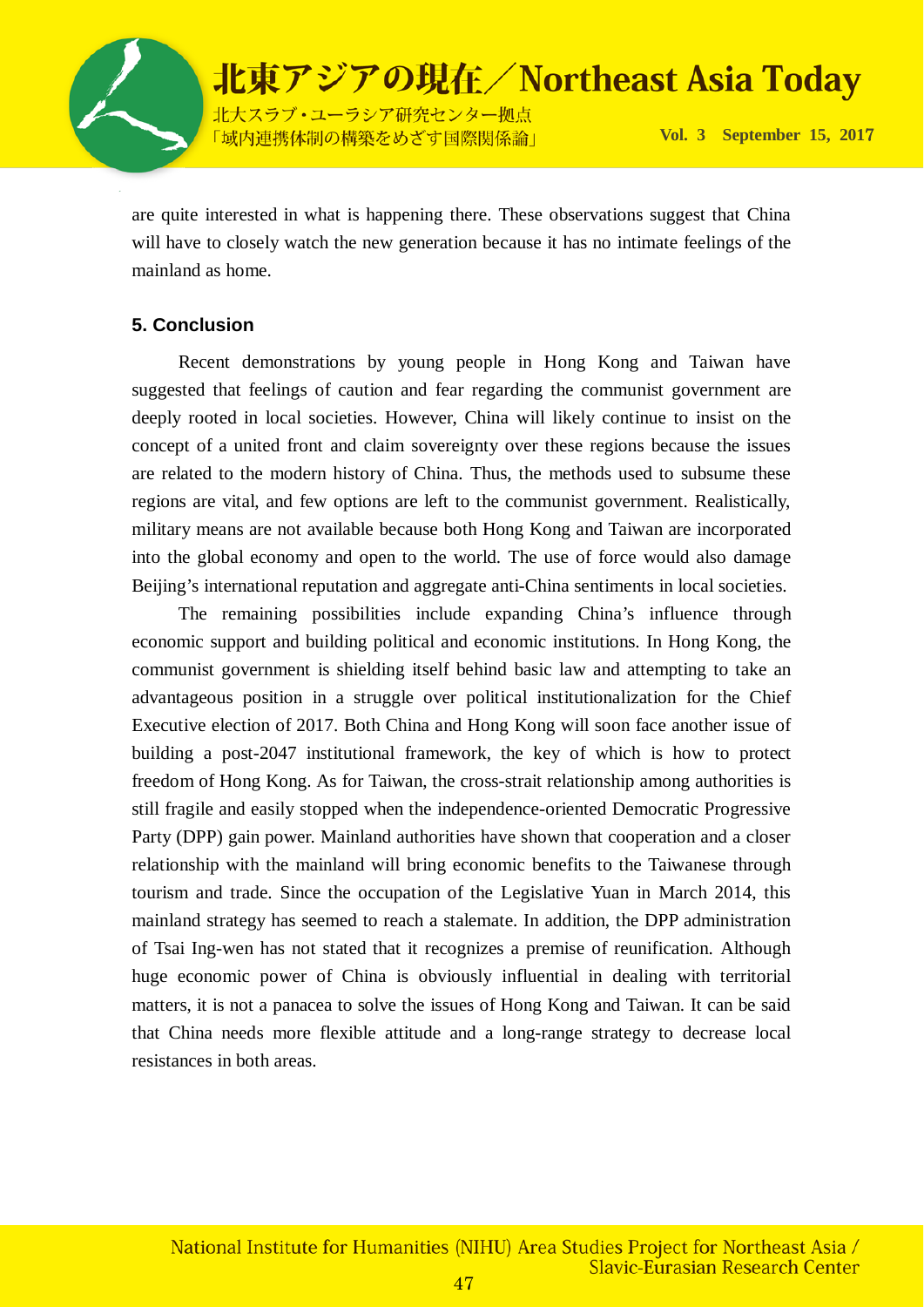are quite interested in what is happening there. These observations suggest that China will have to closely watch the new generation because it has no intimate feelings of the mainland as home.

### 5. Conclusion

Recent demonstrations by young people in Hong Kong and Taiwan have suggested that feelings of caution and fear regarding the communist government are deeply rooted in local societies. However, China will likely continue to insist on the concept of a united front and claim sovereignty over these regions because the issues are related to the modern history of China. Thus, the methods used to subsume these regions are vital, and few options are left to the communist government. Realistically, military means are not available because both Hong Kong and Taiwan are incorporated into the global economy and open to the world. The use of force would also damage Beijing's international reputation and aggregate anti-China sentiments in local societies.

The remaining possibilities include expanding China's influence through economic support and building political and economic institutions. In Hong Kong, the communist government is shielding itself behind basic law and attempting to take an advantageous position in a struggle over political institutionalization for the Chief Executive election of 2017. Both China and Hong Kong will soon face another issue of building a post-2047 institutional framework, the key of which is how to protect freedom of Hong Kong. As for Taiwan, the cross-strait relationship among authorities is still fragile and easily stopped when the independence-oriented Democratic Progressive Party (DPP) gain power. Mainland authorities have shown that cooperation and a closer relationship with the mainland will bring economic benefits to the Taiwanese through tourism and trade. Since the occupation of the Legislative Yuan in March 2014, this mainland strategy has seemed to reach a stalemate. In addition, the DPP administration of Tsai Ing-wen has not stated that it recognizes a premise of reunification. Although huge economic power of China is obviously influential in dealing with territorial matters, it is not a panacea to solve the issues of Hong Kong and Taiwan. It can be said that China needs more flexible attitude and a long-range strategy to decrease local resistances in both areas.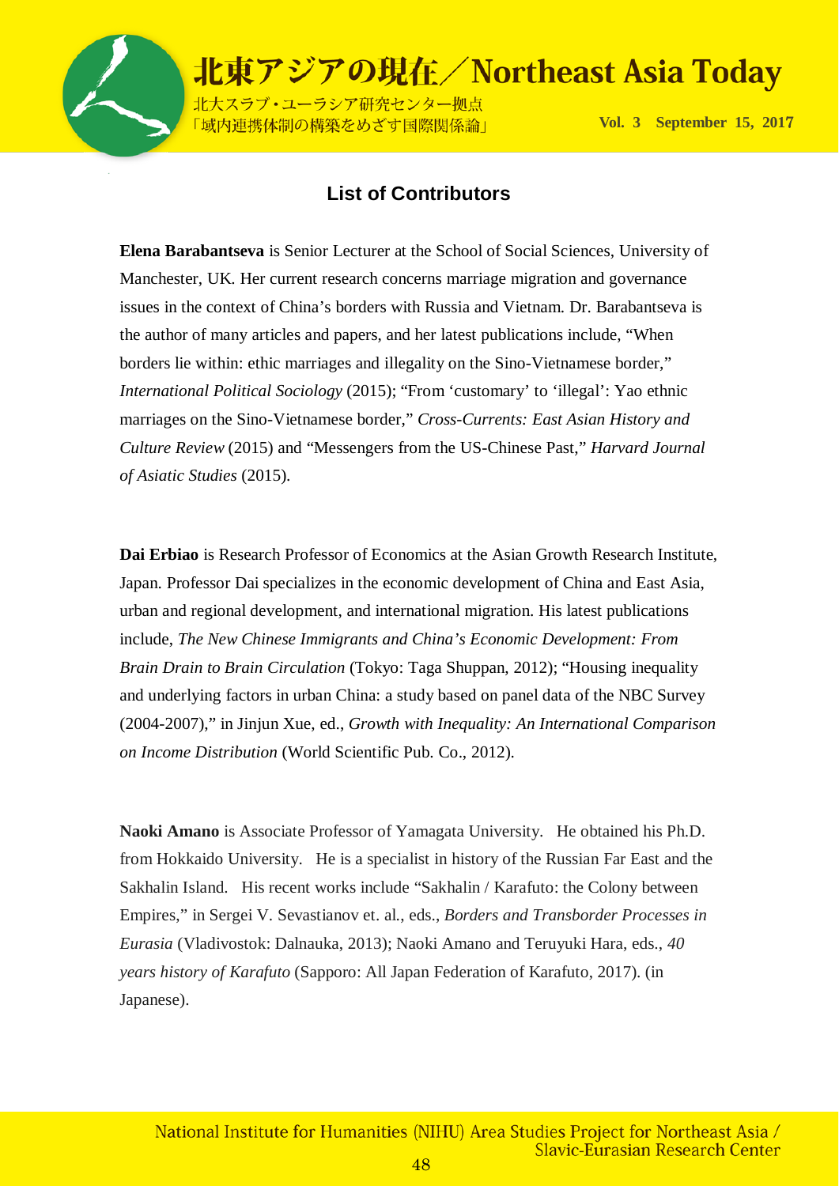## List of Contributors

**Elena Barabantseva** is Senior Lecturer at the School of Social Sciences, University of Manchester, UK. Her current research concerns marriage migration and governance issues in the context of China's borders with Russia and Vietnam. Dr. Barabantseva is the author of many articles and papers, and her latest publications include, "When borders lie within: ethic marriages and illegality on the Sino-Vietnamese border," *International Political Sociology* (2015); "From 'customary' to 'illegal': Yao ethnic marriages on the Sino-Vietnamese border," *Cross-Currents: East Asian History and Culture Review* (2015) and "Messengers from the US-Chinese Past," *Harvard Journal of Asiatic Studies* (2015).

**Dai Erbiao** is Research Professor of Economics at the Asian Growth Research Institute, Japan. Professor Dai specializes in the economic development of China and East Asia, urban and regional development, and international migration. His latest publications include, *The New Chinese Immigrants and China's Economic Development: From Brain Drain to Brain Circulation* (Tokyo: Taga Shuppan, 2012); "Housing inequality and underlying factors in urban China: a study based on panel data of the NBC Survey (2004-2007)," in Jinjun Xue, ed., *Growth with Inequality: An International Comparison on Income Distribution* (World Scientific Pub. Co., 2012).

**Naoki Amano** is Associate Professor of Yamagata University. He obtained his Ph.D. from Hokkaido University. He is a specialist in history of the Russian Far East and the Sakhalin Island. His recent works include "Sakhalin / Karafuto: the Colony between Empires," in Sergei V. Sevastianov et. al., eds., *Borders and Transborder Processes in Eurasia* (Vladivostok: Dalnauka, 2013); Naoki Amano and Teruyuki Hara, eds., *40 years history of Karafuto* (Sapporo: All Japan Federation of Karafuto, 2017). (in Japanese).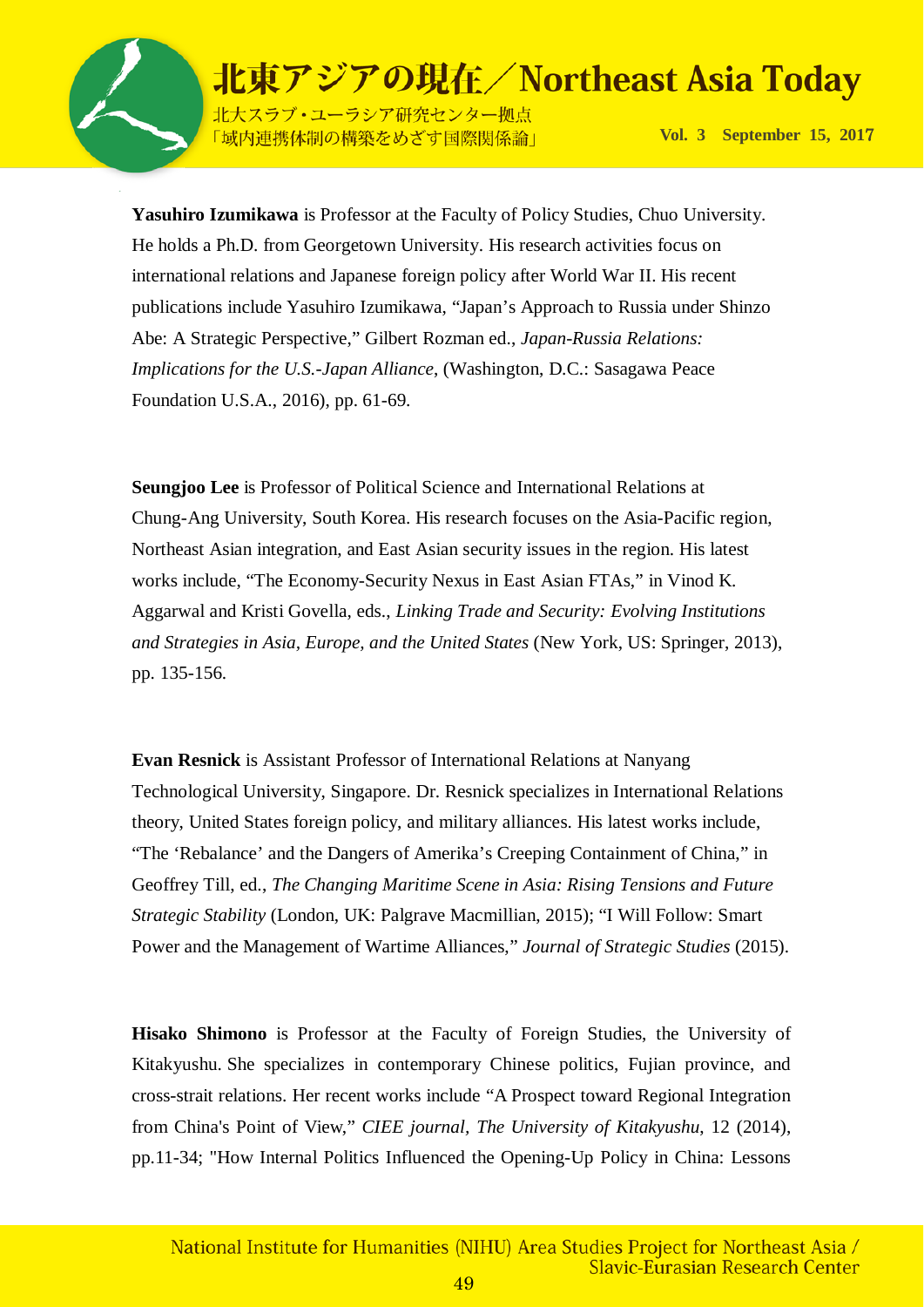**Yasuhiro Izumikawa** is Professor at the Faculty of Policy Studies, Chuo University. He holds a Ph.D. from Georgetown University. His research activities focus on international relations and Japanese foreign policy after World War II. His recent publications include Yasuhiro Izumikawa, "Japan's Approach to Russia under Shinzo Abe: A Strategic Perspective," Gilbert Rozman ed., *Japan-Russia Relations: Implications for the U.S.-Japan Alliance*, (Washington, D.C.: Sasagawa Peace Foundation U.S.A., 2016), pp. 61-69.

**Seungjoo Lee** is Professor of Political Science and International Relations at Chung-Ang University, South Korea. His research focuses on the Asia-Pacific region, Northeast Asian integration, and East Asian security issues in the region. His latest works include, "The Economy-Security Nexus in East Asian FTAs," in Vinod K. Aggarwal and Kristi Govella, eds., *Linking Trade and Security: Evolving Institutions and Strategies in Asia, Europe, and the United States* (New York, US: Springer, 2013), pp. 135-156.

**Evan Resnick** is Assistant Professor of International Relations at Nanyang Technological University, Singapore. Dr. Resnick specializes in International Relations theory, United States foreign policy, and military alliances. His latest works include, "The 'Rebalance' and the Dangers of Amerika's Creeping Containment of China," in Geoffrey Till, ed., *The Changing Maritime Scene in Asia: Rising Tensions and Future Strategic Stability* (London, UK: Palgrave Macmillian, 2015); "I Will Follow: Smart Power and the Management of Wartime Alliances," *Journal of Strategic Studies* (2015).

**Hisako Shimono** is Professor at the Faculty of Foreign Studies, the University of Kitakyushu. She specializes in contemporary Chinese politics, Fujian province, and cross-strait relations. Her recent works include "A Prospect toward Regional Integration from China's Point of View," *CIEE journal, The University of Kitakyushu*, 12 (2014), pp.11-34; "How Internal Politics Influenced the Opening-Up Policy in China: Lessons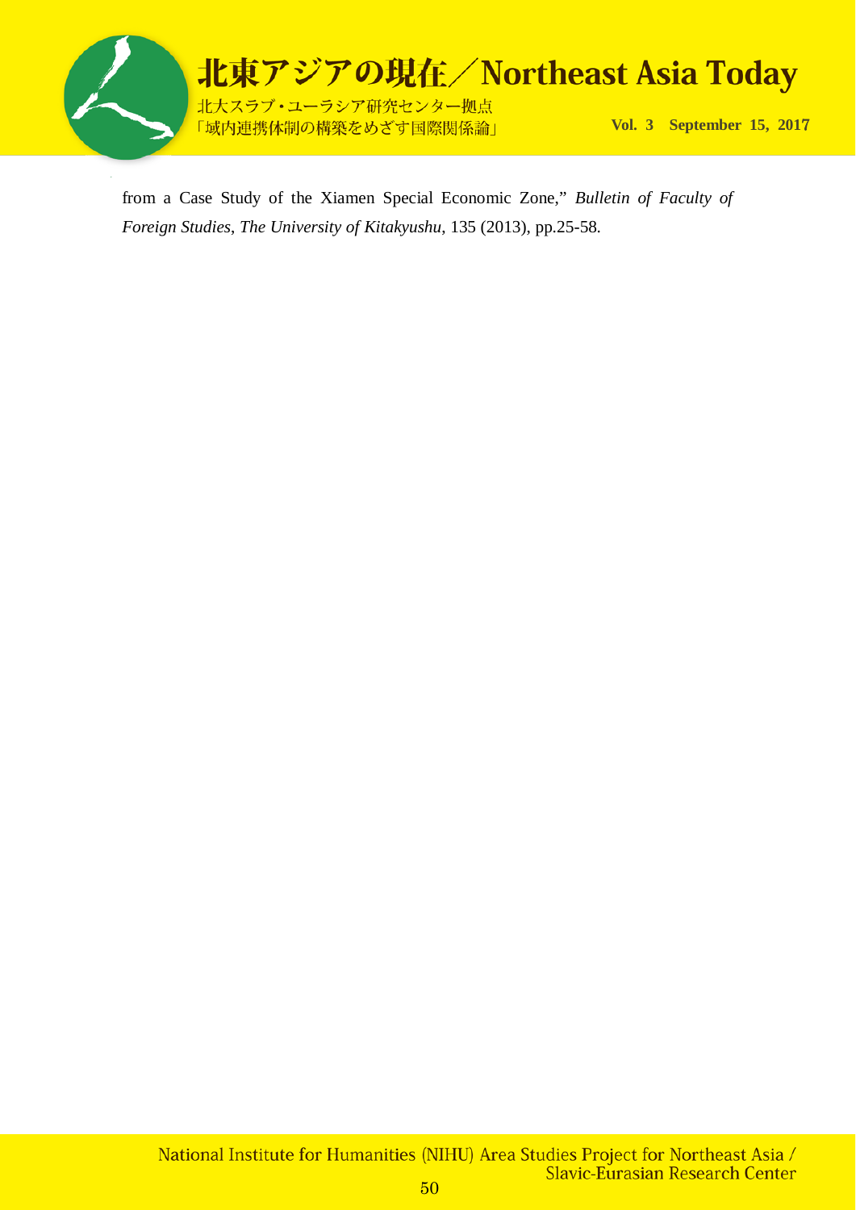from a Case Study of the Xiamen Special Economic Zone," *Bulletin of Faculty of Foreign Studies*, *The University of Kitakyushu*, 135 (2013), pp.25-58.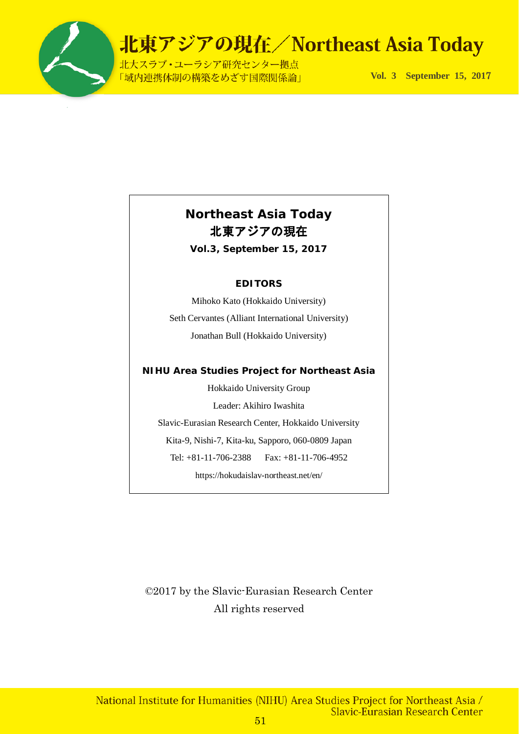**Northeast Asia Today**

**北東アジアの現在**

**Vol.3, September 15, 2017**

**EDITORS**

Mihoko Kato (Hokkaido University)

Seth Cervantes (Alliant International University)

Jonathan Bull (Hokkaido University)

**NIHU Area Studies Project for Northeast Asia**

Hokkaido University Group

Leader: Akihiro Iwashita

Slavic-Eurasian Research Center, Hokkaido University

Kita-9, Nishi-7, Kita-ku, Sapporo, 060-0809 Japan

Tel: +81-11-706-2388　　Fax: +81-11-706-4952

https://hokudaislav-northeast.net/en/

©2017 by the Slavic-Eurasian Research Center

All rights reserved